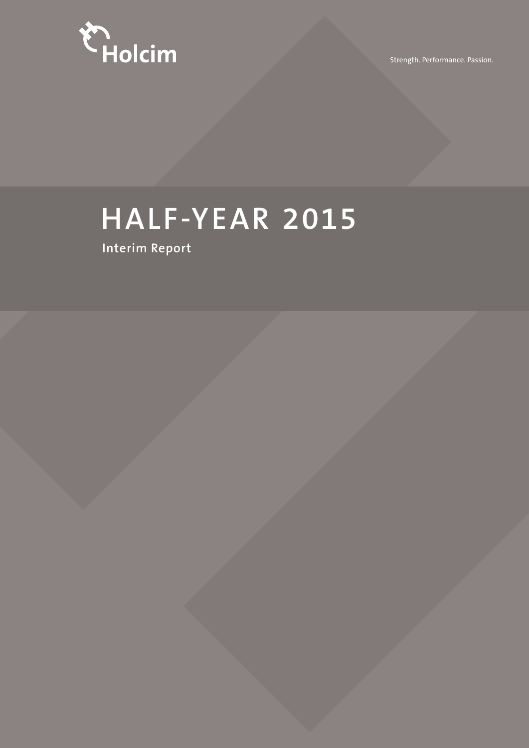Holcim

Strength. Performance. Passion.

# HALF-YEAR 2015

## Interim Report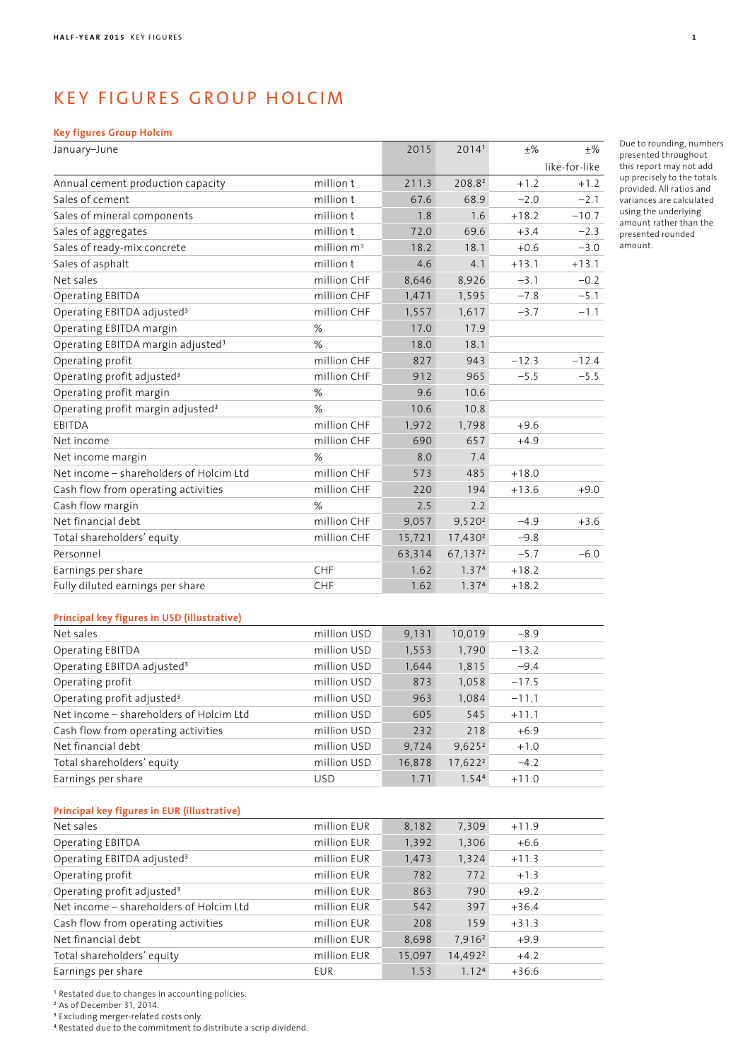# KEY FIGURES GROUP HOLCIM

**Key figures Group Holcim**

| January–June | | 2015 | 2014[1] | ±% | ±% like-for-like |
|---|---|---|---|---|---|
| Annual cement production capacity | million t | 211.3 | 208.8[2] | +1.2 | +1.2 |
| Sales of cement | million t | 67.6 | 68.9 | −2.0 | −2.1 |
| Sales of mineral components | million t | 1.8 | 1.6 | +18.2 | −10.7 |
| Sales of aggregates | million t | 72.0 | 69.6 | +3.4 | −2.3 |
| Sales of ready-mix concrete | million m³ | 18.2 | 18.1 | +0.6 | −3.0 |
| Sales of asphalt | million t | 4.6 | 4.1 | +13.1 | +13.1 |
| Net sales | million CHF | 8,646 | 8,926 | −3.1 | −0.2 |
| Operating EBITDA | million CHF | 1,471 | 1,595 | −7.8 | −5.1 |
| Operating EBITDA adjusted[3] | million CHF | 1,557 | 1,617 | −3.7 | −1.1 |
| Operating EBITDA margin | % | 17.0 | 17.9 | | |
| Operating EBITDA margin adjusted[3] | % | 18.0 | 18.1 | | |
| Operating profit | million CHF | 827 | 943 | −12.3 | −12.4 |
| Operating profit adjusted[3] | million CHF | 912 | 965 | −5.5 | −5.5 |
| Operating profit margin | % | 9.6 | 10.6 | | |
| Operating profit margin adjusted[3] | % | 10.6 | 10.8 | | |
| EBITDA | million CHF | 1,972 | 1,798 | +9.6 | |
| Net income | million CHF | 690 | 657 | +4.9 | |
| Net income margin | % | 8.0 | 7.4 | | |
| Net income – shareholders of Holcim Ltd | million CHF | 573 | 485 | +18.0 | |
| Cash flow from operating activities | million CHF | 220 | 194 | +13.6 | +9.0 |
| Cash flow margin | % | 2.5 | 2.2 | | |
| Net financial debt | million CHF | 9,057 | 9,520[2] | −4.9 | +3.6 |
| Total shareholders' equity | million CHF | 15,721 | 17,430[2] | −9.8 | |
| Personnel | | 63,314 | 67,137[2] | −5.7 | −6.0 |
| Earnings per share | CHF | 1.62 | 1.37[4] | +18.2 | |
| Fully diluted earnings per share | CHF | 1.62 | 1.37[4] | +18.2 | |

Due to rounding, numbers presented throughout this report may not add up precisely to the totals provided. All ratios and variances are calculated using the underlying amount rather than the presented rounded amount.

**Principal key figures in USD (illustrative)**

| | | 2015 | 2014[1] | ±% |
|---|---|---|---|---|
| Net sales | million USD | 9,131 | 10,019 | −8.9 |
| Operating EBITDA | million USD | 1,553 | 1,790 | −13.2 |
| Operating EBITDA adjusted[3] | million USD | 1,644 | 1,815 | −9.4 |
| Operating profit | million USD | 873 | 1,058 | −17.5 |
| Operating profit adjusted[3] | million USD | 963 | 1,084 | −11.1 |
| Net income – shareholders of Holcim Ltd | million USD | 605 | 545 | +11.1 |
| Cash flow from operating activities | million USD | 232 | 218 | +6.9 |
| Net financial debt | million USD | 9,724 | 9,625[2] | +1.0 |
| Total shareholders' equity | million USD | 16,878 | 17,622[2] | −4.2 |
| Earnings per share | USD | 1.71 | 1.54[4] | +11.0 |

**Principal key figures in EUR (illustrative)**

| | | 2015 | 2014[1] | ±% |
|---|---|---|---|---|
| Net sales | million EUR | 8,182 | 7,309 | +11.9 |
| Operating EBITDA | million EUR | 1,392 | 1,306 | +6.6 |
| Operating EBITDA adjusted[3] | million EUR | 1,473 | 1,324 | +11.3 |
| Operating profit | million EUR | 782 | 772 | +1.3 |
| Operating profit adjusted[3] | million EUR | 863 | 790 | +9.2 |
| Net income – shareholders of Holcim Ltd | million EUR | 542 | 397 | +36.4 |
| Cash flow from operating activities | million EUR | 208 | 159 | +31.3 |
| Net financial debt | million EUR | 8,698 | 7,916[2] | +9.9 |
| Total shareholders' equity | million EUR | 15,097 | 14,492[2] | +4.2 |
| Earnings per share | EUR | 1.53 | 1.12[4] | +36.6 |

[1] Restated due to changes in accounting policies.
[2] As of December 31, 2014.
[3] Excluding merger-related costs only.
[4] Restated due to the commitment to distribute a scrip dividend.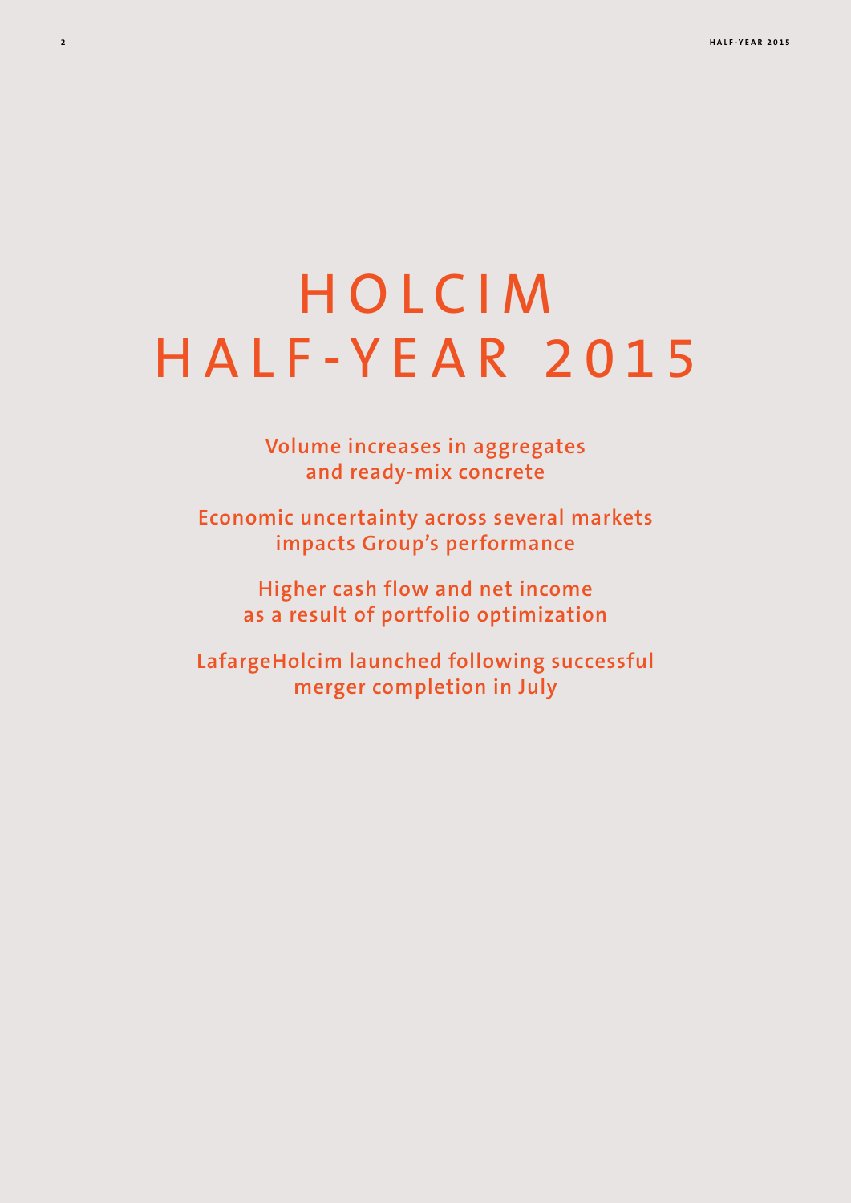# HOLCIM HALF-YEAR 2015

**Volume increases in aggregates and ready-mix concrete**

**Economic uncertainty across several markets impacts Group's performance**

**Higher cash flow and net income as a result of portfolio optimization**

**LafargeHolcim launched following successful merger completion in July**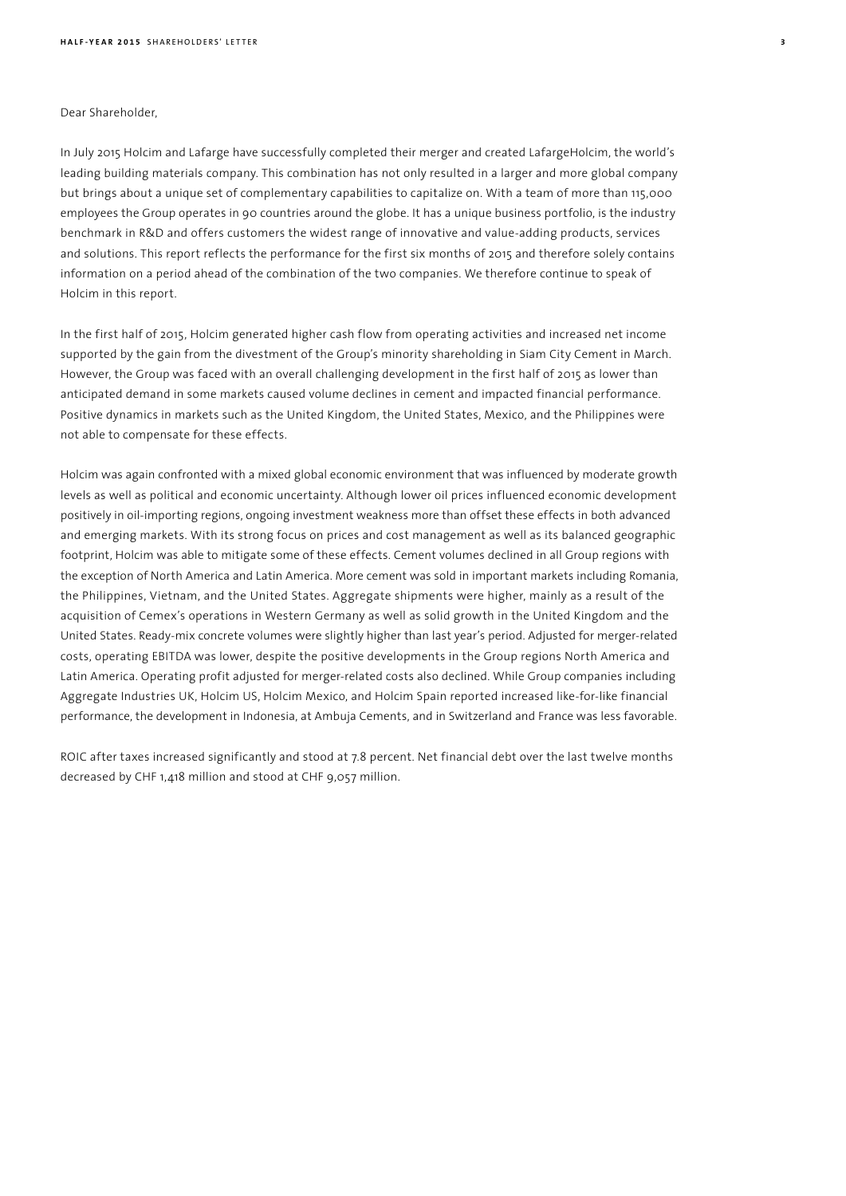Dear Shareholder,

In July 2015 Holcim and Lafarge have successfully completed their merger and created LafargeHolcim, the world's leading building materials company. This combination has not only resulted in a larger and more global company but brings about a unique set of complementary capabilities to capitalize on. With a team of more than 115,000 employees the Group operates in 90 countries around the globe. It has a unique business portfolio, is the industry benchmark in R&D and offers customers the widest range of innovative and value-adding products, services and solutions. This report reflects the performance for the first six months of 2015 and therefore solely contains information on a period ahead of the combination of the two companies. We therefore continue to speak of Holcim in this report.

In the first half of 2015, Holcim generated higher cash flow from operating activities and increased net income supported by the gain from the divestment of the Group's minority shareholding in Siam City Cement in March. However, the Group was faced with an overall challenging development in the first half of 2015 as lower than anticipated demand in some markets caused volume declines in cement and impacted financial performance. Positive dynamics in markets such as the United Kingdom, the United States, Mexico, and the Philippines were not able to compensate for these effects.

Holcim was again confronted with a mixed global economic environment that was influenced by moderate growth levels as well as political and economic uncertainty. Although lower oil prices influenced economic development positively in oil-importing regions, ongoing investment weakness more than offset these effects in both advanced and emerging markets. With its strong focus on prices and cost management as well as its balanced geographic footprint, Holcim was able to mitigate some of these effects. Cement volumes declined in all Group regions with the exception of North America and Latin America. More cement was sold in important markets including Romania, the Philippines, Vietnam, and the United States. Aggregate shipments were higher, mainly as a result of the acquisition of Cemex's operations in Western Germany as well as solid growth in the United Kingdom and the United States. Ready-mix concrete volumes were slightly higher than last year's period. Adjusted for merger-related costs, operating EBITDA was lower, despite the positive developments in the Group regions North America and Latin America. Operating profit adjusted for merger-related costs also declined. While Group companies including Aggregate Industries UK, Holcim US, Holcim Mexico, and Holcim Spain reported increased like-for-like financial performance, the development in Indonesia, at Ambuja Cements, and in Switzerland and France was less favorable.

ROIC after taxes increased significantly and stood at 7.8 percent. Net financial debt over the last twelve months decreased by CHF 1,418 million and stood at CHF 9,057 million.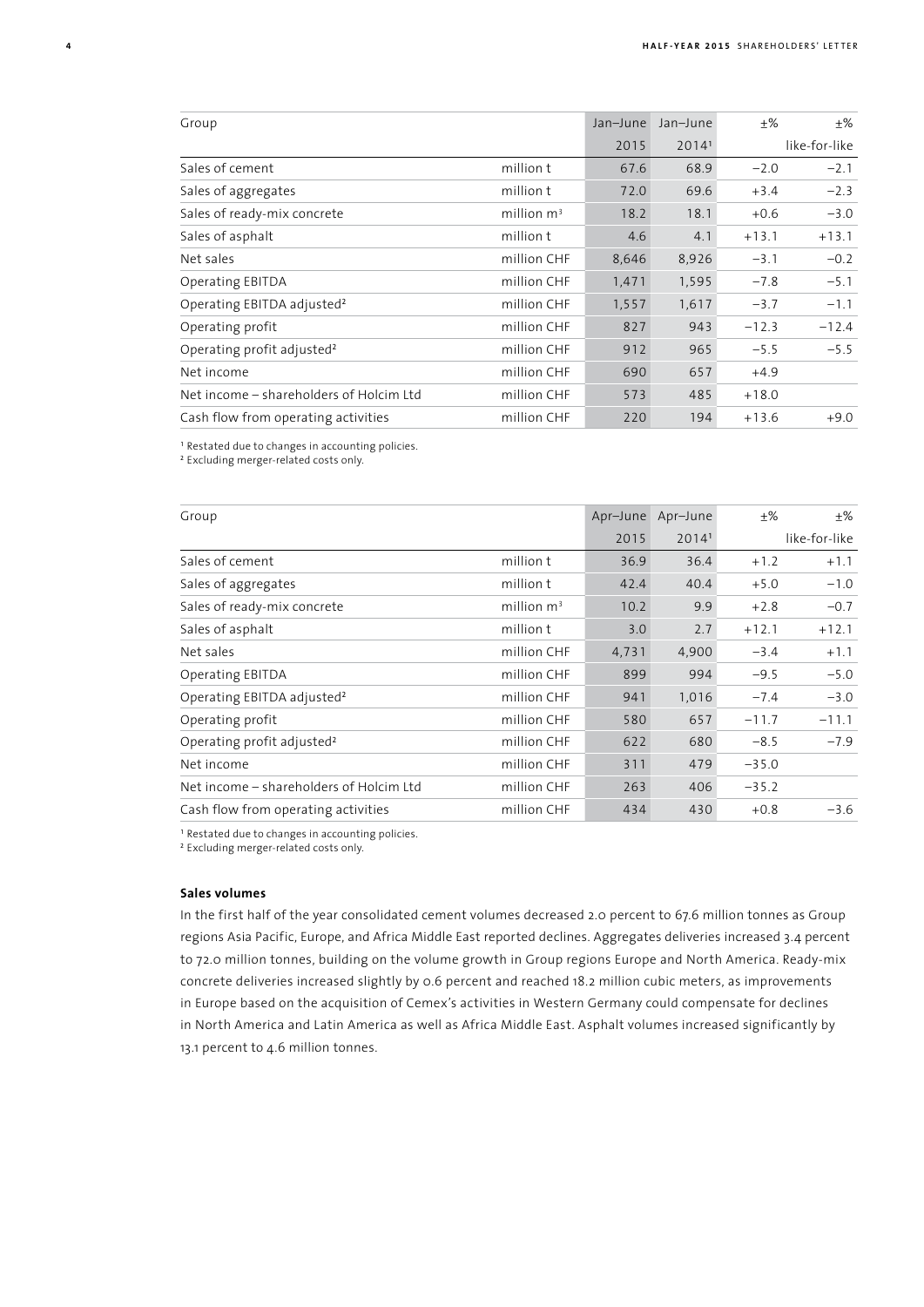| Group | | Jan–June 2015 | Jan–June 2014[1] | ±% | ±% like-for-like |
|---|---|---|---|---|---|
| Sales of cement | million t | 67.6 | 68.9 | −2.0 | −2.1 |
| Sales of aggregates | million t | 72.0 | 69.6 | +3.4 | −2.3 |
| Sales of ready-mix concrete | million $m^3$ | 18.2 | 18.1 | +0.6 | −3.0 |
| Sales of asphalt | million t | 4.6 | 4.1 | +13.1 | +13.1 |
| Net sales | million CHF | 8,646 | 8,926 | −3.1 | −0.2 |
| Operating EBITDA | million CHF | 1,471 | 1,595 | −7.8 | −5.1 |
| Operating EBITDA adjusted[2] | million CHF | 1,557 | 1,617 | −3.7 | −1.1 |
| Operating profit | million CHF | 827 | 943 | −12.3 | −12.4 |
| Operating profit adjusted[2] | million CHF | 912 | 965 | −5.5 | −5.5 |
| Net income | million CHF | 690 | 657 | +4.9 | |
| Net income – shareholders of Holcim Ltd | million CHF | 573 | 485 | +18.0 | |
| Cash flow from operating activities | million CHF | 220 | 194 | +13.6 | +9.0 |

[1] Restated due to changes in accounting policies.
[2] Excluding merger-related costs only.

| Group | | Apr–June 2015 | Apr–June 2014[1] | ±% | ±% like-for-like |
|---|---|---|---|---|---|
| Sales of cement | million t | 36.9 | 36.4 | +1.2 | +1.1 |
| Sales of aggregates | million t | 42.4 | 40.4 | +5.0 | −1.0 |
| Sales of ready-mix concrete | million $m^3$ | 10.2 | 9.9 | +2.8 | −0.7 |
| Sales of asphalt | million t | 3.0 | 2.7 | +12.1 | +12.1 |
| Net sales | million CHF | 4,731 | 4,900 | −3.4 | +1.1 |
| Operating EBITDA | million CHF | 899 | 994 | −9.5 | −5.0 |
| Operating EBITDA adjusted[2] | million CHF | 941 | 1,016 | −7.4 | −3.0 |
| Operating profit | million CHF | 580 | 657 | −11.7 | −11.1 |
| Operating profit adjusted[2] | million CHF | 622 | 680 | −8.5 | −7.9 |
| Net income | million CHF | 311 | 479 | −35.0 | |
| Net income – shareholders of Holcim Ltd | million CHF | 263 | 406 | −35.2 | |
| Cash flow from operating activities | million CHF | 434 | 430 | +0.8 | −3.6 |

[1] Restated due to changes in accounting policies.
[2] Excluding merger-related costs only.

**Sales volumes**

In the first half of the year consolidated cement volumes decreased 2.0 percent to 67.6 million tonnes as Group regions Asia Pacific, Europe, and Africa Middle East reported declines. Aggregates deliveries increased 3.4 percent to 72.0 million tonnes, building on the volume growth in Group regions Europe and North America. Ready-mix concrete deliveries increased slightly by 0.6 percent and reached 18.2 million cubic meters, as improvements in Europe based on the acquisition of Cemex's activities in Western Germany could compensate for declines in North America and Latin America as well as Africa Middle East. Asphalt volumes increased significantly by 13.1 percent to 4.6 million tonnes.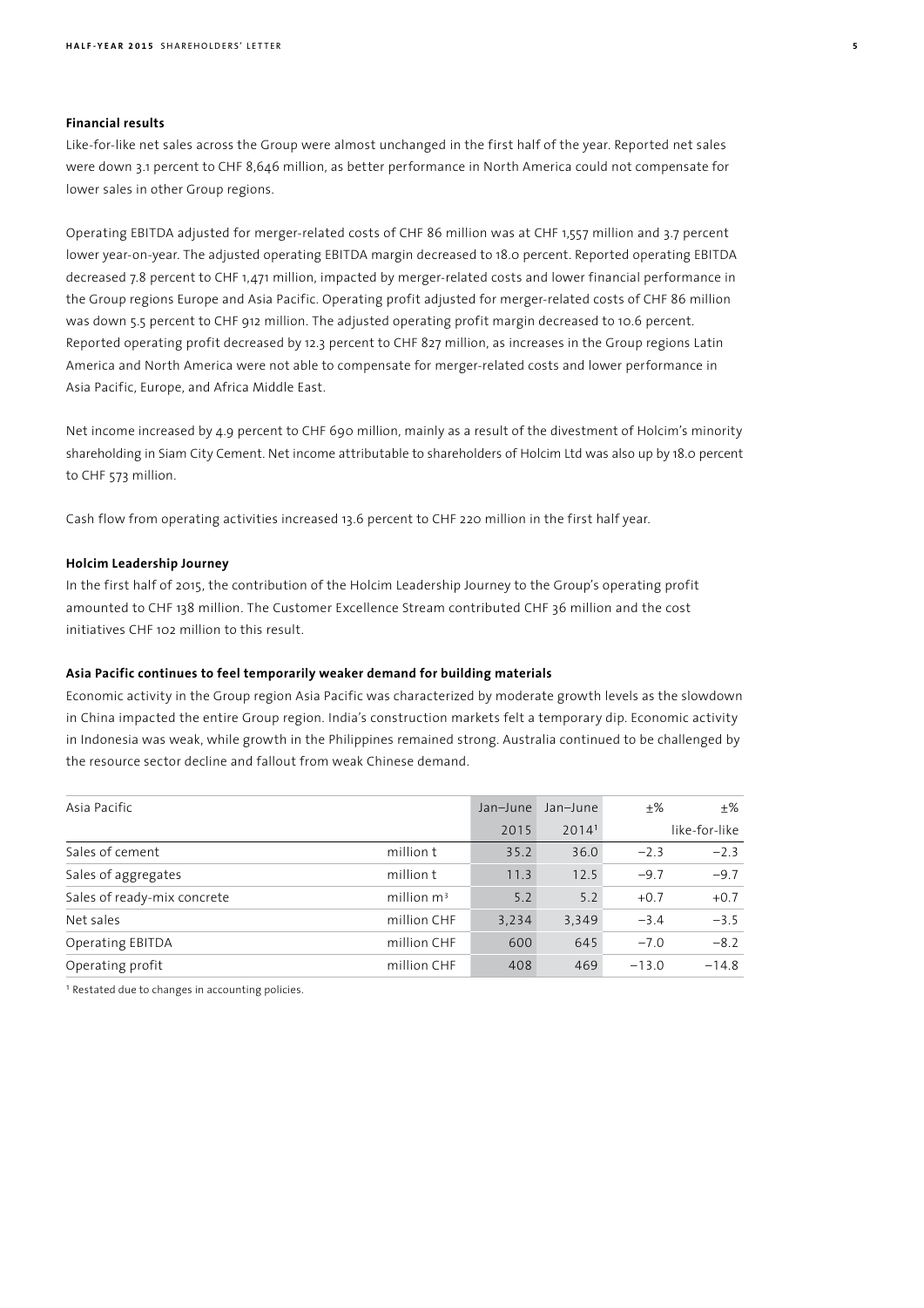### Financial results

Like-for-like net sales across the Group were almost unchanged in the first half of the year. Reported net sales were down 3.1 percent to CHF 8,646 million, as better performance in North America could not compensate for lower sales in other Group regions.

Operating EBITDA adjusted for merger-related costs of CHF 86 million was at CHF 1,557 million and 3.7 percent lower year-on-year. The adjusted operating EBITDA margin decreased to 18.0 percent. Reported operating EBITDA decreased 7.8 percent to CHF 1,471 million, impacted by merger-related costs and lower financial performance in the Group regions Europe and Asia Pacific. Operating profit adjusted for merger-related costs of CHF 86 million was down 5.5 percent to CHF 912 million. The adjusted operating profit margin decreased to 10.6 percent. Reported operating profit decreased by 12.3 percent to CHF 827 million, as increases in the Group regions Latin America and North America were not able to compensate for merger-related costs and lower performance in Asia Pacific, Europe, and Africa Middle East.

Net income increased by 4.9 percent to CHF 690 million, mainly as a result of the divestment of Holcim's minority shareholding in Siam City Cement. Net income attributable to shareholders of Holcim Ltd was also up by 18.0 percent to CHF 573 million.

Cash flow from operating activities increased 13.6 percent to CHF 220 million in the first half year.

### Holcim Leadership Journey

In the first half of 2015, the contribution of the Holcim Leadership Journey to the Group's operating profit amounted to CHF 138 million. The Customer Excellence Stream contributed CHF 36 million and the cost initiatives CHF 102 million to this result.

### Asia Pacific continues to feel temporarily weaker demand for building materials

Economic activity in the Group region Asia Pacific was characterized by moderate growth levels as the slowdown in China impacted the entire Group region. India's construction markets felt a temporary dip. Economic activity in Indonesia was weak, while growth in the Philippines remained strong. Australia continued to be challenged by the resource sector decline and fallout from weak Chinese demand.

| Asia Pacific | | Jan–June 2015 | Jan–June 2014[1] | ±% | ±% like-for-like |
|---|---|---|---|---|---|
| Sales of cement | million t | 35.2 | 36.0 | −2.3 | −2.3 |
| Sales of aggregates | million t | 11.3 | 12.5 | −9.7 | −9.7 |
| Sales of ready-mix concrete | million $m^3$ | 5.2 | 5.2 | +0.7 | +0.7 |
| Net sales | million CHF | 3,234 | 3,349 | −3.4 | −3.5 |
| Operating EBITDA | million CHF | 600 | 645 | −7.0 | −8.2 |
| Operating profit | million CHF | 408 | 469 | −13.0 | −14.8 |

[1] Restated due to changes in accounting policies.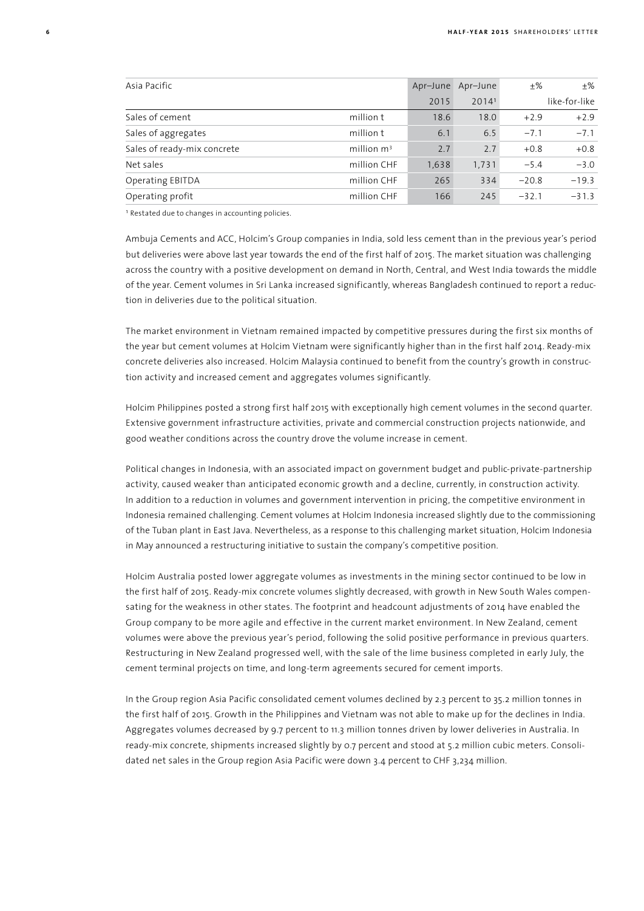| Asia Pacific | | Apr–June 2015 | Apr–June 2014[1] | ±% | ±% like-for-like |
|---|---|---|---|---|---|
| Sales of cement | million t | 18.6 | 18.0 | +2.9 | +2.9 |
| Sales of aggregates | million t | 6.1 | 6.5 | −7.1 | −7.1 |
| Sales of ready-mix concrete | million $m^3$ | 2.7 | 2.7 | +0.8 | +0.8 |
| Net sales | million CHF | 1,638 | 1,731 | −5.4 | −3.0 |
| Operating EBITDA | million CHF | 265 | 334 | −20.8 | −19.3 |
| Operating profit | million CHF | 166 | 245 | −32.1 | −31.3 |

[1] Restated due to changes in accounting policies.

Ambuja Cements and ACC, Holcim's Group companies in India, sold less cement than in the previous year's period but deliveries were above last year towards the end of the first half of 2015. The market situation was challenging across the country with a positive development on demand in North, Central, and West India towards the middle of the year. Cement volumes in Sri Lanka increased significantly, whereas Bangladesh continued to report a reduction in deliveries due to the political situation.

The market environment in Vietnam remained impacted by competitive pressures during the first six months of the year but cement volumes at Holcim Vietnam were significantly higher than in the first half 2014. Ready-mix concrete deliveries also increased. Holcim Malaysia continued to benefit from the country's growth in construction activity and increased cement and aggregates volumes significantly.

Holcim Philippines posted a strong first half 2015 with exceptionally high cement volumes in the second quarter. Extensive government infrastructure activities, private and commercial construction projects nationwide, and good weather conditions across the country drove the volume increase in cement.

Political changes in Indonesia, with an associated impact on government budget and public-private-partnership activity, caused weaker than anticipated economic growth and a decline, currently, in construction activity. In addition to a reduction in volumes and government intervention in pricing, the competitive environment in Indonesia remained challenging. Cement volumes at Holcim Indonesia increased slightly due to the commissioning of the Tuban plant in East Java. Nevertheless, as a response to this challenging market situation, Holcim Indonesia in May announced a restructuring initiative to sustain the company's competitive position.

Holcim Australia posted lower aggregate volumes as investments in the mining sector continued to be low in the first half of 2015. Ready-mix concrete volumes slightly decreased, with growth in New South Wales compensating for the weakness in other states. The footprint and headcount adjustments of 2014 have enabled the Group company to be more agile and effective in the current market environment. In New Zealand, cement volumes were above the previous year's period, following the solid positive performance in previous quarters. Restructuring in New Zealand progressed well, with the sale of the lime business completed in early July, the cement terminal projects on time, and long-term agreements secured for cement imports.

In the Group region Asia Pacific consolidated cement volumes declined by 2.3 percent to 35.2 million tonnes in the first half of 2015. Growth in the Philippines and Vietnam was not able to make up for the declines in India. Aggregates volumes decreased by 9.7 percent to 11.3 million tonnes driven by lower deliveries in Australia. In ready-mix concrete, shipments increased slightly by 0.7 percent and stood at 5.2 million cubic meters. Consolidated net sales in the Group region Asia Pacific were down 3.4 percent to CHF 3,234 million.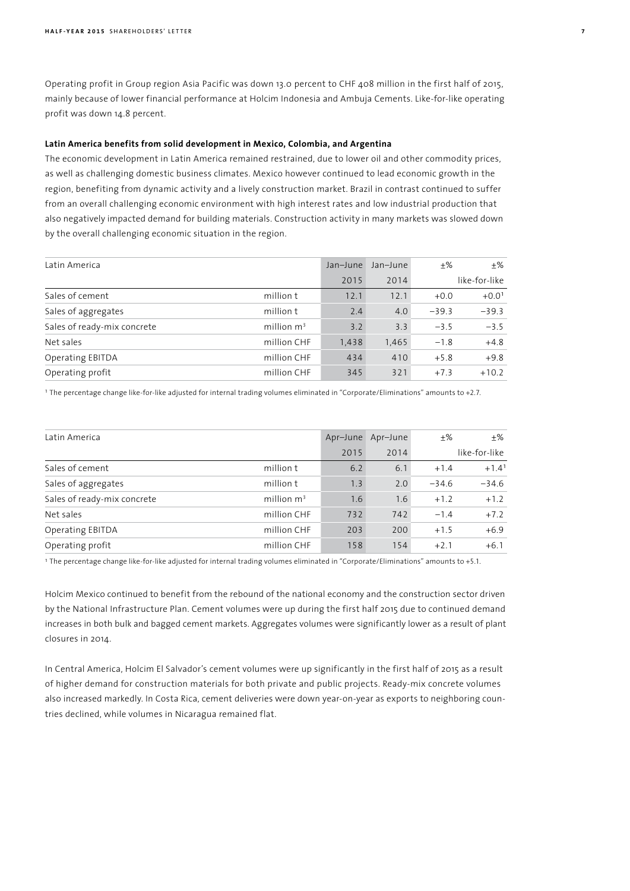Operating profit in Group region Asia Pacific was down 13.0 percent to CHF 408 million in the first half of 2015, mainly because of lower financial performance at Holcim Indonesia and Ambuja Cements. Like-for-like operating profit was down 14.8 percent.

**Latin America benefits from solid development in Mexico, Colombia, and Argentina**

The economic development in Latin America remained restrained, due to lower oil and other commodity prices, as well as challenging domestic business climates. Mexico however continued to lead economic growth in the region, benefiting from dynamic activity and a lively construction market. Brazil in contrast continued to suffer from an overall challenging economic environment with high interest rates and low industrial production that also negatively impacted demand for building materials. Construction activity in many markets was slowed down by the overall challenging economic situation in the region.

| Latin America | | Jan–June 2015 | Jan–June 2014 | ±% | ±% like-for-like |
|---|---|---|---|---|---|
| Sales of cement | million t | 12.1 | 12.1 | +0.0 | +0.0[1] |
| Sales of aggregates | million t | 2.4 | 4.0 | −39.3 | −39.3 |
| Sales of ready-mix concrete | million m³ | 3.2 | 3.3 | −3.5 | −3.5 |
| Net sales | million CHF | 1,438 | 1,465 | −1.8 | +4.8 |
| Operating EBITDA | million CHF | 434 | 410 | +5.8 | +9.8 |
| Operating profit | million CHF | 345 | 321 | +7.3 | +10.2 |

[1] The percentage change like-for-like adjusted for internal trading volumes eliminated in "Corporate/Eliminations" amounts to +2.7.

| Latin America | | Apr–June 2015 | Apr–June 2014 | ±% | ±% like-for-like |
|---|---|---|---|---|---|
| Sales of cement | million t | 6.2 | 6.1 | +1.4 | +1.4[1] |
| Sales of aggregates | million t | 1.3 | 2.0 | −34.6 | −34.6 |
| Sales of ready-mix concrete | million m³ | 1.6 | 1.6 | +1.2 | +1.2 |
| Net sales | million CHF | 732 | 742 | −1.4 | +7.2 |
| Operating EBITDA | million CHF | 203 | 200 | +1.5 | +6.9 |
| Operating profit | million CHF | 158 | 154 | +2.1 | +6.1 |

[1] The percentage change like-for-like adjusted for internal trading volumes eliminated in "Corporate/Eliminations" amounts to +5.1.

Holcim Mexico continued to benefit from the rebound of the national economy and the construction sector driven by the National Infrastructure Plan. Cement volumes were up during the first half 2015 due to continued demand increases in both bulk and bagged cement markets. Aggregates volumes were significantly lower as a result of plant closures in 2014.

In Central America, Holcim El Salvador's cement volumes were up significantly in the first half of 2015 as a result of higher demand for construction materials for both private and public projects. Ready-mix concrete volumes also increased markedly. In Costa Rica, cement deliveries were down year-on-year as exports to neighboring countries declined, while volumes in Nicaragua remained flat.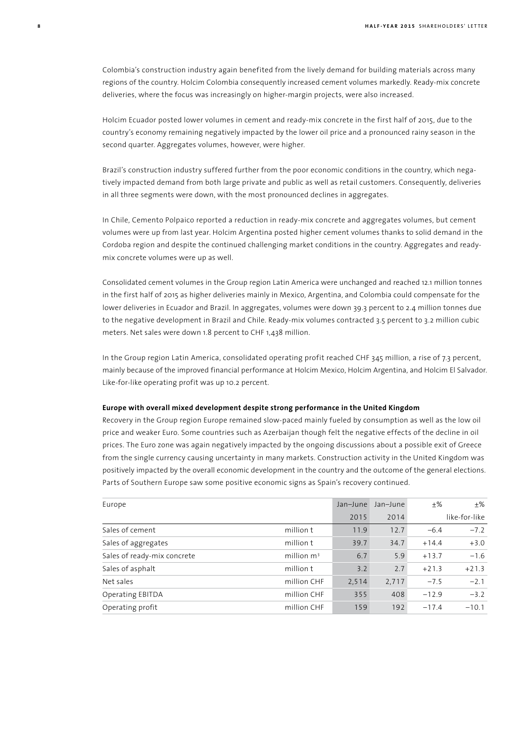Colombia's construction industry again benefited from the lively demand for building materials across many regions of the country. Holcim Colombia consequently increased cement volumes markedly. Ready-mix concrete deliveries, where the focus was increasingly on higher-margin projects, were also increased.

Holcim Ecuador posted lower volumes in cement and ready-mix concrete in the first half of 2015, due to the country's economy remaining negatively impacted by the lower oil price and a pronounced rainy season in the second quarter. Aggregates volumes, however, were higher.

Brazil's construction industry suffered further from the poor economic conditions in the country, which negatively impacted demand from both large private and public as well as retail customers. Consequently, deliveries in all three segments were down, with the most pronounced declines in aggregates.

In Chile, Cemento Polpaico reported a reduction in ready-mix concrete and aggregates volumes, but cement volumes were up from last year. Holcim Argentina posted higher cement volumes thanks to solid demand in the Cordoba region and despite the continued challenging market conditions in the country. Aggregates and ready-mix concrete volumes were up as well.

Consolidated cement volumes in the Group region Latin America were unchanged and reached 12.1 million tonnes in the first half of 2015 as higher deliveries mainly in Mexico, Argentina, and Colombia could compensate for the lower deliveries in Ecuador and Brazil. In aggregates, volumes were down 39.3 percent to 2.4 million tonnes due to the negative development in Brazil and Chile. Ready-mix volumes contracted 3.5 percent to 3.2 million cubic meters. Net sales were down 1.8 percent to CHF 1,438 million.

In the Group region Latin America, consolidated operating profit reached CHF 345 million, a rise of 7.3 percent, mainly because of the improved financial performance at Holcim Mexico, Holcim Argentina, and Holcim El Salvador. Like-for-like operating profit was up 10.2 percent.

**Europe with overall mixed development despite strong performance in the United Kingdom**

Recovery in the Group region Europe remained slow-paced mainly fueled by consumption as well as the low oil price and weaker Euro. Some countries such as Azerbaijan though felt the negative effects of the decline in oil prices. The Euro zone was again negatively impacted by the ongoing discussions about a possible exit of Greece from the single currency causing uncertainty in many markets. Construction activity in the United Kingdom was positively impacted by the overall economic development in the country and the outcome of the general elections. Parts of Southern Europe saw some positive economic signs as Spain's recovery continued.

| Europe | | Jan–June 2015 | Jan–June 2014 | ±% | ±% like-for-like |
|---|---|---|---|---|---|
| Sales of cement | million t | 11.9 | 12.7 | −6.4 | −7.2 |
| Sales of aggregates | million t | 39.7 | 34.7 | +14.4 | +3.0 |
| Sales of ready-mix concrete | million $m^3$ | 6.7 | 5.9 | +13.7 | −1.6 |
| Sales of asphalt | million t | 3.2 | 2.7 | +21.3 | +21.3 |
| Net sales | million CHF | 2,514 | 2,717 | −7.5 | −2.1 |
| Operating EBITDA | million CHF | 355 | 408 | −12.9 | −3.2 |
| Operating profit | million CHF | 159 | 192 | −17.4 | −10.1 |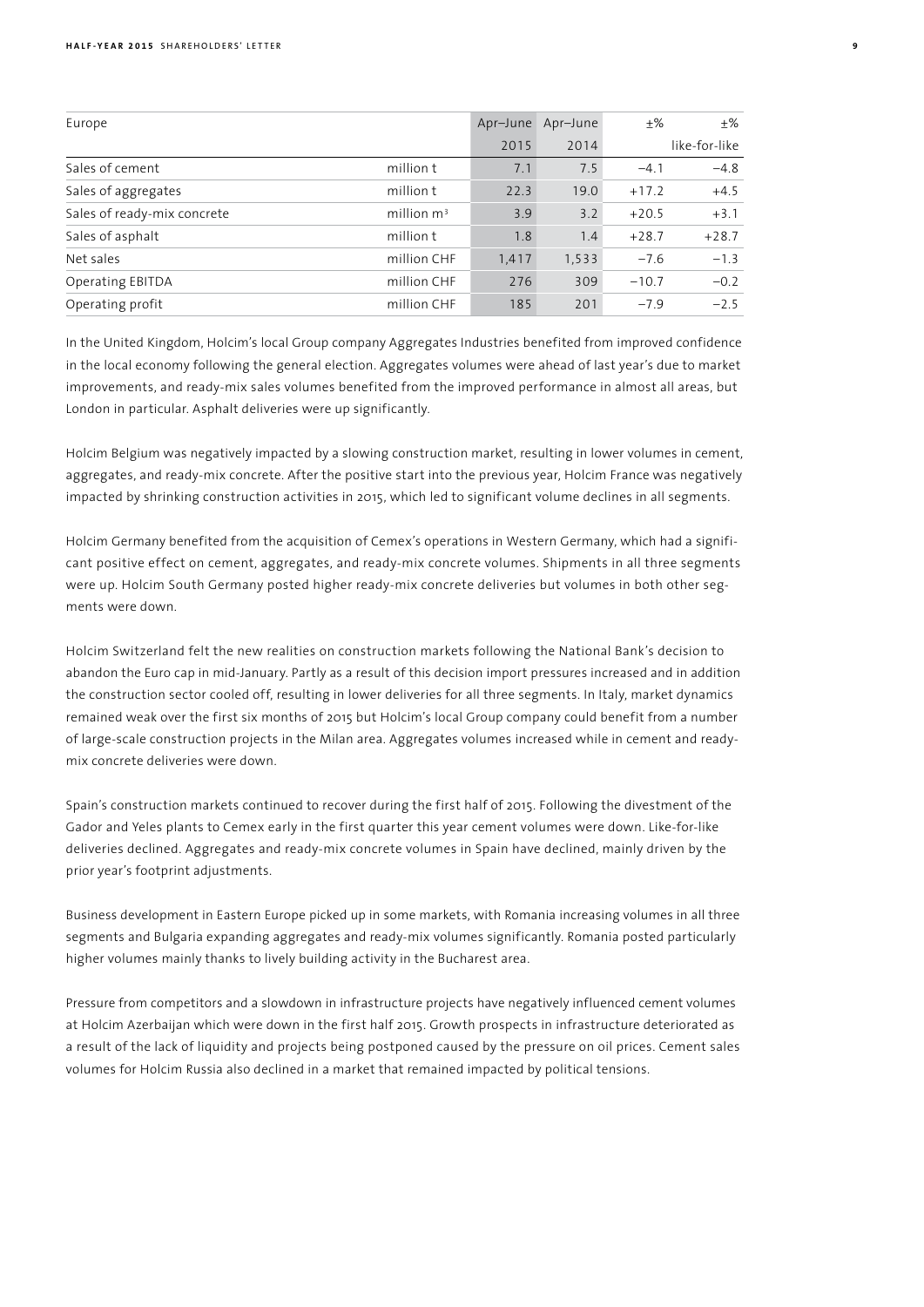| Europe | | Apr–June 2015 | Apr–June 2014 | ±% | ±% like-for-like |
|---|---|---|---|---|---|
| Sales of cement | million t | 7.1 | 7.5 | −4.1 | −4.8 |
| Sales of aggregates | million t | 22.3 | 19.0 | +17.2 | +4.5 |
| Sales of ready-mix concrete | million $m^3$ | 3.9 | 3.2 | +20.5 | +3.1 |
| Sales of asphalt | million t | 1.8 | 1.4 | +28.7 | +28.7 |
| Net sales | million CHF | 1,417 | 1,533 | −7.6 | −1.3 |
| Operating EBITDA | million CHF | 276 | 309 | −10.7 | −0.2 |
| Operating profit | million CHF | 185 | 201 | −7.9 | −2.5 |

In the United Kingdom, Holcim's local Group company Aggregates Industries benefited from improved confidence in the local economy following the general election. Aggregates volumes were ahead of last year's due to market improvements, and ready-mix sales volumes benefited from the improved performance in almost all areas, but London in particular. Asphalt deliveries were up significantly.

Holcim Belgium was negatively impacted by a slowing construction market, resulting in lower volumes in cement, aggregates, and ready-mix concrete. After the positive start into the previous year, Holcim France was negatively impacted by shrinking construction activities in 2015, which led to significant volume declines in all segments.

Holcim Germany benefited from the acquisition of Cemex's operations in Western Germany, which had a significant positive effect on cement, aggregates, and ready-mix concrete volumes. Shipments in all three segments were up. Holcim South Germany posted higher ready-mix concrete deliveries but volumes in both other segments were down.

Holcim Switzerland felt the new realities on construction markets following the National Bank's decision to abandon the Euro cap in mid-January. Partly as a result of this decision import pressures increased and in addition the construction sector cooled off, resulting in lower deliveries for all three segments. In Italy, market dynamics remained weak over the first six months of 2015 but Holcim's local Group company could benefit from a number of large-scale construction projects in the Milan area. Aggregates volumes increased while in cement and ready-mix concrete deliveries were down.

Spain's construction markets continued to recover during the first half of 2015. Following the divestment of the Gador and Yeles plants to Cemex early in the first quarter this year cement volumes were down. Like-for-like deliveries declined. Aggregates and ready-mix concrete volumes in Spain have declined, mainly driven by the prior year's footprint adjustments.

Business development in Eastern Europe picked up in some markets, with Romania increasing volumes in all three segments and Bulgaria expanding aggregates and ready-mix volumes significantly. Romania posted particularly higher volumes mainly thanks to lively building activity in the Bucharest area.

Pressure from competitors and a slowdown in infrastructure projects have negatively influenced cement volumes at Holcim Azerbaijan which were down in the first half 2015. Growth prospects in infrastructure deteriorated as a result of the lack of liquidity and projects being postponed caused by the pressure on oil prices. Cement sales volumes for Holcim Russia also declined in a market that remained impacted by political tensions.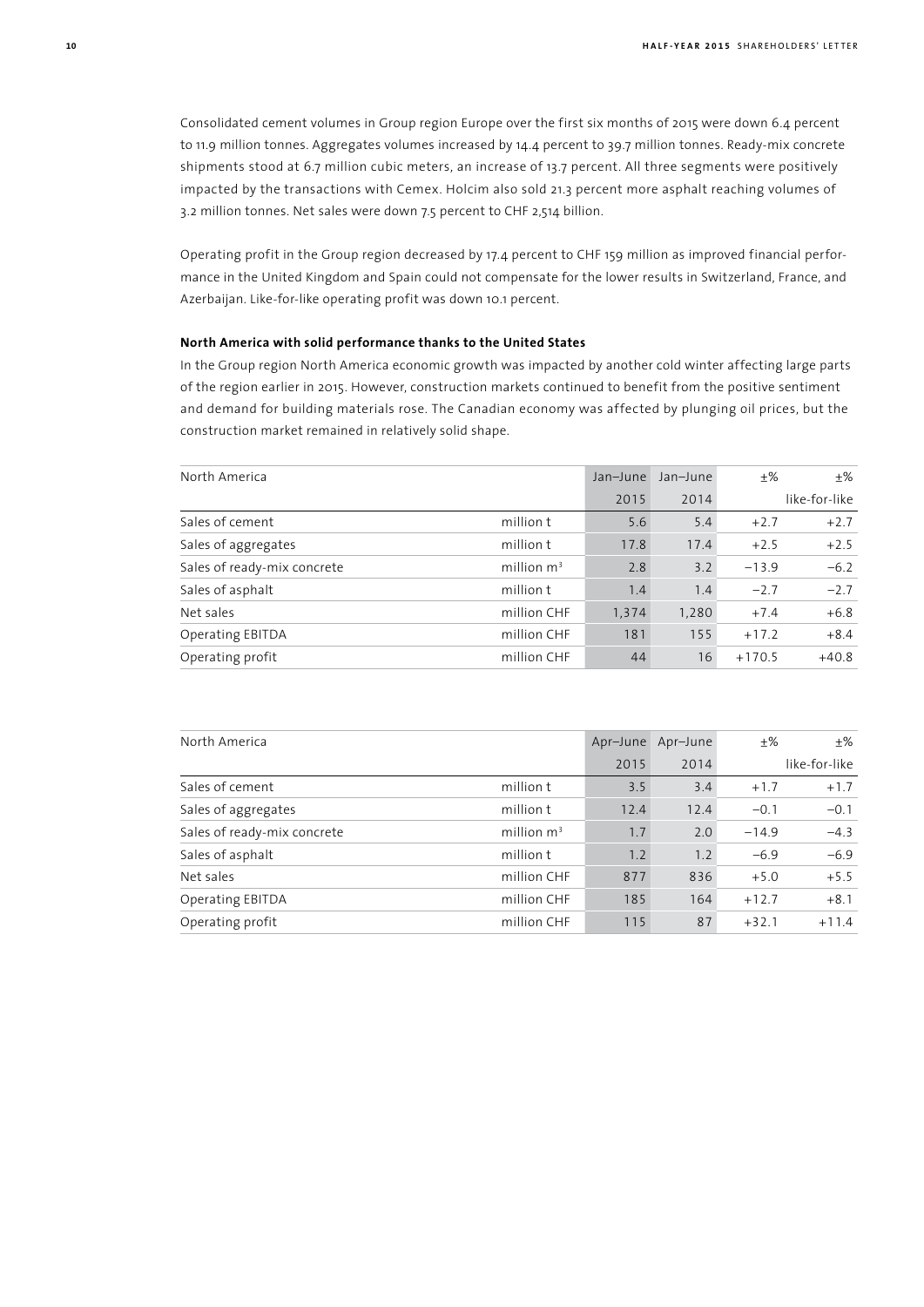Consolidated cement volumes in Group region Europe over the first six months of 2015 were down 6.4 percent to 11.9 million tonnes. Aggregates volumes increased by 14.4 percent to 39.7 million tonnes. Ready-mix concrete shipments stood at 6.7 million cubic meters, an increase of 13.7 percent. All three segments were positively impacted by the transactions with Cemex. Holcim also sold 21.3 percent more asphalt reaching volumes of 3.2 million tonnes. Net sales were down 7.5 percent to CHF 2,514 billion.

Operating profit in the Group region decreased by 17.4 percent to CHF 159 million as improved financial performance in the United Kingdom and Spain could not compensate for the lower results in Switzerland, France, and Azerbaijan. Like-for-like operating profit was down 10.1 percent.

**North America with solid performance thanks to the United States**

In the Group region North America economic growth was impacted by another cold winter affecting large parts of the region earlier in 2015. However, construction markets continued to benefit from the positive sentiment and demand for building materials rose. The Canadian economy was affected by plunging oil prices, but the construction market remained in relatively solid shape.

| North America | | Jan–June 2015 | Jan–June 2014 | ±% | ±% like-for-like |
|---|---|---|---|---|---|
| Sales of cement | million t | 5.6 | 5.4 | +2.7 | +2.7 |
| Sales of aggregates | million t | 17.8 | 17.4 | +2.5 | +2.5 |
| Sales of ready-mix concrete | million $m^3$ | 2.8 | 3.2 | −13.9 | −6.2 |
| Sales of asphalt | million t | 1.4 | 1.4 | −2.7 | −2.7 |
| Net sales | million CHF | 1,374 | 1,280 | +7.4 | +6.8 |
| Operating EBITDA | million CHF | 181 | 155 | +17.2 | +8.4 |
| Operating profit | million CHF | 44 | 16 | +170.5 | +40.8 |

| North America | | Apr–June 2015 | Apr–June 2014 | ±% | ±% like-for-like |
|---|---|---|---|---|---|
| Sales of cement | million t | 3.5 | 3.4 | +1.7 | +1.7 |
| Sales of aggregates | million t | 12.4 | 12.4 | −0.1 | −0.1 |
| Sales of ready-mix concrete | million $m^3$ | 1.7 | 2.0 | −14.9 | −4.3 |
| Sales of asphalt | million t | 1.2 | 1.2 | −6.9 | −6.9 |
| Net sales | million CHF | 877 | 836 | +5.0 | +5.5 |
| Operating EBITDA | million CHF | 185 | 164 | +12.7 | +8.1 |
| Operating profit | million CHF | 115 | 87 | +32.1 | +11.4 |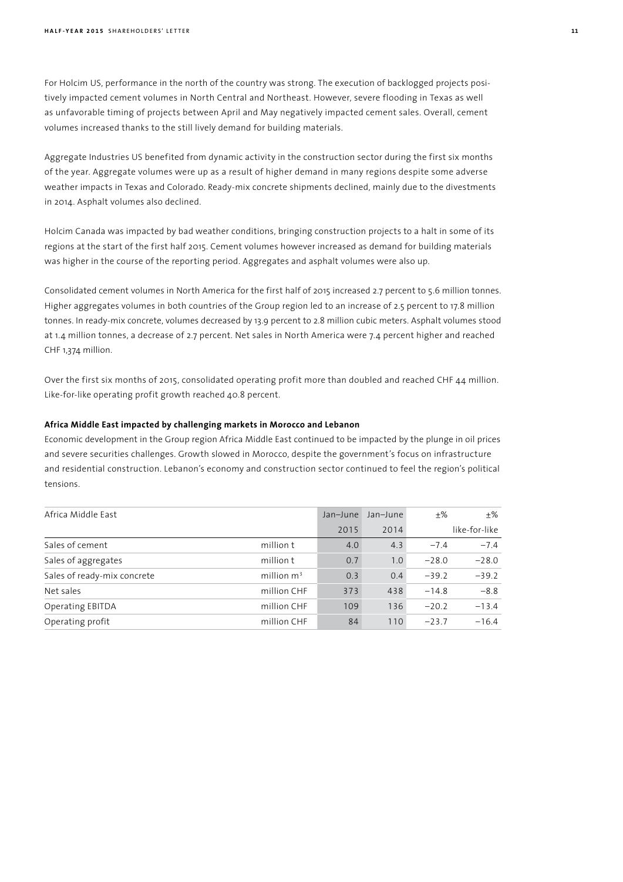For Holcim US, performance in the north of the country was strong. The execution of backlogged projects positively impacted cement volumes in North Central and Northeast. However, severe flooding in Texas as well as unfavorable timing of projects between April and May negatively impacted cement sales. Overall, cement volumes increased thanks to the still lively demand for building materials.

Aggregate Industries US benefited from dynamic activity in the construction sector during the first six months of the year. Aggregate volumes were up as a result of higher demand in many regions despite some adverse weather impacts in Texas and Colorado. Ready-mix concrete shipments declined, mainly due to the divestments in 2014. Asphalt volumes also declined.

Holcim Canada was impacted by bad weather conditions, bringing construction projects to a halt in some of its regions at the start of the first half 2015. Cement volumes however increased as demand for building materials was higher in the course of the reporting period. Aggregates and asphalt volumes were also up.

Consolidated cement volumes in North America for the first half of 2015 increased 2.7 percent to 5.6 million tonnes. Higher aggregates volumes in both countries of the Group region led to an increase of 2.5 percent to 17.8 million tonnes. In ready-mix concrete, volumes decreased by 13.9 percent to 2.8 million cubic meters. Asphalt volumes stood at 1.4 million tonnes, a decrease of 2.7 percent. Net sales in North America were 7.4 percent higher and reached CHF 1,374 million.

Over the first six months of 2015, consolidated operating profit more than doubled and reached CHF 44 million. Like-for-like operating profit growth reached 40.8 percent.

**Africa Middle East impacted by challenging markets in Morocco and Lebanon**

Economic development in the Group region Africa Middle East continued to be impacted by the plunge in oil prices and severe securities challenges. Growth slowed in Morocco, despite the government's focus on infrastructure and residential construction. Lebanon's economy and construction sector continued to feel the region's political tensions.

| Africa Middle East | | Jan–June 2015 | Jan–June 2014 | ±% | ±% like-for-like |
|---|---|---|---|---|---|
| Sales of cement | million t | 4.0 | 4.3 | −7.4 | −7.4 |
| Sales of aggregates | million t | 0.7 | 1.0 | −28.0 | −28.0 |
| Sales of ready-mix concrete | million $m^3$ | 0.3 | 0.4 | −39.2 | −39.2 |
| Net sales | million CHF | 373 | 438 | −14.8 | −8.8 |
| Operating EBITDA | million CHF | 109 | 136 | −20.2 | −13.4 |
| Operating profit | million CHF | 84 | 110 | −23.7 | −16.4 |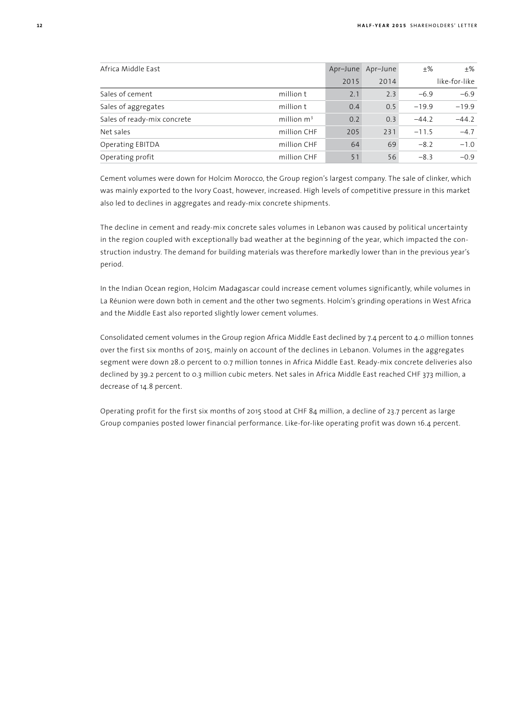| Africa Middle East | | Apr–June 2015 | Apr–June 2014 | ±% | ±% like-for-like |
|---|---|---|---|---|---|
| Sales of cement | million t | 2.1 | 2.3 | −6.9 | −6.9 |
| Sales of aggregates | million t | 0.4 | 0.5 | −19.9 | −19.9 |
| Sales of ready-mix concrete | million $m^3$ | 0.2 | 0.3 | −44.2 | −44.2 |
| Net sales | million CHF | 205 | 231 | −11.5 | −4.7 |
| Operating EBITDA | million CHF | 64 | 69 | −8.2 | −1.0 |
| Operating profit | million CHF | 51 | 56 | −8.3 | −0.9 |

Cement volumes were down for Holcim Morocco, the Group region's largest company. The sale of clinker, which was mainly exported to the Ivory Coast, however, increased. High levels of competitive pressure in this market also led to declines in aggregates and ready-mix concrete shipments.

The decline in cement and ready-mix concrete sales volumes in Lebanon was caused by political uncertainty in the region coupled with exceptionally bad weather at the beginning of the year, which impacted the construction industry. The demand for building materials was therefore markedly lower than in the previous year's period.

In the Indian Ocean region, Holcim Madagascar could increase cement volumes significantly, while volumes in La Réunion were down both in cement and the other two segments. Holcim's grinding operations in West Africa and the Middle East also reported slightly lower cement volumes.

Consolidated cement volumes in the Group region Africa Middle East declined by 7.4 percent to 4.0 million tonnes over the first six months of 2015, mainly on account of the declines in Lebanon. Volumes in the aggregates segment were down 28.0 percent to 0.7 million tonnes in Africa Middle East. Ready-mix concrete deliveries also declined by 39.2 percent to 0.3 million cubic meters. Net sales in Africa Middle East reached CHF 373 million, a decrease of 14.8 percent.

Operating profit for the first six months of 2015 stood at CHF 84 million, a decline of 23.7 percent as large Group companies posted lower financial performance. Like-for-like operating profit was down 16.4 percent.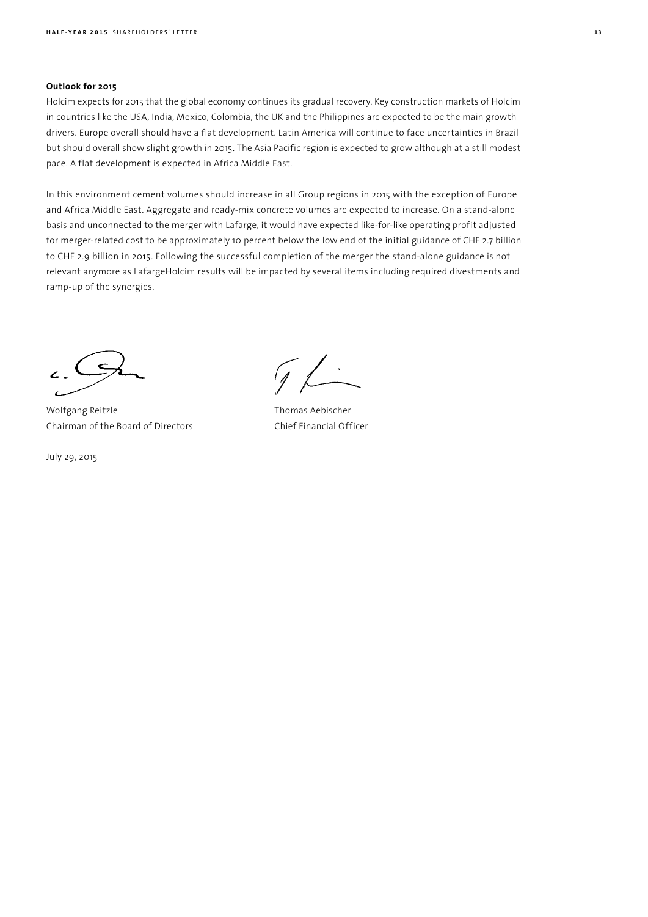**Outlook for 2015**

Holcim expects for 2015 that the global economy continues its gradual recovery. Key construction markets of Holcim in countries like the USA, India, Mexico, Colombia, the UK and the Philippines are expected to be the main growth drivers. Europe overall should have a flat development. Latin America will continue to face uncertainties in Brazil but should overall show slight growth in 2015. The Asia Pacific region is expected to grow although at a still modest pace. A flat development is expected in Africa Middle East.

In this environment cement volumes should increase in all Group regions in 2015 with the exception of Europe and Africa Middle East. Aggregate and ready-mix concrete volumes are expected to increase. On a stand-alone basis and unconnected to the merger with Lafarge, it would have expected like-for-like operating profit adjusted for merger-related cost to be approximately 10 percent below the low end of the initial guidance of CHF 2.7 billion to CHF 2.9 billion in 2015. Following the successful completion of the merger the stand-alone guidance is not relevant anymore as LafargeHolcim results will be impacted by several items including required divestments and ramp-up of the synergies.

Wolfgang Reitzle
Chairman of the Board of Directors

Thomas Aebischer
Chief Financial Officer

July 29, 2015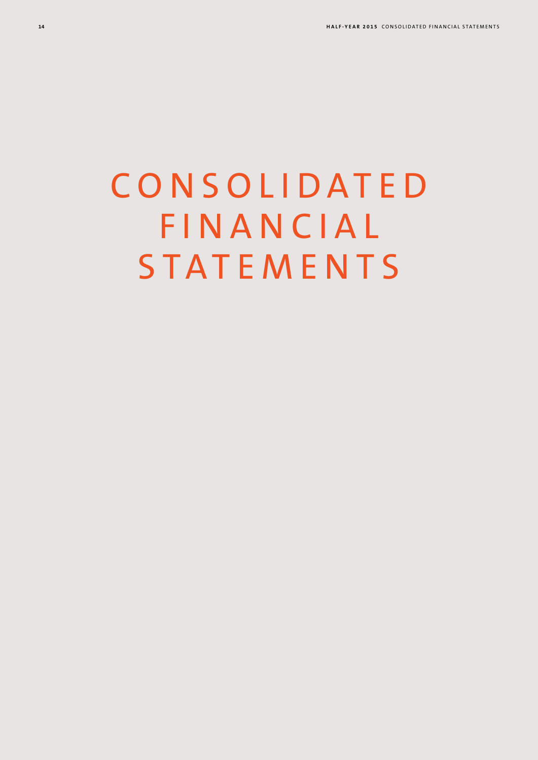# CONSOLIDATED FINANCIAL STATEMENTS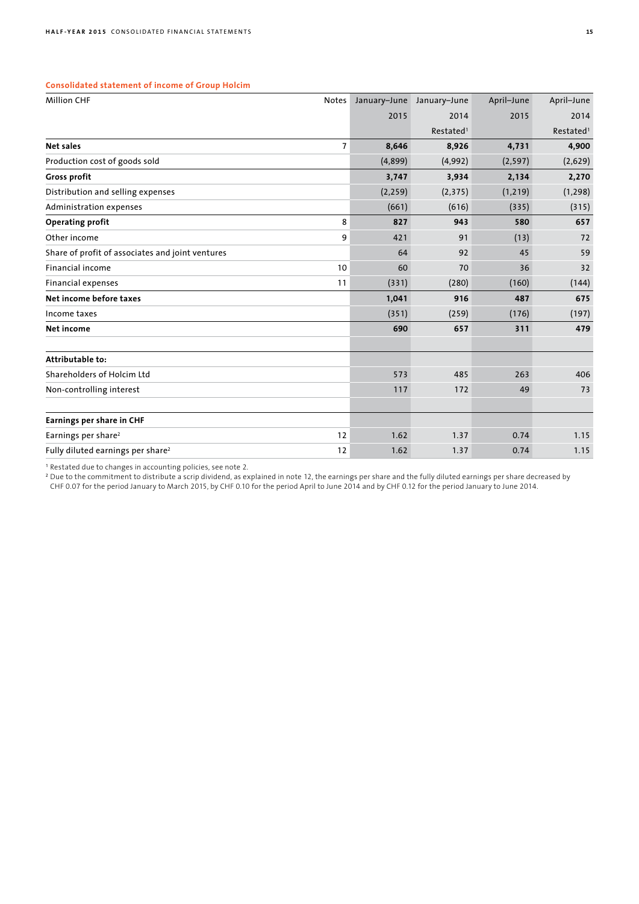## Consolidated statement of income of Group Holcim

| Million CHF | Notes | January–June 2015 | January–June 2014 Restated[1] | April–June 2015 | April–June 2014 Restated[1] |
|---|---|---|---|---|---|
| **Net sales** | 7 | **8,646** | **8,926** | **4,731** | **4,900** |
| Production cost of goods sold | | (4,899) | (4,992) | (2,597) | (2,629) |
| **Gross profit** | | **3,747** | **3,934** | **2,134** | **2,270** |
| Distribution and selling expenses | | (2,259) | (2,375) | (1,219) | (1,298) |
| Administration expenses | | (661) | (616) | (335) | (315) |
| **Operating profit** | 8 | **827** | **943** | **580** | **657** |
| Other income | 9 | 421 | 91 | (13) | 72 |
| Share of profit of associates and joint ventures | | 64 | 92 | 45 | 59 |
| Financial income | 10 | 60 | 70 | 36 | 32 |
| Financial expenses | 11 | (331) | (280) | (160) | (144) |
| **Net income before taxes** | | **1,041** | **916** | **487** | **675** |
| Income taxes | | (351) | (259) | (176) | (197) |
| **Net income** | | **690** | **657** | **311** | **479** |
| | | | | | |
| **Attributable to:** | | | | | |
| Shareholders of Holcim Ltd | | 573 | 485 | 263 | 406 |
| Non-controlling interest | | 117 | 172 | 49 | 73 |
| | | | | | |
| **Earnings per share in CHF** | | | | | |
| Earnings per share[2] | 12 | 1.62 | 1.37 | 0.74 | 1.15 |
| Fully diluted earnings per share[2] | 12 | 1.62 | 1.37 | 0.74 | 1.15 |

[1] Restated due to changes in accounting policies, see note 2.

[2] Due to the commitment to distribute a scrip dividend, as explained in note 12, the earnings per share and the fully diluted earnings per share decreased by CHF 0.07 for the period January to March 2015, by CHF 0.10 for the period April to June 2014 and by CHF 0.12 for the period January to June 2014.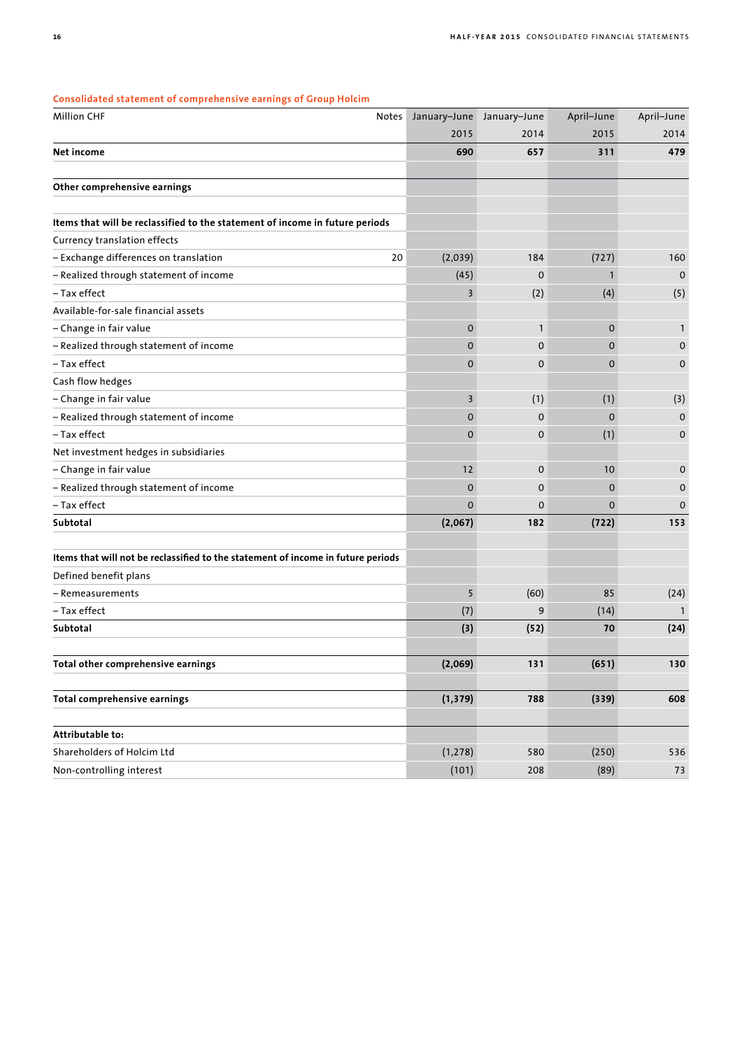## Consolidated statement of comprehensive earnings of Group Holcim

| Million CHF | Notes | January–June 2015 | January–June 2014 | April–June 2015 | April–June 2014 |
|---|---|---|---|---|---|
| **Net income** | | **690** | **657** | **311** | **479** |
| | | | | | |
| **Other comprehensive earnings** | | | | | |
| | | | | | |
| **Items that will be reclassified to the statement of income in future periods** | | | | | |
| Currency translation effects | | | | | |
| – Exchange differences on translation | 20 | (2,039) | 184 | (727) | 160 |
| – Realized through statement of income | | (45) | 0 | 1 | 0 |
| – Tax effect | | 3 | (2) | (4) | (5) |
| Available-for-sale financial assets | | | | | |
| – Change in fair value | | 0 | 1 | 0 | 1 |
| – Realized through statement of income | | 0 | 0 | 0 | 0 |
| – Tax effect | | 0 | 0 | 0 | 0 |
| Cash flow hedges | | | | | |
| – Change in fair value | | 3 | (1) | (1) | (3) |
| – Realized through statement of income | | 0 | 0 | 0 | 0 |
| – Tax effect | | 0 | 0 | (1) | 0 |
| Net investment hedges in subsidiaries | | | | | |
| – Change in fair value | | 12 | 0 | 10 | 0 |
| – Realized through statement of income | | 0 | 0 | 0 | 0 |
| – Tax effect | | 0 | 0 | 0 | 0 |
| **Subtotal** | | **(2,067)** | **182** | **(722)** | **153** |
| | | | | | |
| **Items that will not be reclassified to the statement of income in future periods** | | | | | |
| Defined benefit plans | | | | | |
| – Remeasurements | | 5 | (60) | 85 | (24) |
| – Tax effect | | (7) | 9 | (14) | 1 |
| **Subtotal** | | **(3)** | **(52)** | **70** | **(24)** |
| | | | | | |
| **Total other comprehensive earnings** | | **(2,069)** | **131** | **(651)** | **130** |
| | | | | | |
| **Total comprehensive earnings** | | **(1,379)** | **788** | **(339)** | **608** |
| | | | | | |
| **Attributable to:** | | | | | |
| Shareholders of Holcim Ltd | | (1,278) | 580 | (250) | 536 |
| Non-controlling interest | | (101) | 208 | (89) | 73 |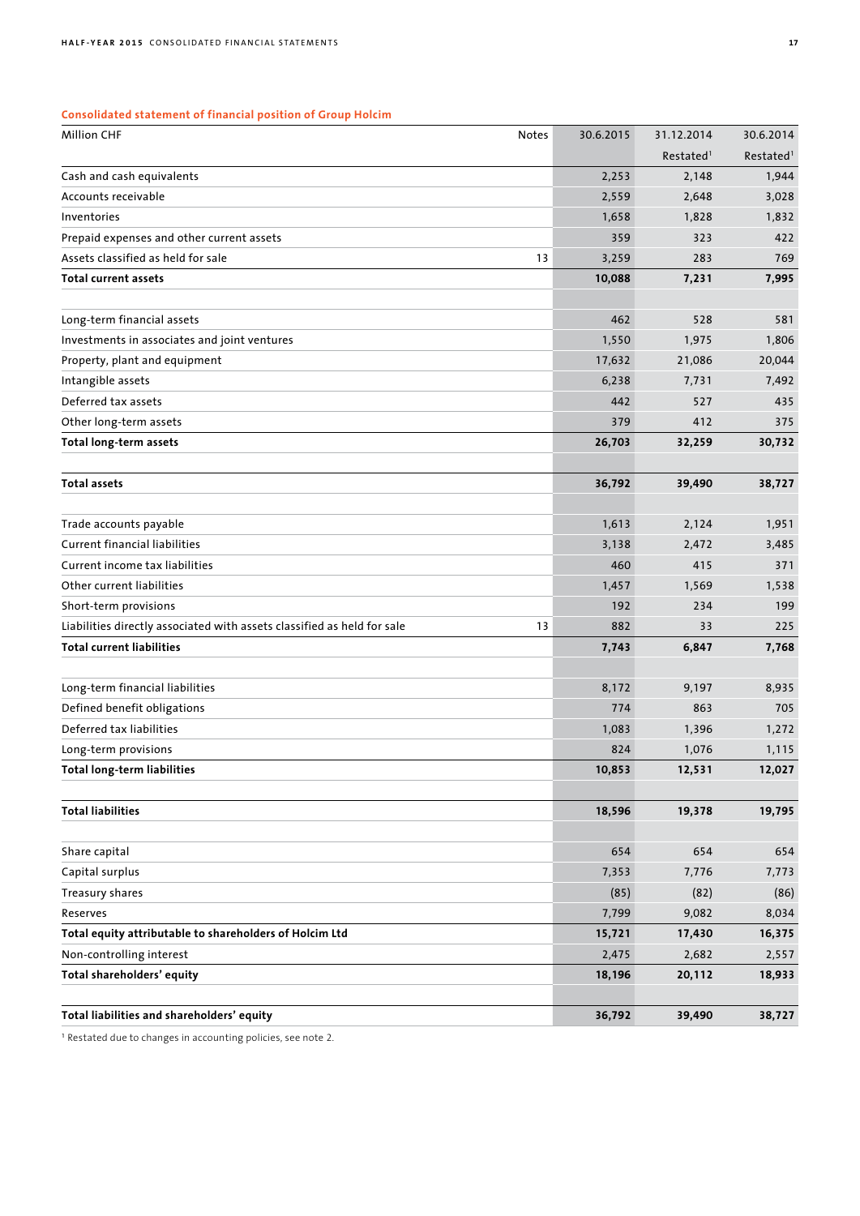### Consolidated statement of financial position of Group Holcim

| Million CHF | Notes | 30.6.2015 | 31.12.2014 Restated[1] | 30.6.2014 Restated[1] |
|---|---|---|---|---|
| Cash and cash equivalents | | 2,253 | 2,148 | 1,944 |
| Accounts receivable | | 2,559 | 2,648 | 3,028 |
| Inventories | | 1,658 | 1,828 | 1,832 |
| Prepaid expenses and other current assets | | 359 | 323 | 422 |
| Assets classified as held for sale | 13 | 3,259 | 283 | 769 |
| **Total current assets** | | **10,088** | **7,231** | **7,995** |
| | | | | |
| Long-term financial assets | | 462 | 528 | 581 |
| Investments in associates and joint ventures | | 1,550 | 1,975 | 1,806 |
| Property, plant and equipment | | 17,632 | 21,086 | 20,044 |
| Intangible assets | | 6,238 | 7,731 | 7,492 |
| Deferred tax assets | | 442 | 527 | 435 |
| Other long-term assets | | 379 | 412 | 375 |
| **Total long-term assets** | | **26,703** | **32,259** | **30,732** |
| | | | | |
| **Total assets** | | **36,792** | **39,490** | **38,727** |
| | | | | |
| Trade accounts payable | | 1,613 | 2,124 | 1,951 |
| Current financial liabilities | | 3,138 | 2,472 | 3,485 |
| Current income tax liabilities | | 460 | 415 | 371 |
| Other current liabilities | | 1,457 | 1,569 | 1,538 |
| Short-term provisions | | 192 | 234 | 199 |
| Liabilities directly associated with assets classified as held for sale | 13 | 882 | 33 | 225 |
| **Total current liabilities** | | **7,743** | **6,847** | **7,768** |
| | | | | |
| Long-term financial liabilities | | 8,172 | 9,197 | 8,935 |
| Defined benefit obligations | | 774 | 863 | 705 |
| Deferred tax liabilities | | 1,083 | 1,396 | 1,272 |
| Long-term provisions | | 824 | 1,076 | 1,115 |
| **Total long-term liabilities** | | **10,853** | **12,531** | **12,027** |
| | | | | |
| **Total liabilities** | | **18,596** | **19,378** | **19,795** |
| | | | | |
| Share capital | | 654 | 654 | 654 |
| Capital surplus | | 7,353 | 7,776 | 7,773 |
| Treasury shares | | (85) | (82) | (86) |
| Reserves | | 7,799 | 9,082 | 8,034 |
| **Total equity attributable to shareholders of Holcim Ltd** | | **15,721** | **17,430** | **16,375** |
| Non-controlling interest | | 2,475 | 2,682 | 2,557 |
| **Total shareholders' equity** | | **18,196** | **20,112** | **18,933** |
| | | | | |
| **Total liabilities and shareholders' equity** | | **36,792** | **39,490** | **38,727** |

[1] Restated due to changes in accounting policies, see note 2.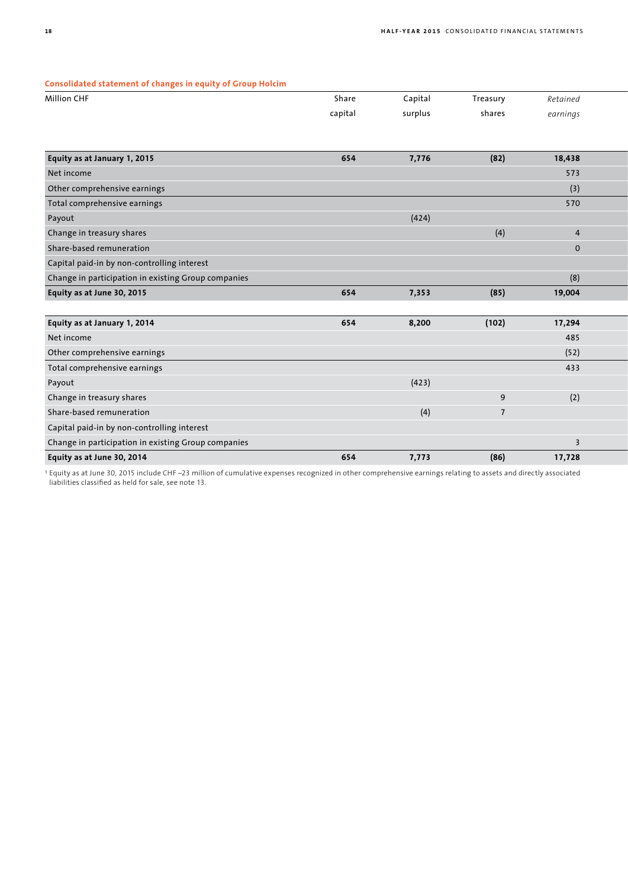**Consolidated statement of changes in equity of Group Holcim**

| Million CHF | Share capital | Capital surplus | Treasury shares | *Retained earnings* |
|---|---|---|---|---|
| **Equity as at January 1, 2015** | **654** | **7,776** | **(82)** | **18,438** |
| Net income | | | | 573 |
| Other comprehensive earnings | | | | (3) |
| Total comprehensive earnings | | | | 570 |
| Payout | | (424) | | |
| Change in treasury shares | | | (4) | 4 |
| Share-based remuneration | | | | 0 |
| Capital paid-in by non-controlling interest | | | | |
| Change in participation in existing Group companies | | | | (8) |
| **Equity as at June 30, 2015** | **654** | **7,353** | **(85)** | **19,004** |
| | | | | |
| **Equity as at January 1, 2014** | **654** | **8,200** | **(102)** | **17,294** |
| Net income | | | | 485 |
| Other comprehensive earnings | | | | (52) |
| Total comprehensive earnings | | | | 433 |
| Payout | | (423) | | |
| Change in treasury shares | | | 9 | (2) |
| Share-based remuneration | | (4) | 7 | |
| Capital paid-in by non-controlling interest | | | | |
| Change in participation in existing Group companies | | | | 3 |
| **Equity as at June 30, 2014** | **654** | **7,773** | **(86)** | **17,728** |

[1] Equity as at June 30, 2015 include CHF –23 million of cumulative expenses recognized in other comprehensive earnings relating to assets and directly associated liabilities classified as held for sale, see note 13.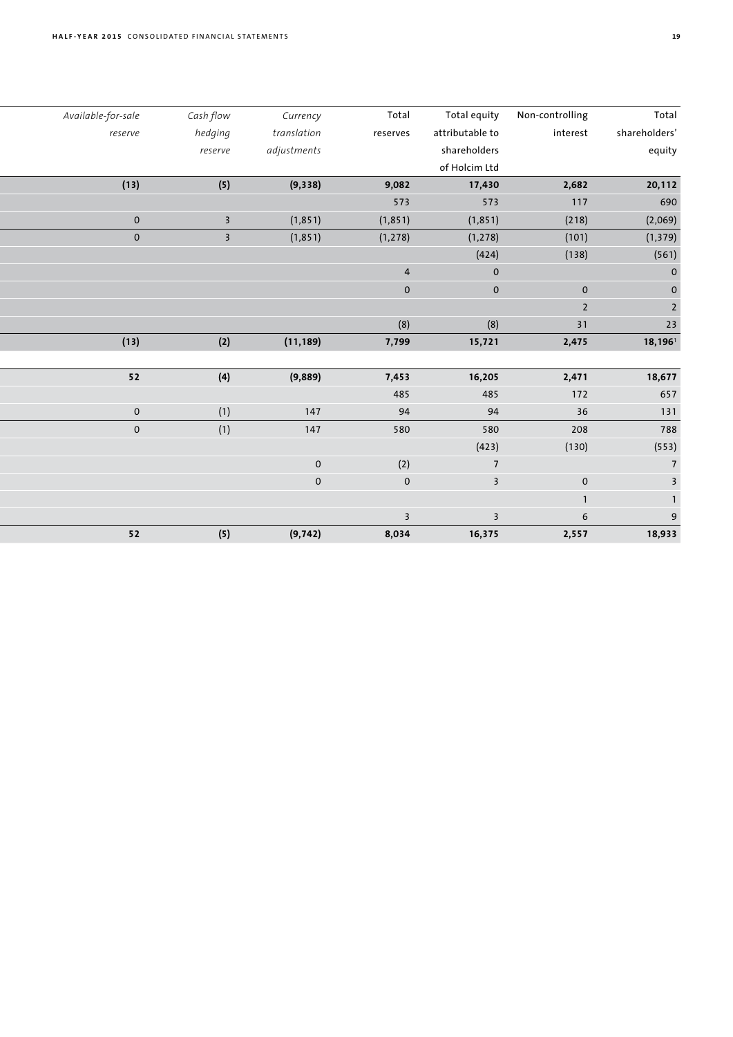| *Available-for-sale reserve* | *Cash flow hedging reserve* | *Currency translation adjustments* | Total reserves | Total equity attributable to shareholders of Holcim Ltd | Non-controlling interest | Total shareholders' equity |
|---|---|---|---|---|---|---|
| **(13)** | **(5)** | **(9,338)** | **9,082** | **17,430** | **2,682** | **20,112** |
| | | | 573 | 573 | 117 | 690 |
| 0 | 3 | (1,851) | (1,851) | (1,851) | (218) | (2,069) |
| 0 | 3 | (1,851) | (1,278) | (1,278) | (101) | (1,379) |
| | | | | (424) | (138) | (561) |
| | | | 4 | 0 | | 0 |
| | | | 0 | 0 | 0 | 0 |
| | | | | | 2 | 2 |
| | | | (8) | (8) | 31 | 23 |
| **(13)** | **(2)** | **(11,189)** | **7,799** | **15,721** | **2,475** | **18,196**[1] |
| | | | | | | |
| **52** | **(4)** | **(9,889)** | **7,453** | **16,205** | **2,471** | **18,677** |
| | | | 485 | 485 | 172 | 657 |
| 0 | (1) | 147 | 94 | 94 | 36 | 131 |
| 0 | (1) | 147 | 580 | 580 | 208 | 788 |
| | | | | (423) | (130) | (553) |
| | | 0 | (2) | 7 | | 7 |
| | | 0 | 0 | 3 | 0 | 3 |
| | | | | | 1 | 1 |
| | | | 3 | 3 | 6 | 9 |
| **52** | **(5)** | **(9,742)** | **8,034** | **16,375** | **2,557** | **18,933** |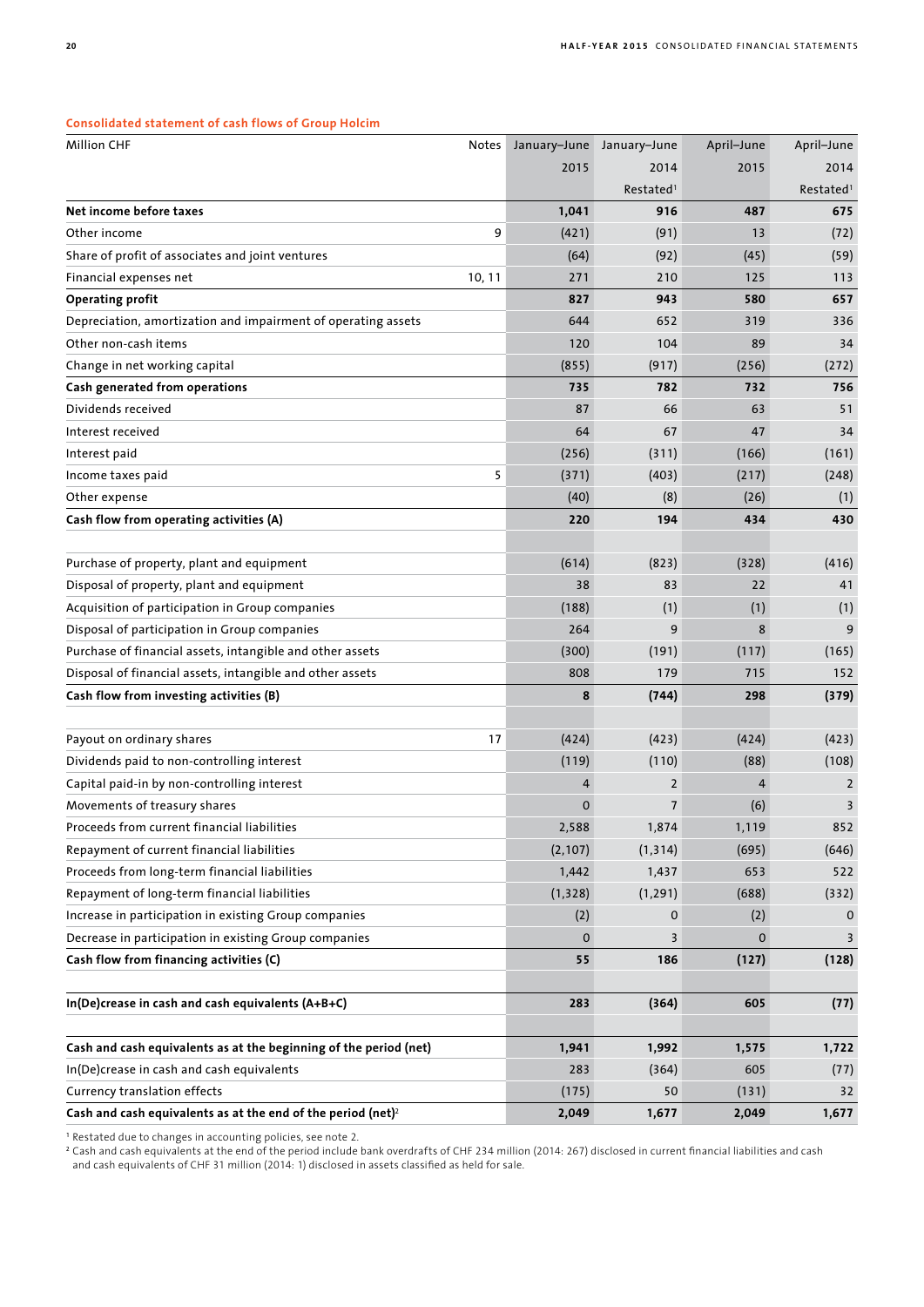## Consolidated statement of cash flows of Group Holcim

| Million CHF | Notes | January–June 2015 | January–June 2014 Restated[1] | April–June 2015 | April–June 2014 Restated[1] |
|---|---|---|---|---|---|
| **Net income before taxes** | | **1,041** | **916** | **487** | **675** |
| Other income | 9 | (421) | (91) | 13 | (72) |
| Share of profit of associates and joint ventures | | (64) | (92) | (45) | (59) |
| Financial expenses net | 10, 11 | 271 | 210 | 125 | 113 |
| **Operating profit** | | **827** | **943** | **580** | **657** |
| Depreciation, amortization and impairment of operating assets | | 644 | 652 | 319 | 336 |
| Other non-cash items | | 120 | 104 | 89 | 34 |
| Change in net working capital | | (855) | (917) | (256) | (272) |
| **Cash generated from operations** | | **735** | **782** | **732** | **756** |
| Dividends received | | 87 | 66 | 63 | 51 |
| Interest received | | 64 | 67 | 47 | 34 |
| Interest paid | | (256) | (311) | (166) | (161) |
| Income taxes paid | 5 | (371) | (403) | (217) | (248) |
| Other expense | | (40) | (8) | (26) | (1) |
| **Cash flow from operating activities (A)** | | **220** | **194** | **434** | **430** |
| | | | | | |
| Purchase of property, plant and equipment | | (614) | (823) | (328) | (416) |
| Disposal of property, plant and equipment | | 38 | 83 | 22 | 41 |
| Acquisition of participation in Group companies | | (188) | (1) | (1) | (1) |
| Disposal of participation in Group companies | | 264 | 9 | 8 | 9 |
| Purchase of financial assets, intangible and other assets | | (300) | (191) | (117) | (165) |
| Disposal of financial assets, intangible and other assets | | 808 | 179 | 715 | 152 |
| **Cash flow from investing activities (B)** | | **8** | **(744)** | **298** | **(379)** |
| | | | | | |
| Payout on ordinary shares | 17 | (424) | (423) | (424) | (423) |
| Dividends paid to non-controlling interest | | (119) | (110) | (88) | (108) |
| Capital paid-in by non-controlling interest | | 4 | 2 | 4 | 2 |
| Movements of treasury shares | | 0 | 7 | (6) | 3 |
| Proceeds from current financial liabilities | | 2,588 | 1,874 | 1,119 | 852 |
| Repayment of current financial liabilities | | (2,107) | (1,314) | (695) | (646) |
| Proceeds from long-term financial liabilities | | 1,442 | 1,437 | 653 | 522 |
| Repayment of long-term financial liabilities | | (1,328) | (1,291) | (688) | (332) |
| Increase in participation in existing Group companies | | (2) | 0 | (2) | 0 |
| Decrease in participation in existing Group companies | | 0 | 3 | 0 | 3 |
| **Cash flow from financing activities (C)** | | **55** | **186** | **(127)** | **(128)** |
| | | | | | |
| **In(De)crease in cash and cash equivalents (A+B+C)** | | **283** | **(364)** | **605** | **(77)** |
| | | | | | |
| **Cash and cash equivalents as at the beginning of the period (net)** | | **1,941** | **1,992** | **1,575** | **1,722** |
| In(De)crease in cash and cash equivalents | | 283 | (364) | 605 | (77) |
| Currency translation effects | | (175) | 50 | (131) | 32 |
| **Cash and cash equivalents as at the end of the period (net)[2]** | | **2,049** | **1,677** | **2,049** | **1,677** |

[1] Restated due to changes in accounting policies, see note 2.
[2] Cash and cash equivalents at the end of the period include bank overdrafts of CHF 234 million (2014: 267) disclosed in current financial liabilities and cash and cash equivalents of CHF 31 million (2014: 1) disclosed in assets classified as held for sale.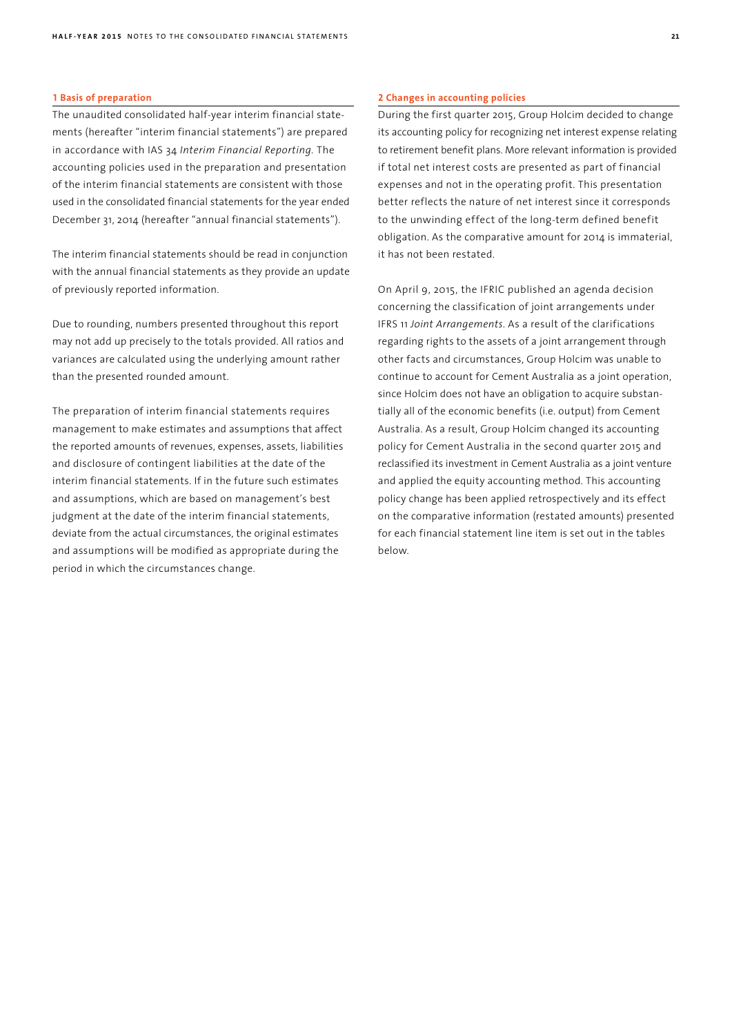## 1 Basis of preparation

The unaudited consolidated half-year interim financial statements (hereafter "interim financial statements") are prepared in accordance with IAS 34 *Interim Financial Reporting*. The accounting policies used in the preparation and presentation of the interim financial statements are consistent with those used in the consolidated financial statements for the year ended December 31, 2014 (hereafter "annual financial statements").

The interim financial statements should be read in conjunction with the annual financial statements as they provide an update of previously reported information.

Due to rounding, numbers presented throughout this report may not add up precisely to the totals provided. All ratios and variances are calculated using the underlying amount rather than the presented rounded amount.

The preparation of interim financial statements requires management to make estimates and assumptions that affect the reported amounts of revenues, expenses, assets, liabilities and disclosure of contingent liabilities at the date of the interim financial statements. If in the future such estimates and assumptions, which are based on management's best judgment at the date of the interim financial statements, deviate from the actual circumstances, the original estimates and assumptions will be modified as appropriate during the period in which the circumstances change.

## 2 Changes in accounting policies

During the first quarter 2015, Group Holcim decided to change its accounting policy for recognizing net interest expense relating to retirement benefit plans. More relevant information is provided if total net interest costs are presented as part of financial expenses and not in the operating profit. This presentation better reflects the nature of net interest since it corresponds to the unwinding effect of the long-term defined benefit obligation. As the comparative amount for 2014 is immaterial, it has not been restated.

On April 9, 2015, the IFRIC published an agenda decision concerning the classification of joint arrangements under IFRS 11 *Joint Arrangements*. As a result of the clarifications regarding rights to the assets of a joint arrangement through other facts and circumstances, Group Holcim was unable to continue to account for Cement Australia as a joint operation, since Holcim does not have an obligation to acquire substantially all of the economic benefits (i.e. output) from Cement Australia. As a result, Group Holcim changed its accounting policy for Cement Australia in the second quarter 2015 and reclassified its investment in Cement Australia as a joint venture and applied the equity accounting method. This accounting policy change has been applied retrospectively and its effect on the comparative information (restated amounts) presented for each financial statement line item is set out in the tables below.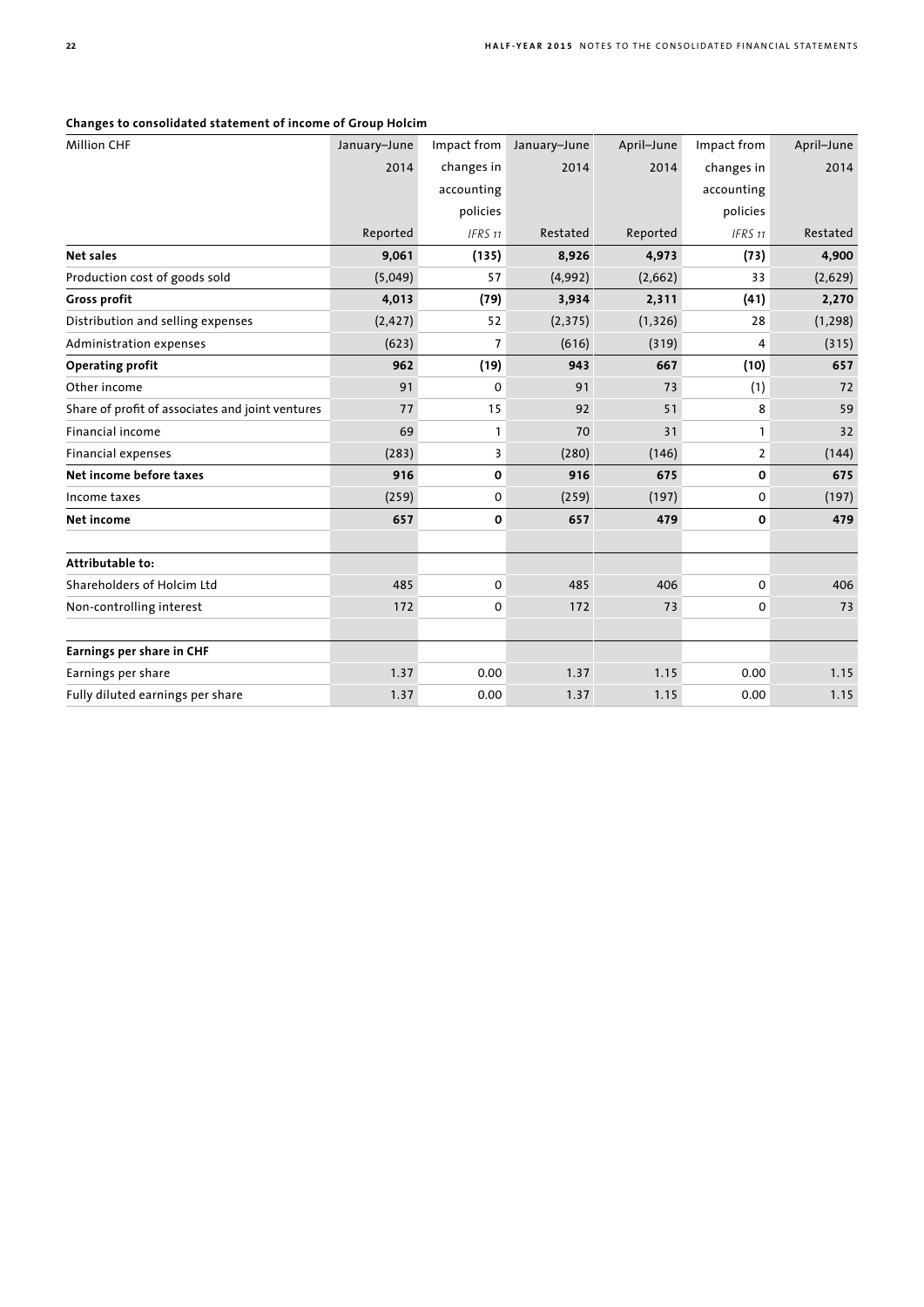**Changes to consolidated statement of income of Group Holcim**

| Million CHF | January–June 2014 | Impact from changes in accounting policies | January–June 2014 | April–June 2014 | Impact from changes in accounting policies | April–June 2014 |
|---|---|---|---|---|---|---|
| | Reported | *IFRS 11* | Restated | Reported | *IFRS 11* | Restated |
| **Net sales** | **9,061** | **(135)** | **8,926** | **4,973** | **(73)** | **4,900** |
| Production cost of goods sold | (5,049) | 57 | (4,992) | (2,662) | 33 | (2,629) |
| **Gross profit** | **4,013** | **(79)** | **3,934** | **2,311** | **(41)** | **2,270** |
| Distribution and selling expenses | (2,427) | 52 | (2,375) | (1,326) | 28 | (1,298) |
| Administration expenses | (623) | 7 | (616) | (319) | 4 | (315) |
| **Operating profit** | **962** | **(19)** | **943** | **667** | **(10)** | **657** |
| Other income | 91 | 0 | 91 | 73 | (1) | 72 |
| Share of profit of associates and joint ventures | 77 | 15 | 92 | 51 | 8 | 59 |
| Financial income | 69 | 1 | 70 | 31 | 1 | 32 |
| Financial expenses | (283) | 3 | (280) | (146) | 2 | (144) |
| **Net income before taxes** | **916** | **0** | **916** | **675** | **0** | **675** |
| Income taxes | (259) | 0 | (259) | (197) | 0 | (197) |
| **Net income** | **657** | **0** | **657** | **479** | **0** | **479** |
| | | | | | | |
| **Attributable to:** | | | | | | |
| Shareholders of Holcim Ltd | 485 | 0 | 485 | 406 | 0 | 406 |
| Non-controlling interest | 172 | 0 | 172 | 73 | 0 | 73 |
| | | | | | | |
| **Earnings per share in CHF** | | | | | | |
| Earnings per share | 1.37 | 0.00 | 1.37 | 1.15 | 0.00 | 1.15 |
| Fully diluted earnings per share | 1.37 | 0.00 | 1.37 | 1.15 | 0.00 | 1.15 |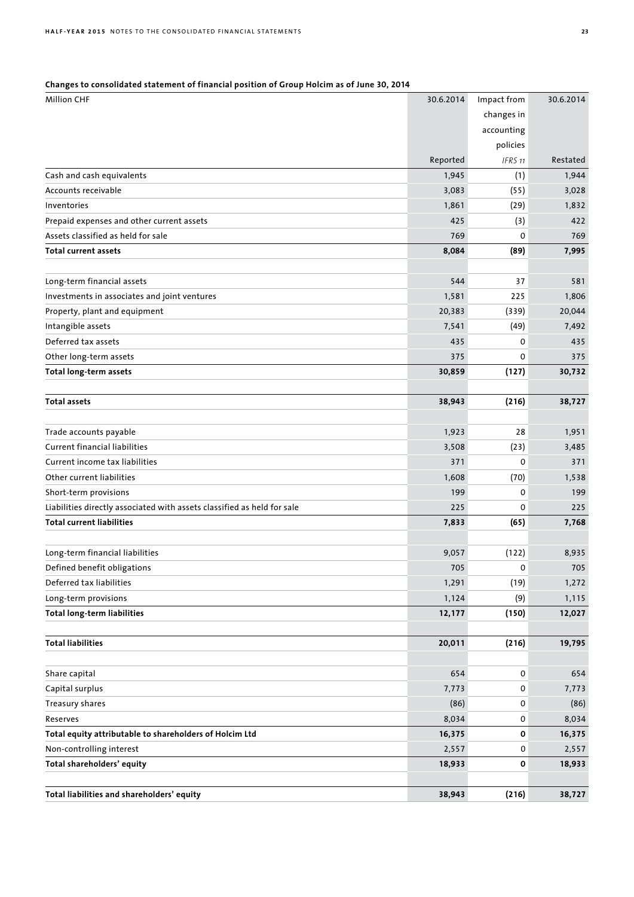**Changes to consolidated statement of financial position of Group Holcim as of June 30, 2014**

| Million CHF | 30.6.2014 | Impact from changes in accounting policies | 30.6.2014 |
|---|---|---|---|
| | Reported | *IFRS 11* | Restated |
| Cash and cash equivalents | 1,945 | (1) | 1,944 |
| Accounts receivable | 3,083 | (55) | 3,028 |
| Inventories | 1,861 | (29) | 1,832 |
| Prepaid expenses and other current assets | 425 | (3) | 422 |
| Assets classified as held for sale | 769 | 0 | 769 |
| **Total current assets** | **8,084** | **(89)** | **7,995** |
| | | | |
| Long-term financial assets | 544 | 37 | 581 |
| Investments in associates and joint ventures | 1,581 | 225 | 1,806 |
| Property, plant and equipment | 20,383 | (339) | 20,044 |
| Intangible assets | 7,541 | (49) | 7,492 |
| Deferred tax assets | 435 | 0 | 435 |
| Other long-term assets | 375 | 0 | 375 |
| **Total long-term assets** | **30,859** | **(127)** | **30,732** |
| | | | |
| **Total assets** | **38,943** | **(216)** | **38,727** |
| | | | |
| Trade accounts payable | 1,923 | 28 | 1,951 |
| Current financial liabilities | 3,508 | (23) | 3,485 |
| Current income tax liabilities | 371 | 0 | 371 |
| Other current liabilities | 1,608 | (70) | 1,538 |
| Short-term provisions | 199 | 0 | 199 |
| Liabilities directly associated with assets classified as held for sale | 225 | 0 | 225 |
| **Total current liabilities** | **7,833** | **(65)** | **7,768** |
| | | | |
| Long-term financial liabilities | 9,057 | (122) | 8,935 |
| Defined benefit obligations | 705 | 0 | 705 |
| Deferred tax liabilities | 1,291 | (19) | 1,272 |
| Long-term provisions | 1,124 | (9) | 1,115 |
| **Total long-term liabilities** | **12,177** | **(150)** | **12,027** |
| | | | |
| **Total liabilities** | **20,011** | **(216)** | **19,795** |
| | | | |
| Share capital | 654 | 0 | 654 |
| Capital surplus | 7,773 | 0 | 7,773 |
| Treasury shares | (86) | 0 | (86) |
| Reserves | 8,034 | 0 | 8,034 |
| **Total equity attributable to shareholders of Holcim Ltd** | **16,375** | **0** | **16,375** |
| Non-controlling interest | 2,557 | 0 | 2,557 |
| **Total shareholders' equity** | **18,933** | **0** | **18,933** |
| | | | |
| **Total liabilities and shareholders' equity** | **38,943** | **(216)** | **38,727** |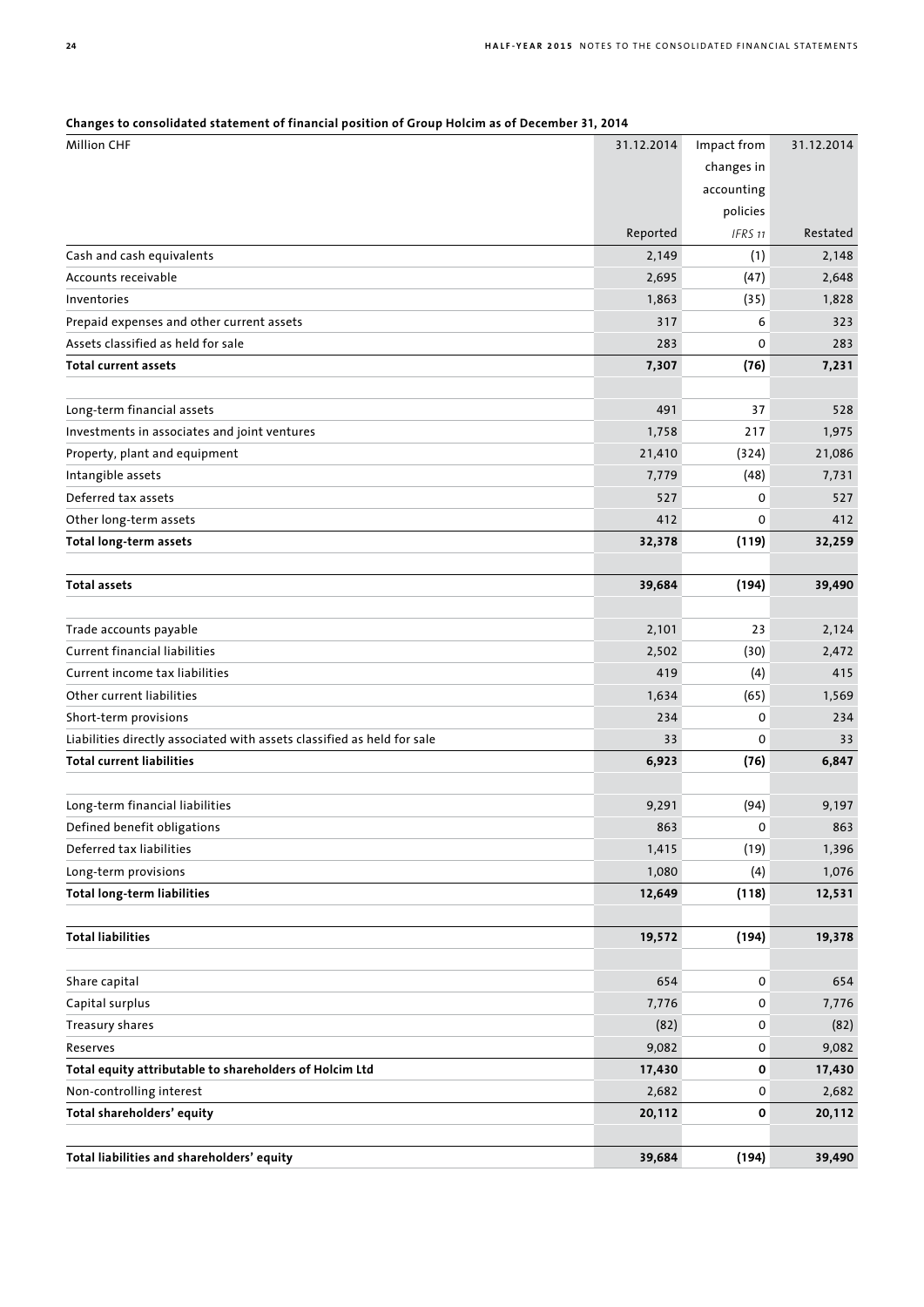**Changes to consolidated statement of financial position of Group Holcim as of December 31, 2014**

| Million CHF | 31.12.2014 | Impact from changes in accounting policies | 31.12.2014 |
|---|---|---|---|
| | Reported | *IFRS 11* | Restated |
| Cash and cash equivalents | 2,149 | (1) | 2,148 |
| Accounts receivable | 2,695 | (47) | 2,648 |
| Inventories | 1,863 | (35) | 1,828 |
| Prepaid expenses and other current assets | 317 | 6 | 323 |
| Assets classified as held for sale | 283 | 0 | 283 |
| **Total current assets** | **7,307** | **(76)** | **7,231** |
| | | | |
| Long-term financial assets | 491 | 37 | 528 |
| Investments in associates and joint ventures | 1,758 | 217 | 1,975 |
| Property, plant and equipment | 21,410 | (324) | 21,086 |
| Intangible assets | 7,779 | (48) | 7,731 |
| Deferred tax assets | 527 | 0 | 527 |
| Other long-term assets | 412 | 0 | 412 |
| **Total long-term assets** | **32,378** | **(119)** | **32,259** |
| | | | |
| **Total assets** | **39,684** | **(194)** | **39,490** |
| | | | |
| Trade accounts payable | 2,101 | 23 | 2,124 |
| Current financial liabilities | 2,502 | (30) | 2,472 |
| Current income tax liabilities | 419 | (4) | 415 |
| Other current liabilities | 1,634 | (65) | 1,569 |
| Short-term provisions | 234 | 0 | 234 |
| Liabilities directly associated with assets classified as held for sale | 33 | 0 | 33 |
| **Total current liabilities** | **6,923** | **(76)** | **6,847** |
| | | | |
| Long-term financial liabilities | 9,291 | (94) | 9,197 |
| Defined benefit obligations | 863 | 0 | 863 |
| Deferred tax liabilities | 1,415 | (19) | 1,396 |
| Long-term provisions | 1,080 | (4) | 1,076 |
| **Total long-term liabilities** | **12,649** | **(118)** | **12,531** |
| | | | |
| **Total liabilities** | **19,572** | **(194)** | **19,378** |
| | | | |
| Share capital | 654 | 0 | 654 |
| Capital surplus | 7,776 | 0 | 7,776 |
| Treasury shares | (82) | 0 | (82) |
| Reserves | 9,082 | 0 | 9,082 |
| **Total equity attributable to shareholders of Holcim Ltd** | **17,430** | **0** | **17,430** |
| Non-controlling interest | 2,682 | 0 | 2,682 |
| **Total shareholders' equity** | **20,112** | **0** | **20,112** |
| | | | |
| **Total liabilities and shareholders' equity** | **39,684** | **(194)** | **39,490** |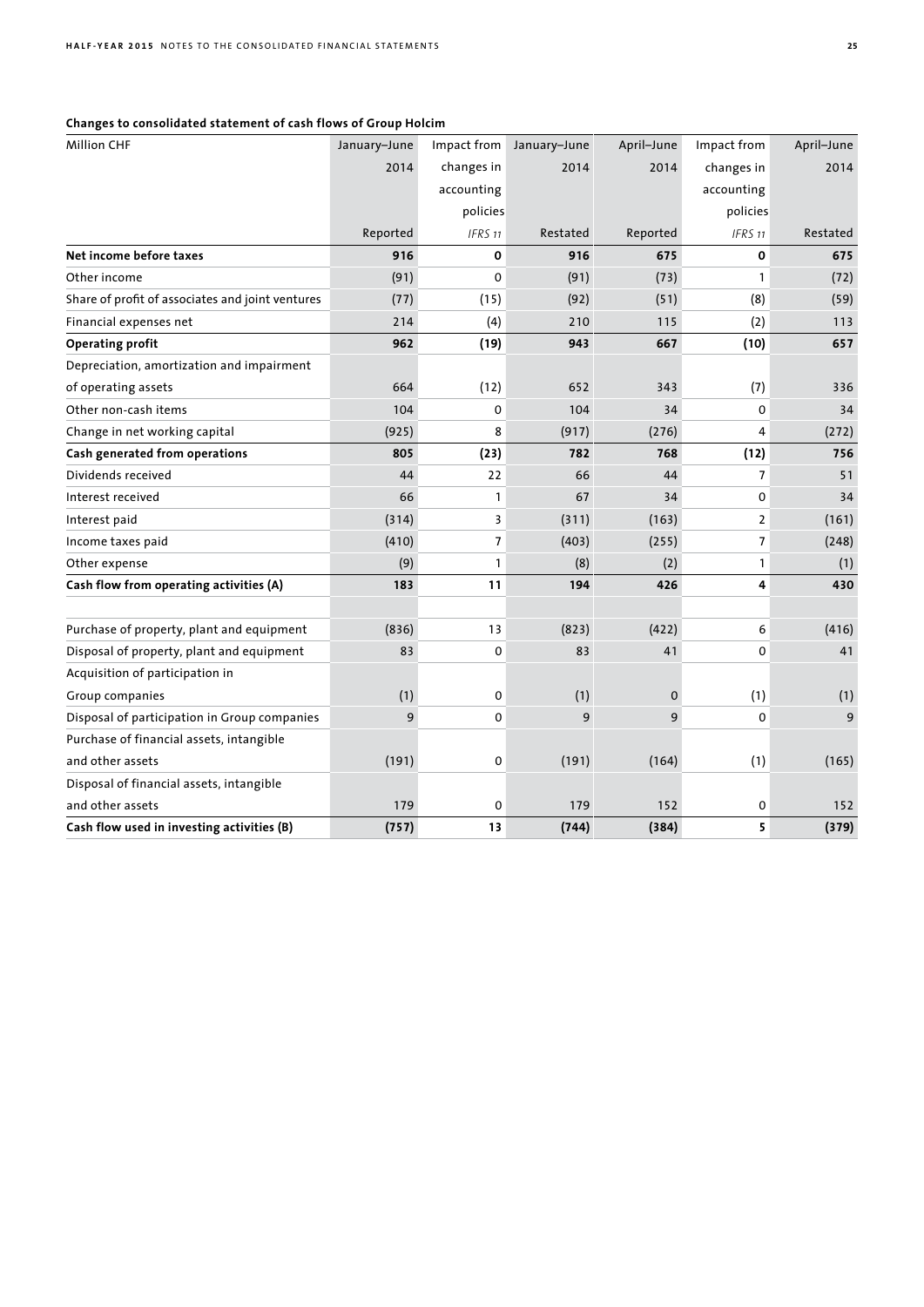**Changes to consolidated statement of cash flows of Group Holcim**

| Million CHF | January–June 2014 Reported | Impact from changes in accounting policies *IFRS 11* | January–June 2014 Restated | April–June 2014 Reported | Impact from changes in accounting policies *IFRS 11* | April–June 2014 Restated |
|---|---|---|---|---|---|---|
| **Net income before taxes** | **916** | **0** | **916** | **675** | **0** | **675** |
| Other income | (91) | 0 | (91) | (73) | 1 | (72) |
| Share of profit of associates and joint ventures | (77) | (15) | (92) | (51) | (8) | (59) |
| Financial expenses net | 214 | (4) | 210 | 115 | (2) | 113 |
| **Operating profit** | **962** | **(19)** | **943** | **667** | **(10)** | **657** |
| Depreciation, amortization and impairment of operating assets | 664 | (12) | 652 | 343 | (7) | 336 |
| Other non-cash items | 104 | 0 | 104 | 34 | 0 | 34 |
| Change in net working capital | (925) | 8 | (917) | (276) | 4 | (272) |
| **Cash generated from operations** | **805** | **(23)** | **782** | **768** | **(12)** | **756** |
| Dividends received | 44 | 22 | 66 | 44 | 7 | 51 |
| Interest received | 66 | 1 | 67 | 34 | 0 | 34 |
| Interest paid | (314) | 3 | (311) | (163) | 2 | (161) |
| Income taxes paid | (410) | 7 | (403) | (255) | 7 | (248) |
| Other expense | (9) | 1 | (8) | (2) | 1 | (1) |
| **Cash flow from operating activities (A)** | **183** | **11** | **194** | **426** | **4** | **430** |
| | | | | | | |
| Purchase of property, plant and equipment | (836) | 13 | (823) | (422) | 6 | (416) |
| Disposal of property, plant and equipment | 83 | 0 | 83 | 41 | 0 | 41 |
| Acquisition of participation in Group companies | (1) | 0 | (1) | 0 | (1) | (1) |
| Disposal of participation in Group companies | 9 | 0 | 9 | 9 | 0 | 9 |
| Purchase of financial assets, intangible and other assets | (191) | 0 | (191) | (164) | (1) | (165) |
| Disposal of financial assets, intangible and other assets | 179 | 0 | 179 | 152 | 0 | 152 |
| **Cash flow used in investing activities (B)** | **(757)** | **13** | **(744)** | **(384)** | **5** | **(379)** |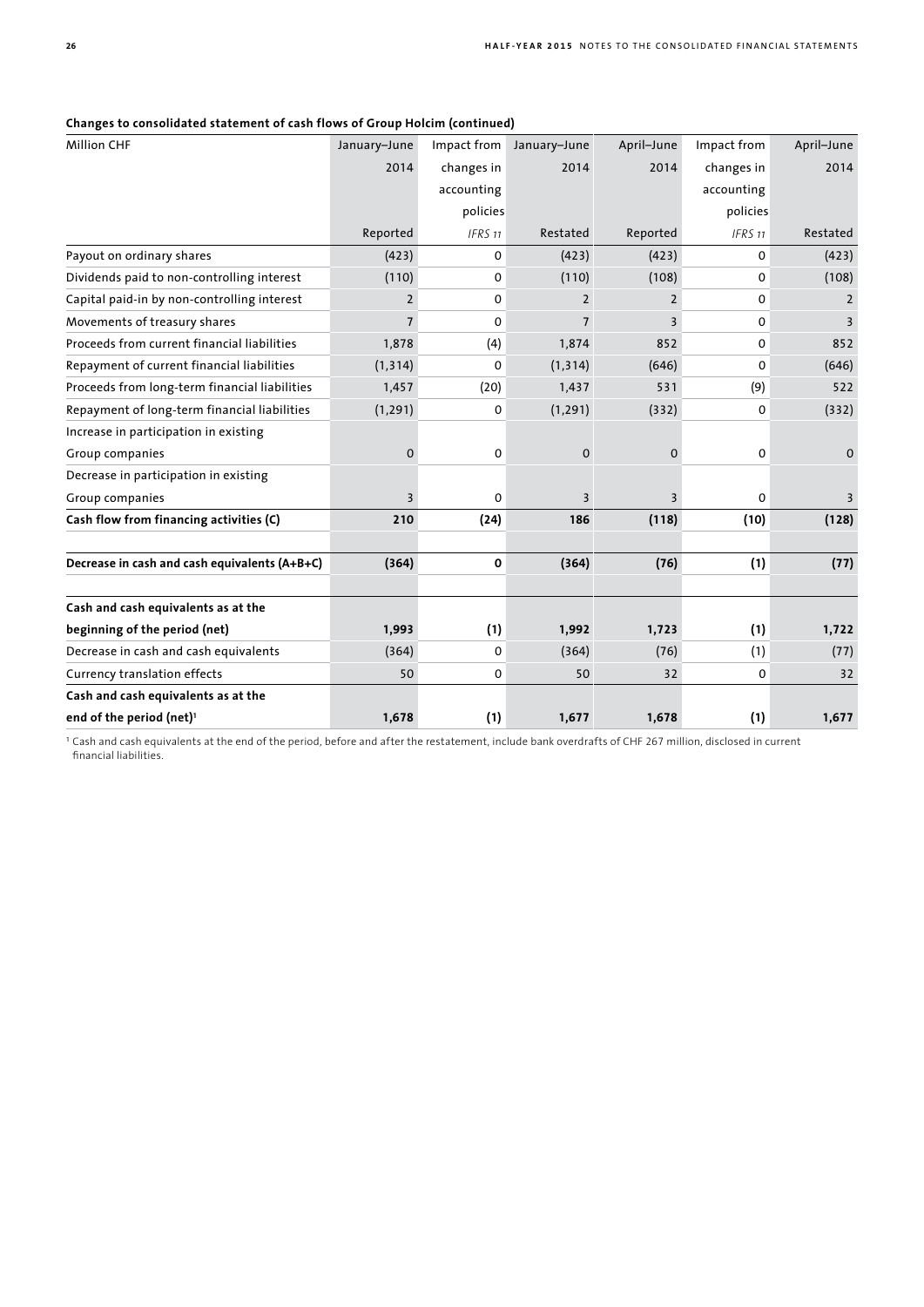**Changes to consolidated statement of cash flows of Group Holcim (continued)**

| Million CHF | January–June 2014 | Impact from changes in accounting policies | January–June 2014 | April–June 2014 | Impact from changes in accounting policies | April–June 2014 |
|---|---|---|---|---|---|---|
| | Reported | *IFRS 11* | Restated | Reported | *IFRS 11* | Restated |
| Payout on ordinary shares | (423) | 0 | (423) | (423) | 0 | (423) |
| Dividends paid to non-controlling interest | (110) | 0 | (110) | (108) | 0 | (108) |
| Capital paid-in by non-controlling interest | 2 | 0 | 2 | 2 | 0 | 2 |
| Movements of treasury shares | 7 | 0 | 7 | 3 | 0 | 3 |
| Proceeds from current financial liabilities | 1,878 | (4) | 1,874 | 852 | 0 | 852 |
| Repayment of current financial liabilities | (1,314) | 0 | (1,314) | (646) | 0 | (646) |
| Proceeds from long-term financial liabilities | 1,457 | (20) | 1,437 | 531 | (9) | 522 |
| Repayment of long-term financial liabilities | (1,291) | 0 | (1,291) | (332) | 0 | (332) |
| Increase in participation in existing Group companies | 0 | 0 | 0 | 0 | 0 | 0 |
| Decrease in participation in existing Group companies | 3 | 0 | 3 | 3 | 0 | 3 |
| **Cash flow from financing activities (C)** | **210** | **(24)** | **186** | **(118)** | **(10)** | **(128)** |
| | | | | | | |
| **Decrease in cash and cash equivalents (A+B+C)** | **(364)** | **0** | **(364)** | **(76)** | **(1)** | **(77)** |
| | | | | | | |
| **Cash and cash equivalents as at the beginning of the period (net)** | **1,993** | **(1)** | **1,992** | **1,723** | **(1)** | **1,722** |
| Decrease in cash and cash equivalents | (364) | 0 | (364) | (76) | (1) | (77) |
| Currency translation effects | 50 | 0 | 50 | 32 | 0 | 32 |
| **Cash and cash equivalents as at the end of the period (net)[1]** | **1,678** | **(1)** | **1,677** | **1,678** | **(1)** | **1,677** |

[1] Cash and cash equivalents at the end of the period, before and after the restatement, include bank overdrafts of CHF 267 million, disclosed in current financial liabilities.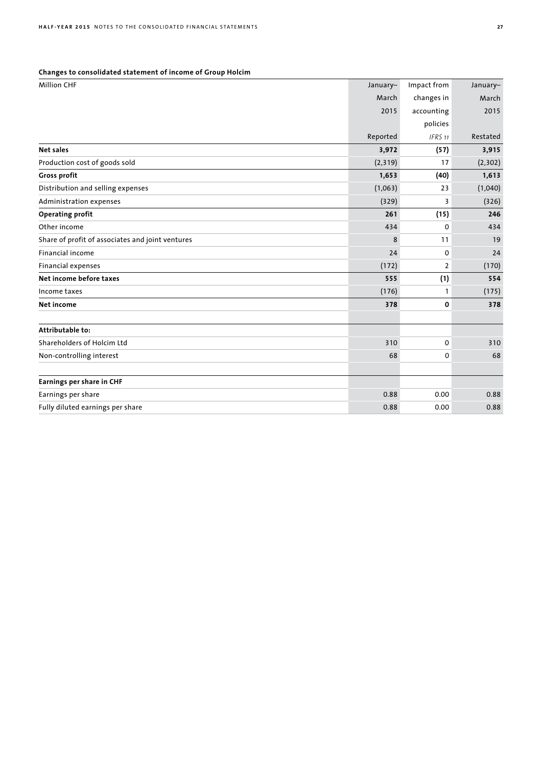**Changes to consolidated statement of income of Group Holcim**

| Million CHF | January–March 2015 Reported | Impact from changes in accounting policies *IFRS 11* | January–March 2015 Restated |
|---|---|---|---|
| **Net sales** | **3,972** | **(57)** | **3,915** |
| Production cost of goods sold | (2,319) | 17 | (2,302) |
| **Gross profit** | **1,653** | **(40)** | **1,613** |
| Distribution and selling expenses | (1,063) | 23 | (1,040) |
| Administration expenses | (329) | 3 | (326) |
| **Operating profit** | **261** | **(15)** | **246** |
| Other income | 434 | 0 | 434 |
| Share of profit of associates and joint ventures | 8 | 11 | 19 |
| Financial income | 24 | 0 | 24 |
| Financial expenses | (172) | 2 | (170) |
| **Net income before taxes** | **555** | **(1)** | **554** |
| Income taxes | (176) | 1 | (175) |
| **Net income** | **378** | **0** | **378** |
| | | | |
| **Attributable to:** | | | |
| Shareholders of Holcim Ltd | 310 | 0 | 310 |
| Non-controlling interest | 68 | 0 | 68 |
| | | | |
| **Earnings per share in CHF** | | | |
| Earnings per share | 0.88 | 0.00 | 0.88 |
| Fully diluted earnings per share | 0.88 | 0.00 | 0.88 |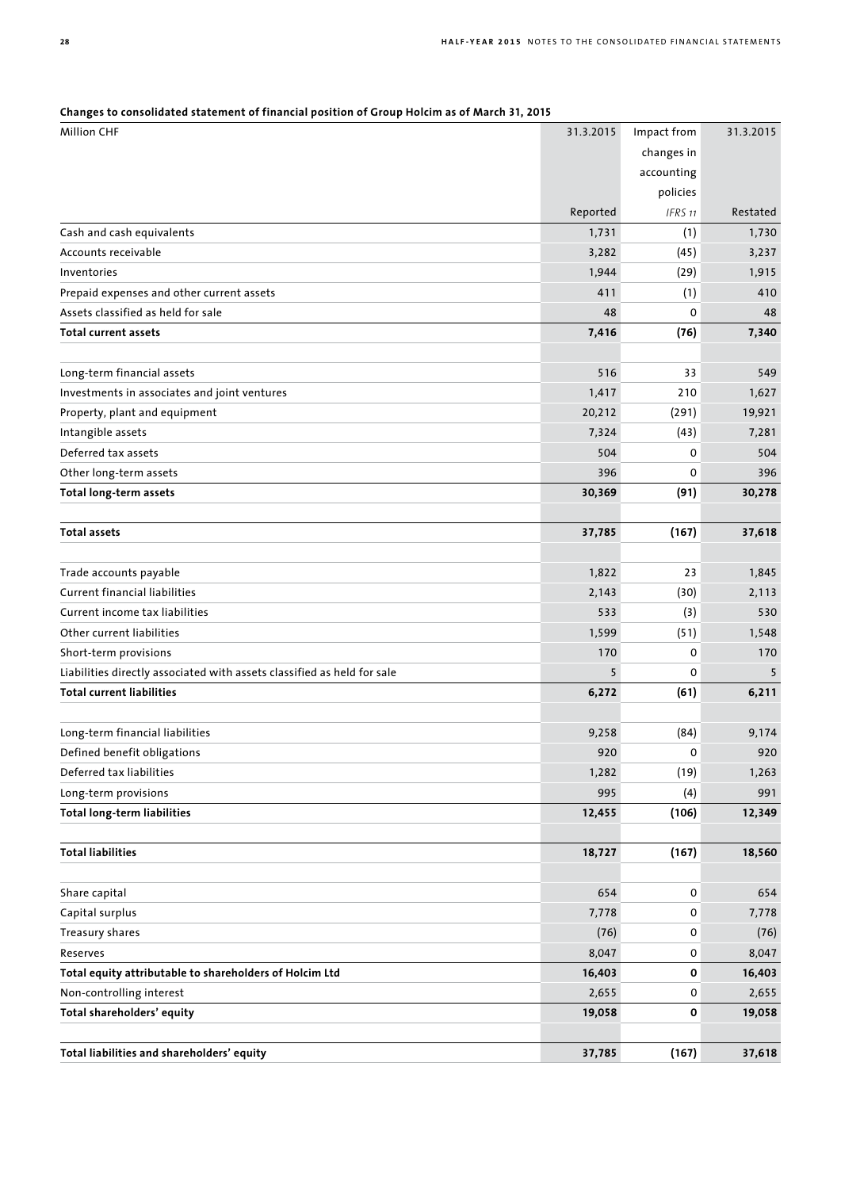**Changes to consolidated statement of financial position of Group Holcim as of March 31, 2015**

| Million CHF | 31.3.2015 | Impact from changes in accounting policies | 31.3.2015 |
|---|---|---|---|
| | Reported | *IFRS 11* | Restated |
| Cash and cash equivalents | 1,731 | (1) | 1,730 |
| Accounts receivable | 3,282 | (45) | 3,237 |
| Inventories | 1,944 | (29) | 1,915 |
| Prepaid expenses and other current assets | 411 | (1) | 410 |
| Assets classified as held for sale | 48 | 0 | 48 |
| **Total current assets** | **7,416** | **(76)** | **7,340** |
| | | | |
| Long-term financial assets | 516 | 33 | 549 |
| Investments in associates and joint ventures | 1,417 | 210 | 1,627 |
| Property, plant and equipment | 20,212 | (291) | 19,921 |
| Intangible assets | 7,324 | (43) | 7,281 |
| Deferred tax assets | 504 | 0 | 504 |
| Other long-term assets | 396 | 0 | 396 |
| **Total long-term assets** | **30,369** | **(91)** | **30,278** |
| | | | |
| **Total assets** | **37,785** | **(167)** | **37,618** |
| | | | |
| Trade accounts payable | 1,822 | 23 | 1,845 |
| Current financial liabilities | 2,143 | (30) | 2,113 |
| Current income tax liabilities | 533 | (3) | 530 |
| Other current liabilities | 1,599 | (51) | 1,548 |
| Short-term provisions | 170 | 0 | 170 |
| Liabilities directly associated with assets classified as held for sale | 5 | 0 | 5 |
| **Total current liabilities** | **6,272** | **(61)** | **6,211** |
| | | | |
| Long-term financial liabilities | 9,258 | (84) | 9,174 |
| Defined benefit obligations | 920 | 0 | 920 |
| Deferred tax liabilities | 1,282 | (19) | 1,263 |
| Long-term provisions | 995 | (4) | 991 |
| **Total long-term liabilities** | **12,455** | **(106)** | **12,349** |
| | | | |
| **Total liabilities** | **18,727** | **(167)** | **18,560** |
| | | | |
| Share capital | 654 | 0 | 654 |
| Capital surplus | 7,778 | 0 | 7,778 |
| Treasury shares | (76) | 0 | (76) |
| Reserves | 8,047 | 0 | 8,047 |
| **Total equity attributable to shareholders of Holcim Ltd** | **16,403** | **0** | **16,403** |
| Non-controlling interest | 2,655 | 0 | 2,655 |
| **Total shareholders' equity** | **19,058** | **0** | **19,058** |
| | | | |
| **Total liabilities and shareholders' equity** | **37,785** | **(167)** | **37,618** |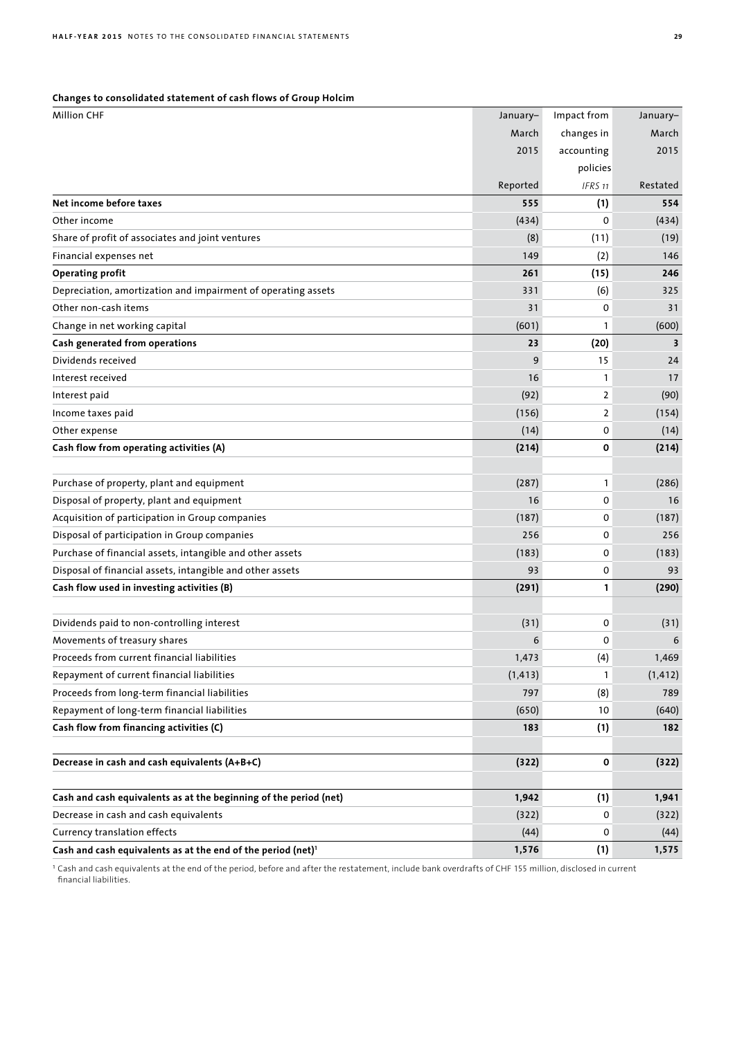**Changes to consolidated statement of cash flows of Group Holcim**

| Million CHF | January–March 2015 Reported | Impact from changes in accounting policies *IFRS 11* | January–March 2015 Restated |
|---|---|---|---|
| **Net income before taxes** | **555** | **(1)** | **554** |
| Other income | (434) | 0 | (434) |
| Share of profit of associates and joint ventures | (8) | (11) | (19) |
| Financial expenses net | 149 | (2) | 146 |
| **Operating profit** | **261** | **(15)** | **246** |
| Depreciation, amortization and impairment of operating assets | 331 | (6) | 325 |
| Other non-cash items | 31 | 0 | 31 |
| Change in net working capital | (601) | 1 | (600) |
| **Cash generated from operations** | **23** | **(20)** | **3** |
| Dividends received | 9 | 15 | 24 |
| Interest received | 16 | 1 | 17 |
| Interest paid | (92) | 2 | (90) |
| Income taxes paid | (156) | 2 | (154) |
| Other expense | (14) | 0 | (14) |
| **Cash flow from operating activities (A)** | **(214)** | **0** | **(214)** |
| | | | |
| Purchase of property, plant and equipment | (287) | 1 | (286) |
| Disposal of property, plant and equipment | 16 | 0 | 16 |
| Acquisition of participation in Group companies | (187) | 0 | (187) |
| Disposal of participation in Group companies | 256 | 0 | 256 |
| Purchase of financial assets, intangible and other assets | (183) | 0 | (183) |
| Disposal of financial assets, intangible and other assets | 93 | 0 | 93 |
| **Cash flow used in investing activities (B)** | **(291)** | **1** | **(290)** |
| | | | |
| Dividends paid to non-controlling interest | (31) | 0 | (31) |
| Movements of treasury shares | 6 | 0 | 6 |
| Proceeds from current financial liabilities | 1,473 | (4) | 1,469 |
| Repayment of current financial liabilities | (1,413) | 1 | (1,412) |
| Proceeds from long-term financial liabilities | 797 | (8) | 789 |
| Repayment of long-term financial liabilities | (650) | 10 | (640) |
| **Cash flow from financing activities (C)** | **183** | **(1)** | **182** |
| | | | |
| **Decrease in cash and cash equivalents (A+B+C)** | **(322)** | **0** | **(322)** |
| | | | |
| **Cash and cash equivalents as at the beginning of the period (net)** | **1,942** | **(1)** | **1,941** |
| Decrease in cash and cash equivalents | (322) | 0 | (322) |
| Currency translation effects | (44) | 0 | (44) |
| **Cash and cash equivalents as at the end of the period (net)[1]** | **1,576** | **(1)** | **1,575** |

[1] Cash and cash equivalents at the end of the period, before and after the restatement, include bank overdrafts of CHF 155 million, disclosed in current financial liabilities.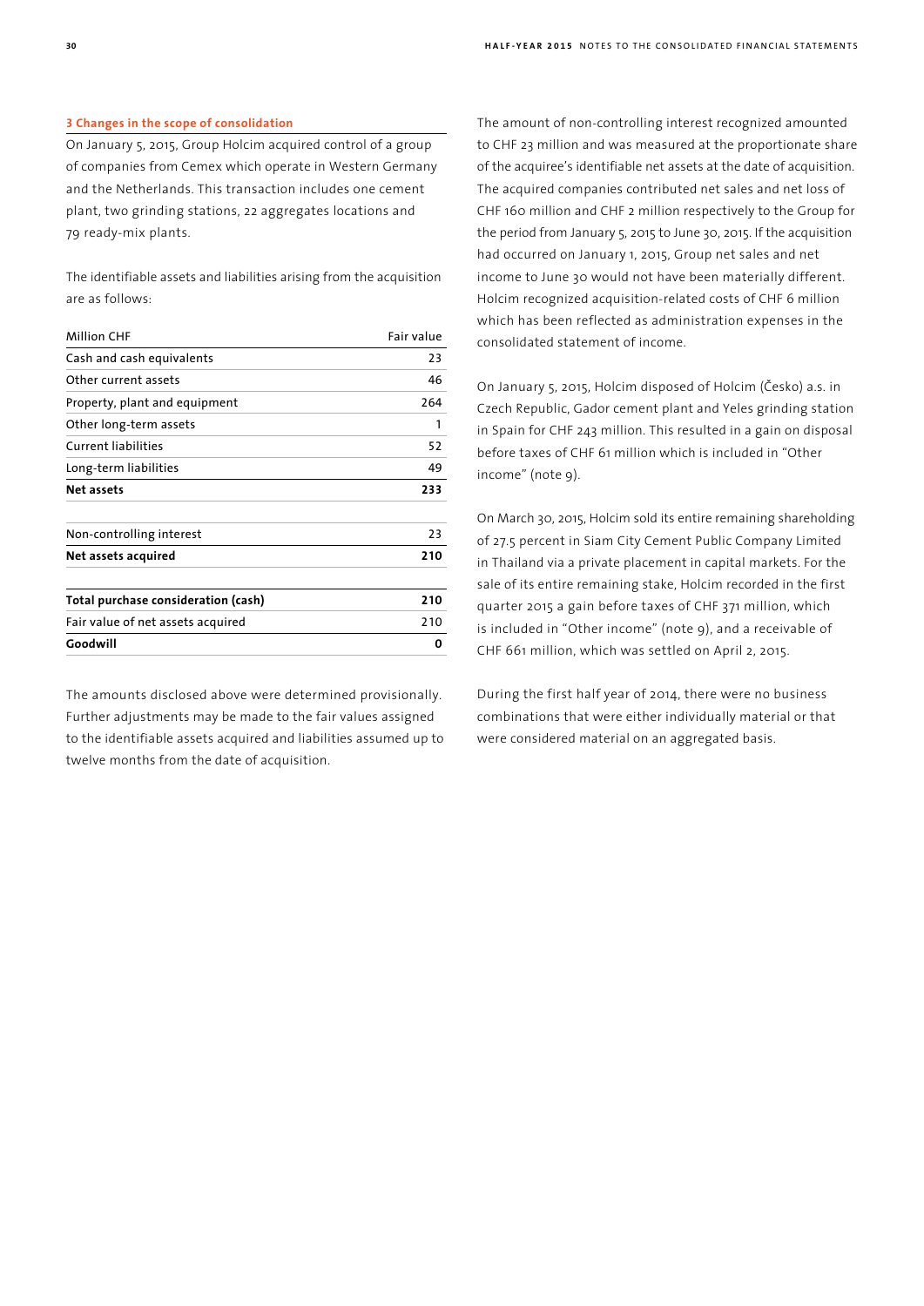### 3 Changes in the scope of consolidation

On January 5, 2015, Group Holcim acquired control of a group of companies from Cemex which operate in Western Germany and the Netherlands. This transaction includes one cement plant, two grinding stations, 22 aggregates locations and 79 ready-mix plants.

The identifiable assets and liabilities arising from the acquisition are as follows:

| Million CHF | Fair value |
|---|---|
| Cash and cash equivalents | 23 |
| Other current assets | 46 |
| Property, plant and equipment | 264 |
| Other long-term assets | 1 |
| Current liabilities | 52 |
| Long-term liabilities | 49 |
| **Net assets** | **233** |
| | |
| Non-controlling interest | 23 |
| **Net assets acquired** | **210** |
| | |
| **Total purchase consideration (cash)** | **210** |
| Fair value of net assets acquired | 210 |
| **Goodwill** | **0** |

The amounts disclosed above were determined provisionally. Further adjustments may be made to the fair values assigned to the identifiable assets acquired and liabilities assumed up to twelve months from the date of acquisition.

The amount of non-controlling interest recognized amounted to CHF 23 million and was measured at the proportionate share of the acquiree's identifiable net assets at the date of acquisition. The acquired companies contributed net sales and net loss of CHF 160 million and CHF 2 million respectively to the Group for the period from January 5, 2015 to June 30, 2015. If the acquisition had occurred on January 1, 2015, Group net sales and net income to June 30 would not have been materially different. Holcim recognized acquisition-related costs of CHF 6 million which has been reflected as administration expenses in the consolidated statement of income.

On January 5, 2015, Holcim disposed of Holcim (Česko) a.s. in Czech Republic, Gador cement plant and Yeles grinding station in Spain for CHF 243 million. This resulted in a gain on disposal before taxes of CHF 61 million which is included in "Other income" (note 9).

On March 30, 2015, Holcim sold its entire remaining shareholding of 27.5 percent in Siam City Cement Public Company Limited in Thailand via a private placement in capital markets. For the sale of its entire remaining stake, Holcim recorded in the first quarter 2015 a gain before taxes of CHF 371 million, which is included in "Other income" (note 9), and a receivable of CHF 661 million, which was settled on April 2, 2015.

During the first half year of 2014, there were no business combinations that were either individually material or that were considered material on an aggregated basis.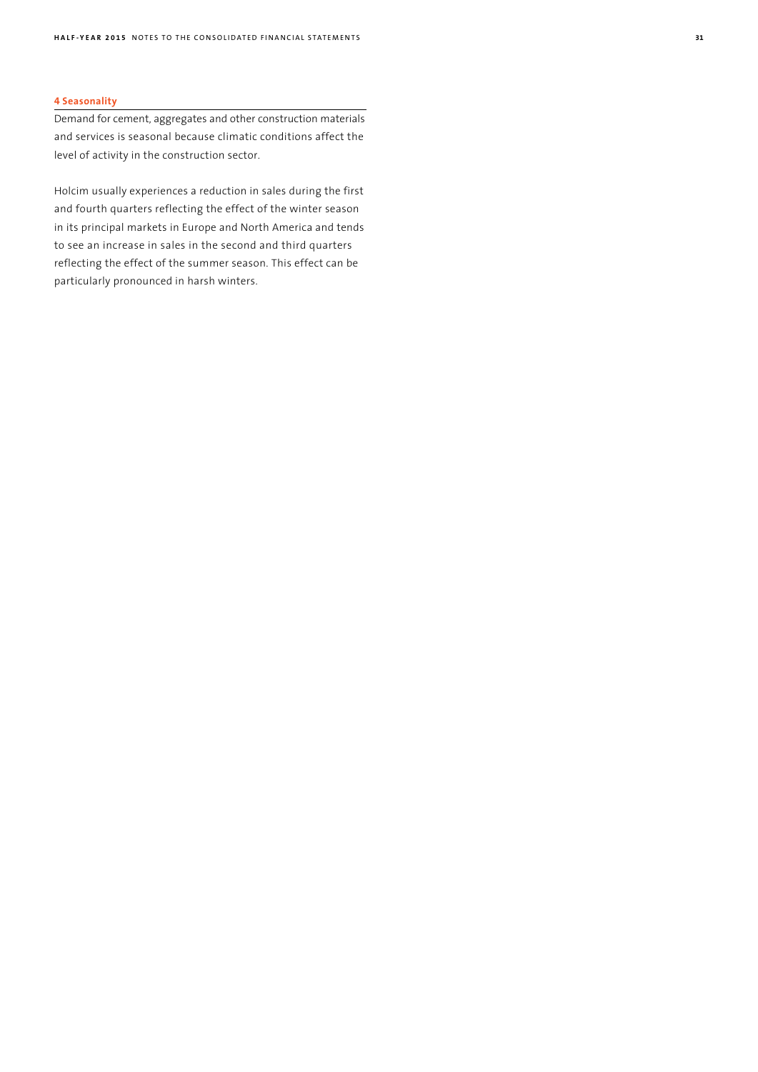## 4 Seasonality

Demand for cement, aggregates and other construction materials and services is seasonal because climatic conditions affect the level of activity in the construction sector.

Holcim usually experiences a reduction in sales during the first and fourth quarters reflecting the effect of the winter season in its principal markets in Europe and North America and tends to see an increase in sales in the second and third quarters reflecting the effect of the summer season. This effect can be particularly pronounced in harsh winters.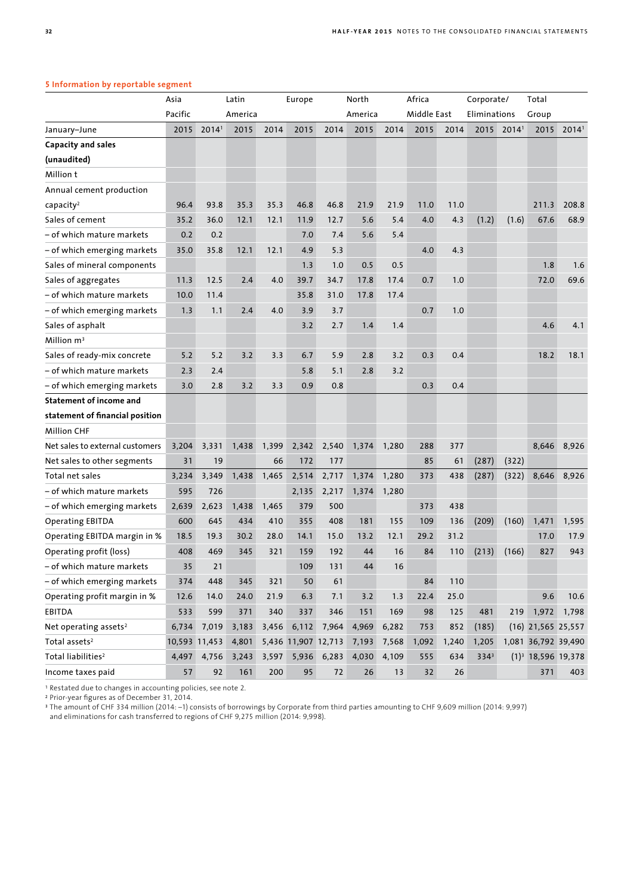### 5 Information by reportable segment

| January–June | Asia Pacific | | Latin America | | Europe | | North America | | Africa Middle East | | Corporate/ Eliminations | | Total Group | |
|---|---|---|---|---|---|---|---|---|---|---|---|---|---|---|
| | 2015 | 2014[1] | 2015 | 2014 | 2015 | 2014 | 2015 | 2014 | 2015 | 2014 | 2015 | 2014[1] | 2015 | 2014[1] |
| **Capacity and sales (unaudited)** | | | | | | | | | | | | | | |
| Million t | | | | | | | | | | | | | | |
| Annual cement production capacity[2] | 96.4 | 93.8 | 35.3 | 35.3 | 46.8 | 46.8 | 21.9 | 21.9 | 11.0 | 11.0 | | | 211.3 | 208.8 |
| Sales of cement | 35.2 | 36.0 | 12.1 | 12.1 | 11.9 | 12.7 | 5.6 | 5.4 | 4.0 | 4.3 | (1.2) | (1.6) | 67.6 | 68.9 |
| – of which mature markets | 0.2 | 0.2 | | | 7.0 | 7.4 | 5.6 | 5.4 | | | | | | |
| – of which emerging markets | 35.0 | 35.8 | 12.1 | 12.1 | 4.9 | 5.3 | | | 4.0 | 4.3 | | | | |
| Sales of mineral components | | | | | 1.3 | 1.0 | 0.5 | 0.5 | | | | | 1.8 | 1.6 |
| Sales of aggregates | 11.3 | 12.5 | 2.4 | 4.0 | 39.7 | 34.7 | 17.8 | 17.4 | 0.7 | 1.0 | | | 72.0 | 69.6 |
| – of which mature markets | 10.0 | 11.4 | | | 35.8 | 31.0 | 17.8 | 17.4 | | | | | | |
| – of which emerging markets | 1.3 | 1.1 | 2.4 | 4.0 | 3.9 | 3.7 | | | 0.7 | 1.0 | | | | |
| Sales of asphalt | | | | | 3.2 | 2.7 | 1.4 | 1.4 | | | | | 4.6 | 4.1 |
| Million m³ | | | | | | | | | | | | | | |
| Sales of ready-mix concrete | 5.2 | 5.2 | 3.2 | 3.3 | 6.7 | 5.9 | 2.8 | 3.2 | 0.3 | 0.4 | | | 18.2 | 18.1 |
| – of which mature markets | 2.3 | 2.4 | | | 5.8 | 5.1 | 2.8 | 3.2 | | | | | | |
| – of which emerging markets | 3.0 | 2.8 | 3.2 | 3.3 | 0.9 | 0.8 | | | 0.3 | 0.4 | | | | |
| **Statement of income and statement of financial position** | | | | | | | | | | | | | | |
| Million CHF | | | | | | | | | | | | | | |
| Net sales to external customers | 3,204 | 3,331 | 1,438 | 1,399 | 2,342 | 2,540 | 1,374 | 1,280 | 288 | 377 | | | 8,646 | 8,926 |
| Net sales to other segments | 31 | 19 | | 66 | 172 | 177 | | | 85 | 61 | (287) | (322) | | |
| Total net sales | 3,234 | 3,349 | 1,438 | 1,465 | 2,514 | 2,717 | 1,374 | 1,280 | 373 | 438 | (287) | (322) | 8,646 | 8,926 |
| – of which mature markets | 595 | 726 | | | 2,135 | 2,217 | 1,374 | 1,280 | | | | | | |
| – of which emerging markets | 2,639 | 2,623 | 1,438 | 1,465 | 379 | 500 | | | 373 | 438 | | | | |
| Operating EBITDA | 600 | 645 | 434 | 410 | 355 | 408 | 181 | 155 | 109 | 136 | (209) | (160) | 1,471 | 1,595 |
| Operating EBITDA margin in % | 18.5 | 19.3 | 30.2 | 28.0 | 14.1 | 15.0 | 13.2 | 12.1 | 29.2 | 31.2 | | | 17.0 | 17.9 |
| Operating profit (loss) | 408 | 469 | 345 | 321 | 159 | 192 | 44 | 16 | 84 | 110 | (213) | (166) | 827 | 943 |
| – of which mature markets | 35 | 21 | | | 109 | 131 | 44 | 16 | | | | | | |
| – of which emerging markets | 374 | 448 | 345 | 321 | 50 | 61 | | | 84 | 110 | | | | |
| Operating profit margin in % | 12.6 | 14.0 | 24.0 | 21.9 | 6.3 | 7.1 | 3.2 | 1.3 | 22.4 | 25.0 | | | 9.6 | 10.6 |
| EBITDA | 533 | 599 | 371 | 340 | 337 | 346 | 151 | 169 | 98 | 125 | 481 | 219 | 1,972 | 1,798 |
| Net operating assets[2] | 6,734 | 7,019 | 3,183 | 3,456 | 6,112 | 7,964 | 4,969 | 6,282 | 753 | 852 | (185) | (16) | 21,565 | 25,557 |
| Total assets[2] | 10,593 | 11,453 | 4,801 | 5,436 | 11,907 | 12,713 | 7,193 | 7,568 | 1,092 | 1,240 | 1,205 | 1,081 | 36,792 | 39,490 |
| Total liabilities[2] | 4,497 | 4,756 | 3,243 | 3,597 | 5,936 | 6,283 | 4,030 | 4,109 | 555 | 634 | 334[3] | (1)[3] | 18,596 | 19,378 |
| Income taxes paid | 57 | 92 | 161 | 200 | 95 | 72 | 26 | 13 | 32 | 26 | | | 371 | 403 |

[1] Restated due to changes in accounting policies, see note 2.

[2] Prior-year figures as of December 31, 2014.

[3] The amount of CHF 334 million (2014: –1) consists of borrowings by Corporate from third parties amounting to CHF 9,609 million (2014: 9,997) and eliminations for cash transferred to regions of CHF 9,275 million (2014: 9,998).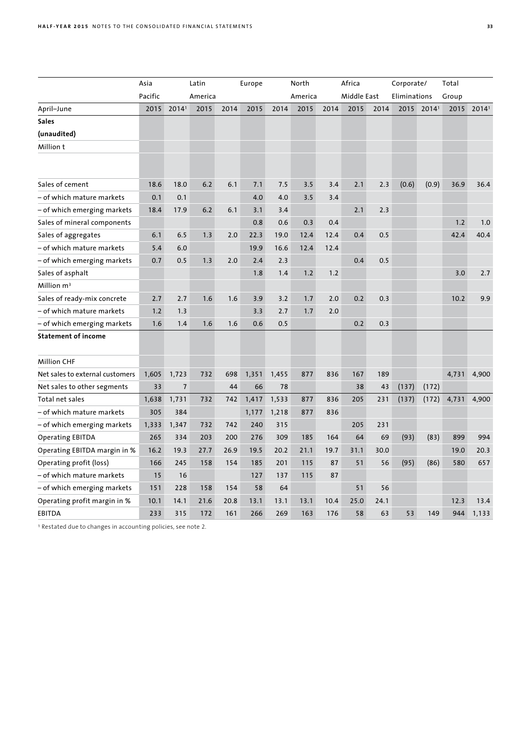| | Asia Pacific | | Latin America | | Europe | | North America | | Africa Middle East | | Corporate/ Eliminations | | Total Group | |
|---|---|---|---|---|---|---|---|---|---|---|---|---|---|---|
| April–June | 2015 | 2014[1] | 2015 | 2014 | 2015 | 2014 | 2015 | 2014 | 2015 | 2014 | 2015 | 2014[1] | 2015 | 2014[1] |
| **Sales (unaudited)** | | | | | | | | | | | | | | |
| Million t | | | | | | | | | | | | | | |
| Sales of cement | 18.6 | 18.0 | 6.2 | 6.1 | 7.1 | 7.5 | 3.5 | 3.4 | 2.1 | 2.3 | (0.6) | (0.9) | 36.9 | 36.4 |
| – of which mature markets | 0.1 | 0.1 | | | 4.0 | 4.0 | 3.5 | 3.4 | | | | | | |
| – of which emerging markets | 18.4 | 17.9 | 6.2 | 6.1 | 3.1 | 3.4 | | | 2.1 | 2.3 | | | | |
| Sales of mineral components | | | | | 0.8 | 0.6 | 0.3 | 0.4 | | | | | 1.2 | 1.0 |
| Sales of aggregates | 6.1 | 6.5 | 1.3 | 2.0 | 22.3 | 19.0 | 12.4 | 12.4 | 0.4 | 0.5 | | | 42.4 | 40.4 |
| – of which mature markets | 5.4 | 6.0 | | | 19.9 | 16.6 | 12.4 | 12.4 | | | | | | |
| – of which emerging markets | 0.7 | 0.5 | 1.3 | 2.0 | 2.4 | 2.3 | | | 0.4 | 0.5 | | | | |
| Sales of asphalt | | | | | 1.8 | 1.4 | 1.2 | 1.2 | | | | | 3.0 | 2.7 |
| Million m³ | | | | | | | | | | | | | | |
| Sales of ready-mix concrete | 2.7 | 2.7 | 1.6 | 1.6 | 3.9 | 3.2 | 1.7 | 2.0 | 0.2 | 0.3 | | | 10.2 | 9.9 |
| – of which mature markets | 1.2 | 1.3 | | | 3.3 | 2.7 | 1.7 | 2.0 | | | | | | |
| – of which emerging markets | 1.6 | 1.4 | 1.6 | 1.6 | 0.6 | 0.5 | | | 0.2 | 0.3 | | | | |
| **Statement of income** | | | | | | | | | | | | | | |
| Million CHF | | | | | | | | | | | | | | |
| Net sales to external customers | 1,605 | 1,723 | 732 | 698 | 1,351 | 1,455 | 877 | 836 | 167 | 189 | | | 4,731 | 4,900 |
| Net sales to other segments | 33 | 7 | | 44 | 66 | 78 | | | 38 | 43 | (137) | (172) | | |
| Total net sales | 1,638 | 1,731 | 732 | 742 | 1,417 | 1,533 | 877 | 836 | 205 | 231 | (137) | (172) | 4,731 | 4,900 |
| – of which mature markets | 305 | 384 | | | 1,177 | 1,218 | 877 | 836 | | | | | | |
| – of which emerging markets | 1,333 | 1,347 | 732 | 742 | 240 | 315 | | | 205 | 231 | | | | |
| Operating EBITDA | 265 | 334 | 203 | 200 | 276 | 309 | 185 | 164 | 64 | 69 | (93) | (83) | 899 | 994 |
| Operating EBITDA margin in % | 16.2 | 19.3 | 27.7 | 26.9 | 19.5 | 20.2 | 21.1 | 19.7 | 31.1 | 30.0 | | | 19.0 | 20.3 |
| Operating profit (loss) | 166 | 245 | 158 | 154 | 185 | 201 | 115 | 87 | 51 | 56 | (95) | (86) | 580 | 657 |
| – of which mature markets | 15 | 16 | | | 127 | 137 | 115 | 87 | | | | | | |
| – of which emerging markets | 151 | 228 | 158 | 154 | 58 | 64 | | | 51 | 56 | | | | |
| Operating profit margin in % | 10.1 | 14.1 | 21.6 | 20.8 | 13.1 | 13.1 | 13.1 | 10.4 | 25.0 | 24.1 | | | 12.3 | 13.4 |
| EBITDA | 233 | 315 | 172 | 161 | 266 | 269 | 163 | 176 | 58 | 63 | 53 | 149 | 944 | 1,133 |

[1] Restated due to changes in accounting policies, see note 2.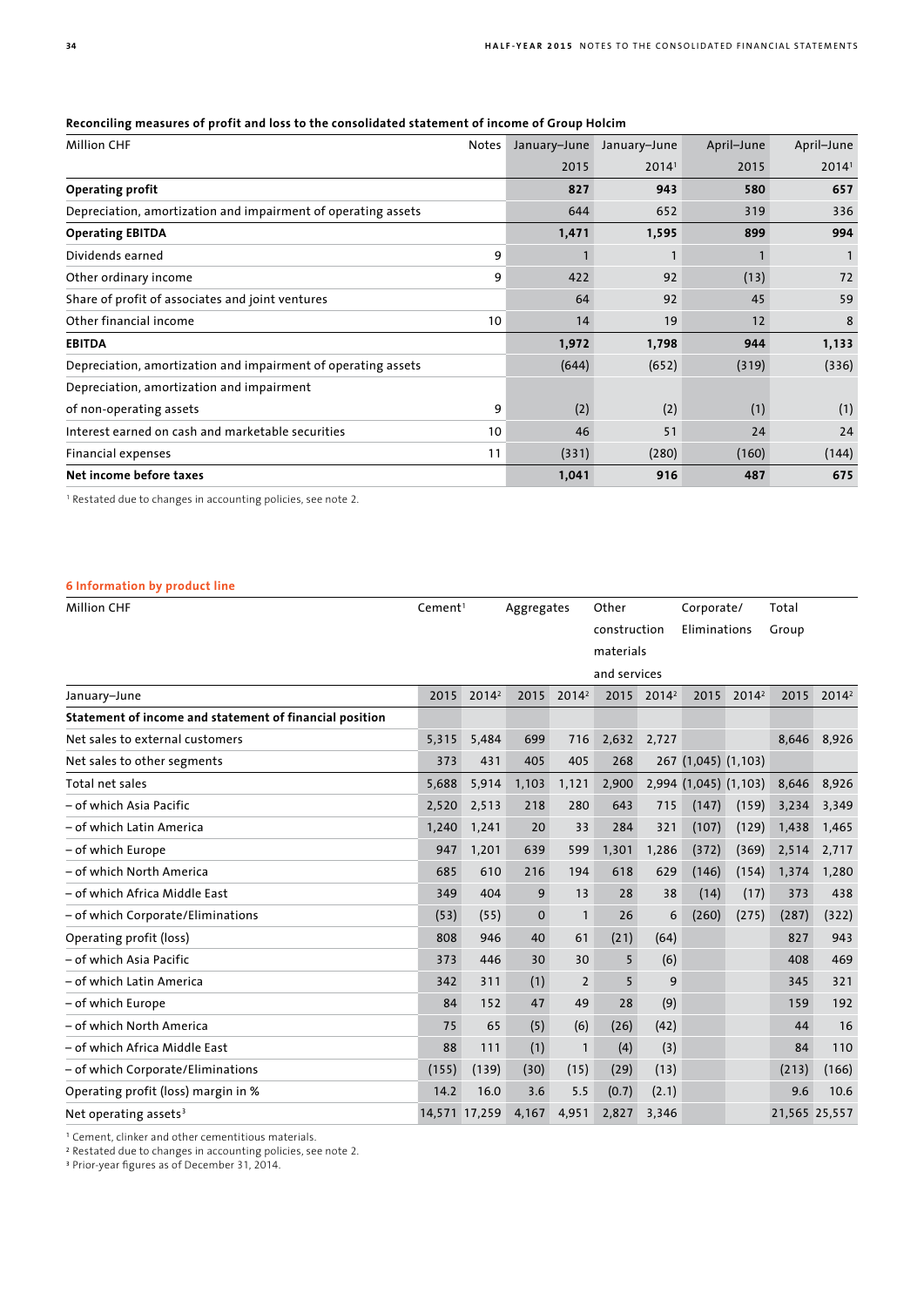**Reconciling measures of profit and loss to the consolidated statement of income of Group Holcim**

| Million CHF | Notes | January–June 2015 | January–June 2014[1] | April–June 2015 | April–June 2014[1] |
|---|---|---|---|---|---|
| **Operating profit** | | **827** | **943** | **580** | **657** |
| Depreciation, amortization and impairment of operating assets | | 644 | 652 | 319 | 336 |
| **Operating EBITDA** | | **1,471** | **1,595** | **899** | **994** |
| Dividends earned | 9 | 1 | 1 | 1 | 1 |
| Other ordinary income | 9 | 422 | 92 | (13) | 72 |
| Share of profit of associates and joint ventures | | 64 | 92 | 45 | 59 |
| Other financial income | 10 | 14 | 19 | 12 | 8 |
| **EBITDA** | | **1,972** | **1,798** | **944** | **1,133** |
| Depreciation, amortization and impairment of operating assets | | (644) | (652) | (319) | (336) |
| Depreciation, amortization and impairment of non-operating assets | 9 | (2) | (2) | (1) | (1) |
| Interest earned on cash and marketable securities | 10 | 46 | 51 | 24 | 24 |
| Financial expenses | 11 | (331) | (280) | (160) | (144) |
| **Net income before taxes** | | **1,041** | **916** | **487** | **675** |

[1] Restated due to changes in accounting policies, see note 2.

## 6 Information by product line

| Million CHF | Cement[1] | | Aggregates | | Other construction materials and services | | Corporate/ Eliminations | | Total Group | |
|---|---|---|---|---|---|---|---|---|---|---|
| January–June | 2015 | 2014[2] | 2015 | 2014[2] | 2015 | 2014[2] | 2015 | 2014[2] | 2015 | 2014[2] |
| **Statement of income and statement of financial position** | | | | | | | | | | |
| Net sales to external customers | 5,315 | 5,484 | 699 | 716 | 2,632 | 2,727 | | | 8,646 | 8,926 |
| Net sales to other segments | 373 | 431 | 405 | 405 | 268 | 267 | (1,045) | (1,103) | | |
| Total net sales | 5,688 | 5,914 | 1,103 | 1,121 | 2,900 | 2,994 | (1,045) | (1,103) | 8,646 | 8,926 |
| – of which Asia Pacific | 2,520 | 2,513 | 218 | 280 | 643 | 715 | (147) | (159) | 3,234 | 3,349 |
| – of which Latin America | 1,240 | 1,241 | 20 | 33 | 284 | 321 | (107) | (129) | 1,438 | 1,465 |
| – of which Europe | 947 | 1,201 | 639 | 599 | 1,301 | 1,286 | (372) | (369) | 2,514 | 2,717 |
| – of which North America | 685 | 610 | 216 | 194 | 618 | 629 | (146) | (154) | 1,374 | 1,280 |
| – of which Africa Middle East | 349 | 404 | 9 | 13 | 28 | 38 | (14) | (17) | 373 | 438 |
| – of which Corporate/Eliminations | (53) | (55) | 0 | 1 | 26 | 6 | (260) | (275) | (287) | (322) |
| Operating profit (loss) | 808 | 946 | 40 | 61 | (21) | (64) | | | 827 | 943 |
| – of which Asia Pacific | 373 | 446 | 30 | 30 | 5 | (6) | | | 408 | 469 |
| – of which Latin America | 342 | 311 | (1) | 2 | 5 | 9 | | | 345 | 321 |
| – of which Europe | 84 | 152 | 47 | 49 | 28 | (9) | | | 159 | 192 |
| – of which North America | 75 | 65 | (5) | (6) | (26) | (42) | | | 44 | 16 |
| – of which Africa Middle East | 88 | 111 | (1) | 1 | (4) | (3) | | | 84 | 110 |
| – of which Corporate/Eliminations | (155) | (139) | (30) | (15) | (29) | (13) | | | (213) | (166) |
| Operating profit (loss) margin in % | 14.2 | 16.0 | 3.6 | 5.5 | (0.7) | (2.1) | | | 9.6 | 10.6 |
| Net operating assets[3] | 14,571 | 17,259 | 4,167 | 4,951 | 2,827 | 3,346 | | | 21,565 | 25,557 |

[1] Cement, clinker and other cementitious materials.
[2] Restated due to changes in accounting policies, see note 2.
[3] Prior-year figures as of December 31, 2014.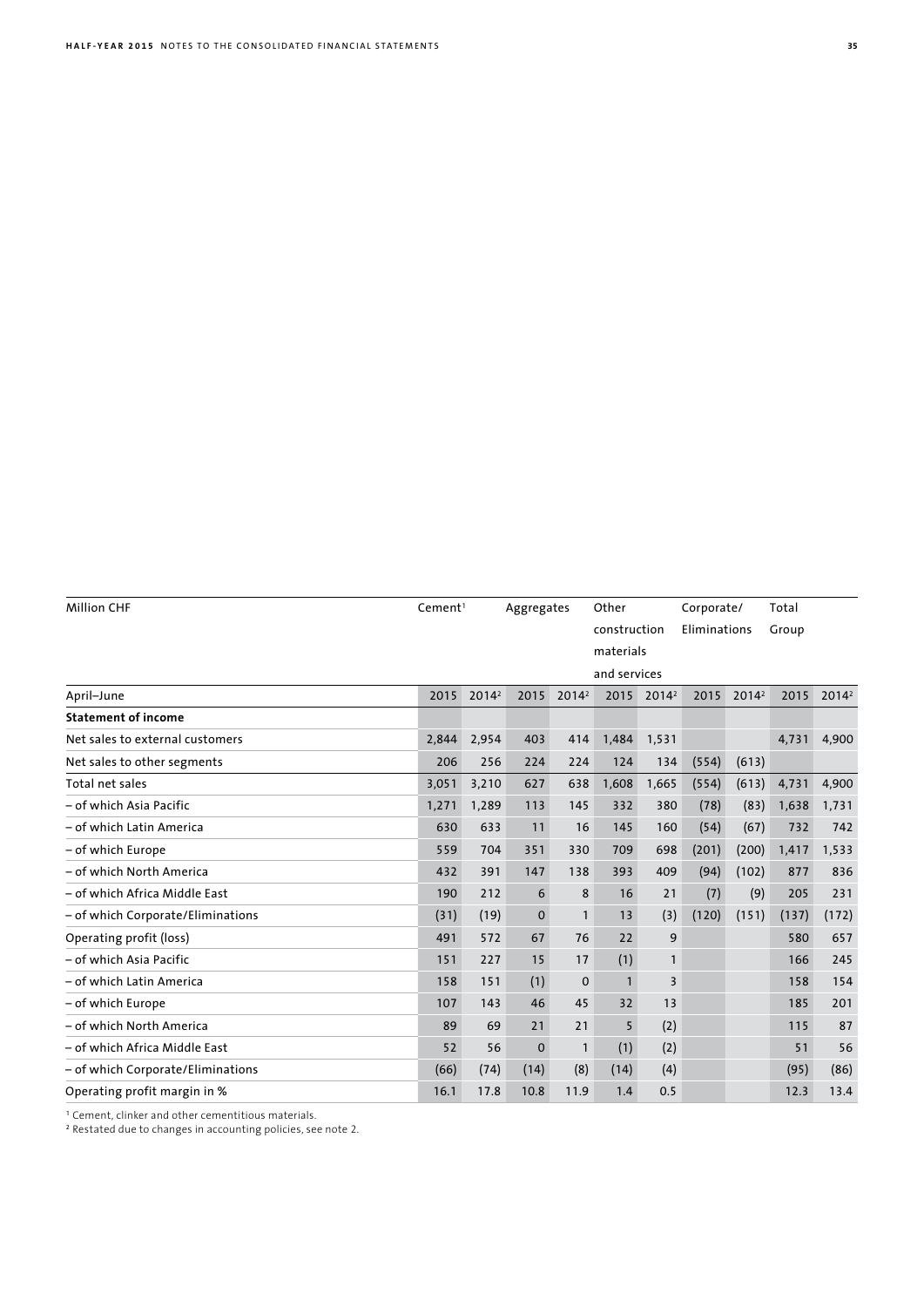| Million CHF | Cement[1] | | Aggregates | | Other construction materials and services | | Corporate/ Eliminations | | Total Group | |
|---|---|---|---|---|---|---|---|---|---|---|
| April–June | 2015 | 2014[2] | 2015 | 2014[2] | 2015 | 2014[2] | 2015 | 2014[2] | 2015 | 2014[2] |
| **Statement of income** | | | | | | | | | | |
| Net sales to external customers | 2,844 | 2,954 | 403 | 414 | 1,484 | 1,531 | | | 4,731 | 4,900 |
| Net sales to other segments | 206 | 256 | 224 | 224 | 124 | 134 | (554) | (613) | | |
| Total net sales | 3,051 | 3,210 | 627 | 638 | 1,608 | 1,665 | (554) | (613) | 4,731 | 4,900 |
| – of which Asia Pacific | 1,271 | 1,289 | 113 | 145 | 332 | 380 | (78) | (83) | 1,638 | 1,731 |
| – of which Latin America | 630 | 633 | 11 | 16 | 145 | 160 | (54) | (67) | 732 | 742 |
| – of which Europe | 559 | 704 | 351 | 330 | 709 | 698 | (201) | (200) | 1,417 | 1,533 |
| – of which North America | 432 | 391 | 147 | 138 | 393 | 409 | (94) | (102) | 877 | 836 |
| – of which Africa Middle East | 190 | 212 | 6 | 8 | 16 | 21 | (7) | (9) | 205 | 231 |
| – of which Corporate/Eliminations | (31) | (19) | 0 | 1 | 13 | (3) | (120) | (151) | (137) | (172) |
| Operating profit (loss) | 491 | 572 | 67 | 76 | 22 | 9 | | | 580 | 657 |
| – of which Asia Pacific | 151 | 227 | 15 | 17 | (1) | 1 | | | 166 | 245 |
| – of which Latin America | 158 | 151 | (1) | 0 | 1 | 3 | | | 158 | 154 |
| – of which Europe | 107 | 143 | 46 | 45 | 32 | 13 | | | 185 | 201 |
| – of which North America | 89 | 69 | 21 | 21 | 5 | (2) | | | 115 | 87 |
| – of which Africa Middle East | 52 | 56 | 0 | 1 | (1) | (2) | | | 51 | 56 |
| – of which Corporate/Eliminations | (66) | (74) | (14) | (8) | (14) | (4) | | | (95) | (86) |
| Operating profit margin in % | 16.1 | 17.8 | 10.8 | 11.9 | 1.4 | 0.5 | | | 12.3 | 13.4 |

[1] Cement, clinker and other cementitious materials.
[2] Restated due to changes in accounting policies, see note 2.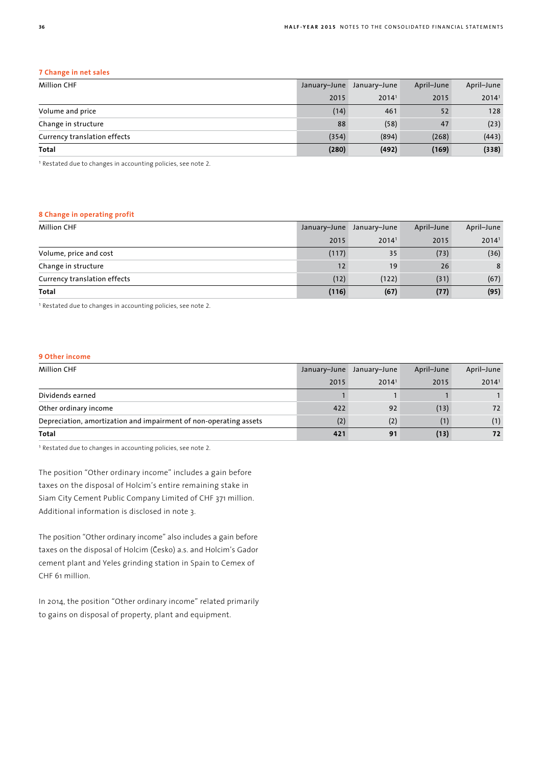## 7 Change in net sales

| Million CHF | January–June 2015 | January–June 2014[1] | April–June 2015 | April–June 2014[1] |
|---|---|---|---|---|
| Volume and price | (14) | 461 | 52 | 128 |
| Change in structure | 88 | (58) | 47 | (23) |
| Currency translation effects | (354) | (894) | (268) | (443) |
| **Total** | **(280)** | **(492)** | **(169)** | **(338)** |

[1] Restated due to changes in accounting policies, see note 2.

## 8 Change in operating profit

| Million CHF | January–June 2015 | January–June 2014[1] | April–June 2015 | April–June 2014[1] |
|---|---|---|---|---|
| Volume, price and cost | (117) | 35 | (73) | (36) |
| Change in structure | 12 | 19 | 26 | 8 |
| Currency translation effects | (12) | (122) | (31) | (67) |
| **Total** | **(116)** | **(67)** | **(77)** | **(95)** |

[1] Restated due to changes in accounting policies, see note 2.

## 9 Other income

| Million CHF | January–June 2015 | January–June 2014[1] | April–June 2015 | April–June 2014[1] |
|---|---|---|---|---|
| Dividends earned | 1 | 1 | 1 | 1 |
| Other ordinary income | 422 | 92 | (13) | 72 |
| Depreciation, amortization and impairment of non-operating assets | (2) | (2) | (1) | (1) |
| **Total** | **421** | **91** | **(13)** | **72** |

[1] Restated due to changes in accounting policies, see note 2.

The position "Other ordinary income" includes a gain before taxes on the disposal of Holcim's entire remaining stake in Siam City Cement Public Company Limited of CHF 371 million. Additional information is disclosed in note 3.

The position "Other ordinary income" also includes a gain before taxes on the disposal of Holcim (Česko) a.s. and Holcim's Gador cement plant and Yeles grinding station in Spain to Cemex of CHF 61 million.

In 2014, the position "Other ordinary income" related primarily to gains on disposal of property, plant and equipment.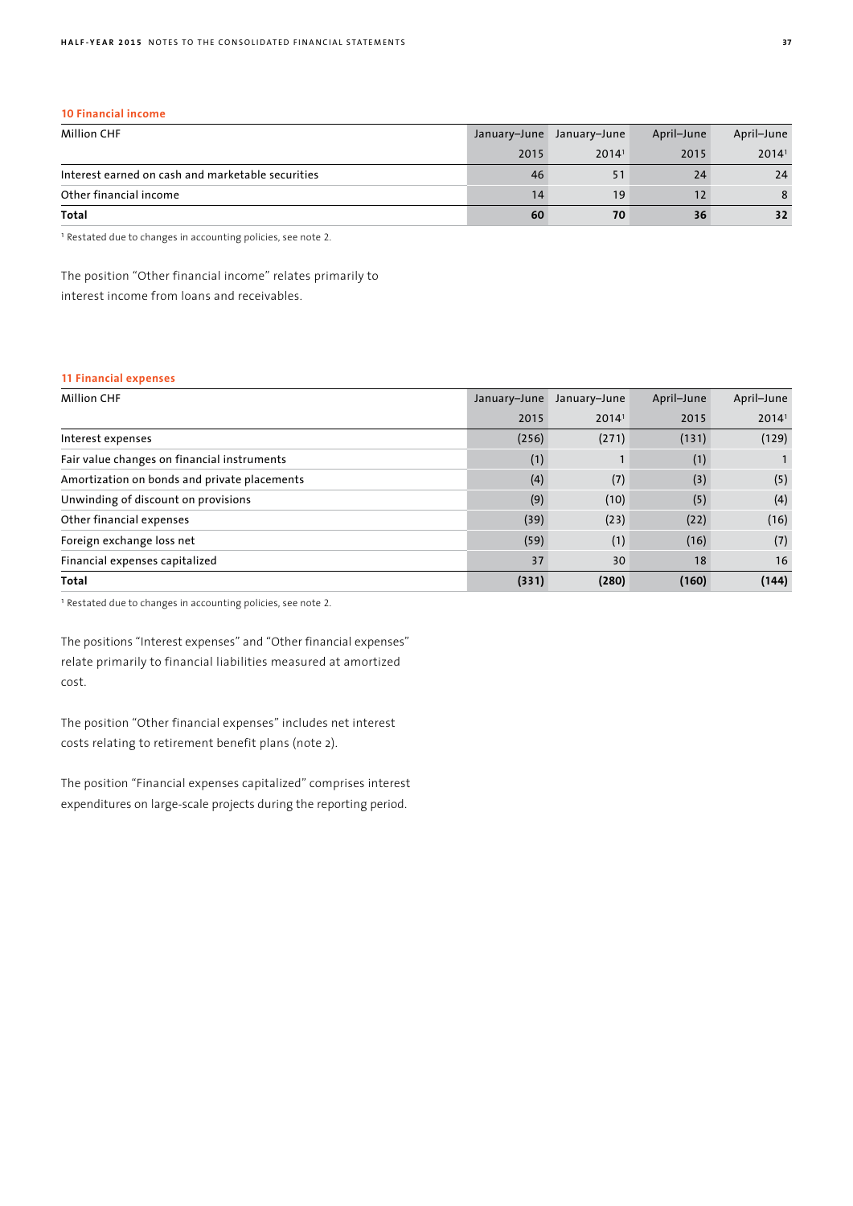### 10 Financial income

| Million CHF | January–June 2015 | January–June 2014[1] | April–June 2015 | April–June 2014[1] |
|---|---|---|---|---|
| Interest earned on cash and marketable securities | 46 | 51 | 24 | 24 |
| Other financial income | 14 | 19 | 12 | 8 |
| **Total** | **60** | **70** | **36** | **32** |

[1] Restated due to changes in accounting policies, see note 2.

The position "Other financial income" relates primarily to interest income from loans and receivables.

### 11 Financial expenses

| Million CHF | January–June 2015 | January–June 2014[1] | April–June 2015 | April–June 2014[1] |
|---|---|---|---|---|
| Interest expenses | (256) | (271) | (131) | (129) |
| Fair value changes on financial instruments | (1) | 1 | (1) | 1 |
| Amortization on bonds and private placements | (4) | (7) | (3) | (5) |
| Unwinding of discount on provisions | (9) | (10) | (5) | (4) |
| Other financial expenses | (39) | (23) | (22) | (16) |
| Foreign exchange loss net | (59) | (1) | (16) | (7) |
| Financial expenses capitalized | 37 | 30 | 18 | 16 |
| **Total** | **(331)** | **(280)** | **(160)** | **(144)** |

[1] Restated due to changes in accounting policies, see note 2.

The positions "Interest expenses" and "Other financial expenses" relate primarily to financial liabilities measured at amortized cost.

The position "Other financial expenses" includes net interest costs relating to retirement benefit plans (note 2).

The position "Financial expenses capitalized" comprises interest expenditures on large-scale projects during the reporting period.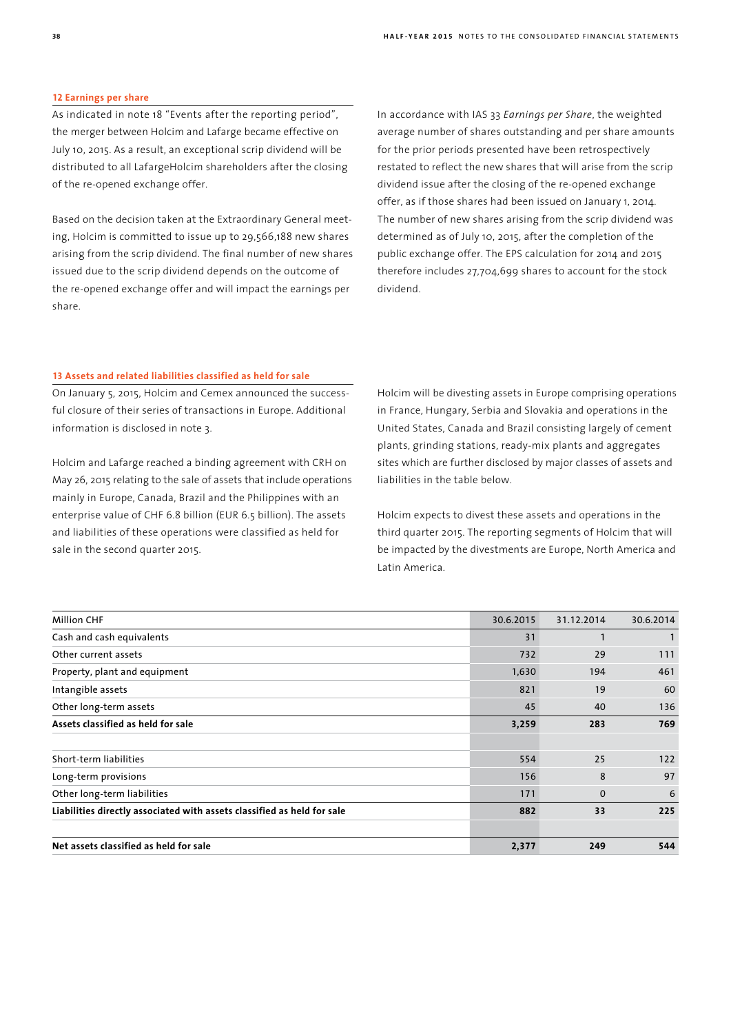## 12 Earnings per share

As indicated in note 18 "Events after the reporting period", the merger between Holcim and Lafarge became effective on July 10, 2015. As a result, an exceptional scrip dividend will be distributed to all LafargeHolcim shareholders after the closing of the re-opened exchange offer.

Based on the decision taken at the Extraordinary General meeting, Holcim is committed to issue up to 29,566,188 new shares arising from the scrip dividend. The final number of new shares issued due to the scrip dividend depends on the outcome of the re-opened exchange offer and will impact the earnings per share.

In accordance with IAS 33 *Earnings per Share*, the weighted average number of shares outstanding and per share amounts for the prior periods presented have been retrospectively restated to reflect the new shares that will arise from the scrip dividend issue after the closing of the re-opened exchange offer, as if those shares had been issued on January 1, 2014. The number of new shares arising from the scrip dividend was determined as of July 10, 2015, after the completion of the public exchange offer. The EPS calculation for 2014 and 2015 therefore includes 27,704,699 shares to account for the stock dividend.

## 13 Assets and related liabilities classified as held for sale

On January 5, 2015, Holcim and Cemex announced the successful closure of their series of transactions in Europe. Additional information is disclosed in note 3.

Holcim and Lafarge reached a binding agreement with CRH on May 26, 2015 relating to the sale of assets that include operations mainly in Europe, Canada, Brazil and the Philippines with an enterprise value of CHF 6.8 billion (EUR 6.5 billion). The assets and liabilities of these operations were classified as held for sale in the second quarter 2015.

Holcim will be divesting assets in Europe comprising operations in France, Hungary, Serbia and Slovakia and operations in the United States, Canada and Brazil consisting largely of cement plants, grinding stations, ready-mix plants and aggregates sites which are further disclosed by major classes of assets and liabilities in the table below.

Holcim expects to divest these assets and operations in the third quarter 2015. The reporting segments of Holcim that will be impacted by the divestments are Europe, North America and Latin America.

| Million CHF | 30.6.2015 | 31.12.2014 | 30.6.2014 |
|---|---|---|---|
| Cash and cash equivalents | 31 | 1 | 1 |
| Other current assets | 732 | 29 | 111 |
| Property, plant and equipment | 1,630 | 194 | 461 |
| Intangible assets | 821 | 19 | 60 |
| Other long-term assets | 45 | 40 | 136 |
| **Assets classified as held for sale** | **3,259** | **283** | **769** |
| | | | |
| Short-term liabilities | 554 | 25 | 122 |
| Long-term provisions | 156 | 8 | 97 |
| Other long-term liabilities | 171 | 0 | 6 |
| **Liabilities directly associated with assets classified as held for sale** | **882** | **33** | **225** |
| | | | |
| **Net assets classified as held for sale** | **2,377** | **249** | **544** |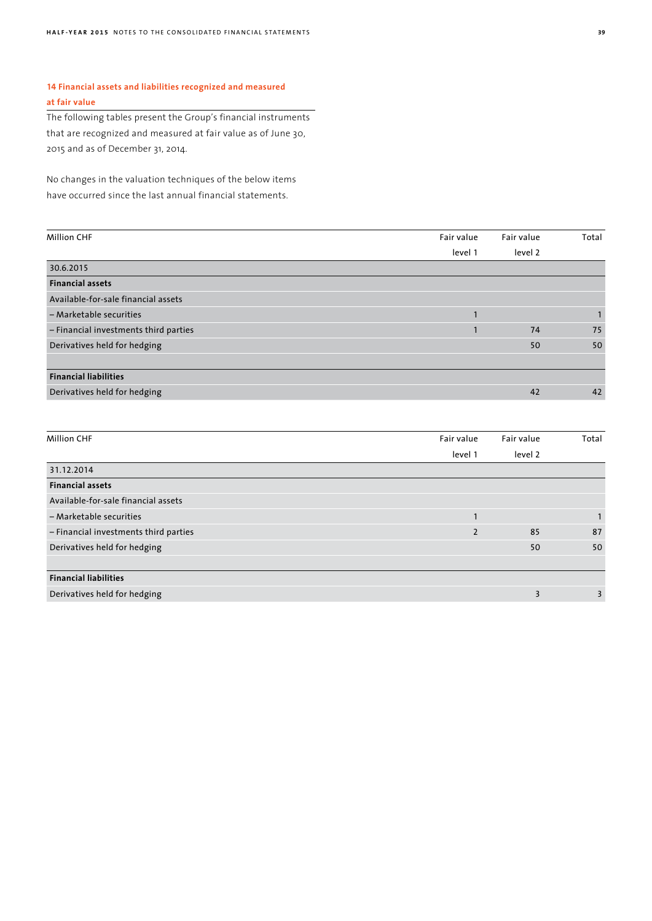## 14 Financial assets and liabilities recognized and measured at fair value

The following tables present the Group's financial instruments that are recognized and measured at fair value as of June 30, 2015 and as of December 31, 2014.

No changes in the valuation techniques of the below items have occurred since the last annual financial statements.

| Million CHF | Fair value level 1 | Fair value level 2 | Total |
|---|---|---|---|
| 30.6.2015 | | | |
| **Financial assets** | | | |
| Available-for-sale financial assets | | | |
| – Marketable securities | 1 | | 1 |
| – Financial investments third parties | 1 | 74 | 75 |
| Derivatives held for hedging | | 50 | 50 |
| | | | |
| **Financial liabilities** | | | |
| Derivatives held for hedging | | 42 | 42 |

| Million CHF | Fair value level 1 | Fair value level 2 | Total |
|---|---|---|---|
| 31.12.2014 | | | |
| **Financial assets** | | | |
| Available-for-sale financial assets | | | |
| – Marketable securities | 1 | | 1 |
| – Financial investments third parties | 2 | 85 | 87 |
| Derivatives held for hedging | | 50 | 50 |
| | | | |
| **Financial liabilities** | | | |
| Derivatives held for hedging | | 3 | 3 |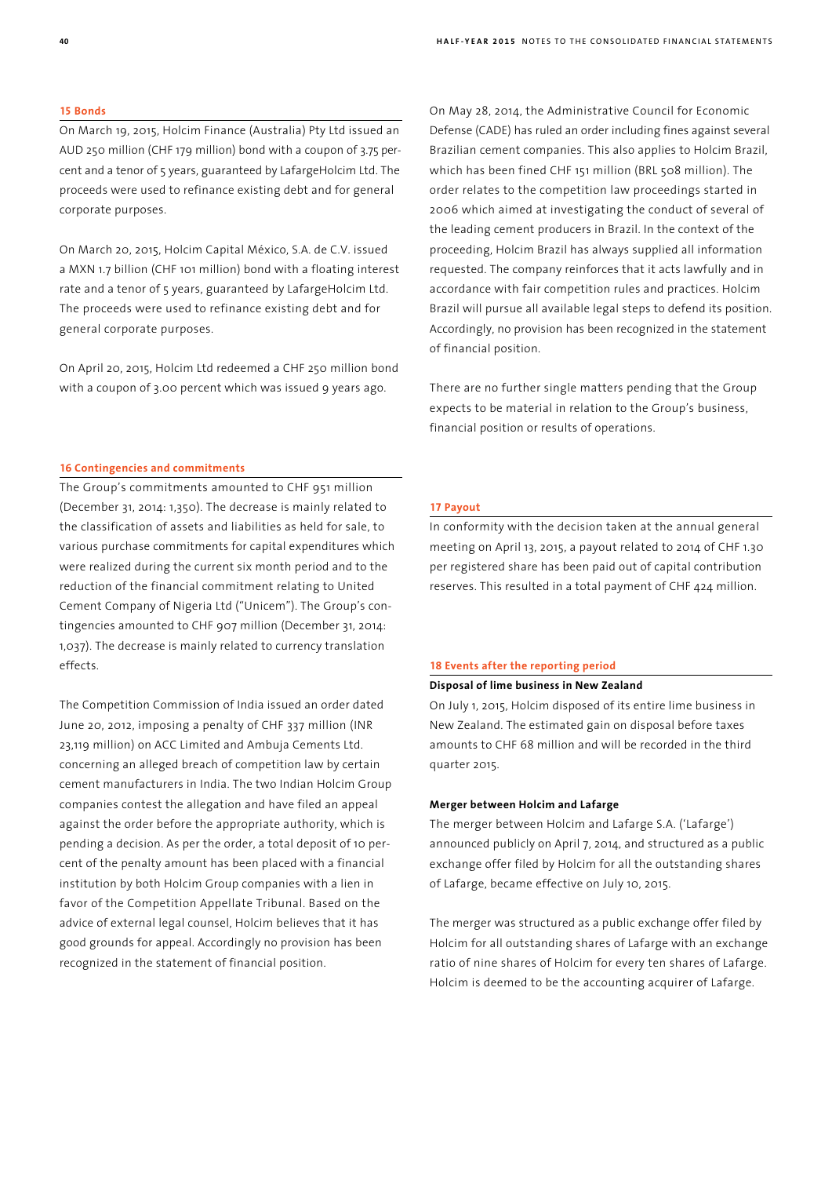## 15 Bonds

On March 19, 2015, Holcim Finance (Australia) Pty Ltd issued an AUD 250 million (CHF 179 million) bond with a coupon of 3.75 percent and a tenor of 5 years, guaranteed by LafargeHolcim Ltd. The proceeds were used to refinance existing debt and for general corporate purposes.

On March 20, 2015, Holcim Capital México, S.A. de C.V. issued a MXN 1.7 billion (CHF 101 million) bond with a floating interest rate and a tenor of 5 years, guaranteed by LafargeHolcim Ltd. The proceeds were used to refinance existing debt and for general corporate purposes.

On April 20, 2015, Holcim Ltd redeemed a CHF 250 million bond with a coupon of 3.00 percent which was issued 9 years ago.

## 16 Contingencies and commitments

The Group's commitments amounted to CHF 951 million (December 31, 2014: 1,350). The decrease is mainly related to the classification of assets and liabilities as held for sale, to various purchase commitments for capital expenditures which were realized during the current six month period and to the reduction of the financial commitment relating to United Cement Company of Nigeria Ltd ("Unicem"). The Group's contingencies amounted to CHF 907 million (December 31, 2014: 1,037). The decrease is mainly related to currency translation effects.

The Competition Commission of India issued an order dated June 20, 2012, imposing a penalty of CHF 337 million (INR 23,119 million) on ACC Limited and Ambuja Cements Ltd. concerning an alleged breach of competition law by certain cement manufacturers in India. The two Indian Holcim Group companies contest the allegation and have filed an appeal against the order before the appropriate authority, which is pending a decision. As per the order, a total deposit of 10 percent of the penalty amount has been placed with a financial institution by both Holcim Group companies with a lien in favor of the Competition Appellate Tribunal. Based on the advice of external legal counsel, Holcim believes that it has good grounds for appeal. Accordingly no provision has been recognized in the statement of financial position.

On May 28, 2014, the Administrative Council for Economic Defense (CADE) has ruled an order including fines against several Brazilian cement companies. This also applies to Holcim Brazil, which has been fined CHF 151 million (BRL 508 million). The order relates to the competition law proceedings started in 2006 which aimed at investigating the conduct of several of the leading cement producers in Brazil. In the context of the proceeding, Holcim Brazil has always supplied all information requested. The company reinforces that it acts lawfully and in accordance with fair competition rules and practices. Holcim Brazil will pursue all available legal steps to defend its position. Accordingly, no provision has been recognized in the statement of financial position.

There are no further single matters pending that the Group expects to be material in relation to the Group's business, financial position or results of operations.

## 17 Payout

In conformity with the decision taken at the annual general meeting on April 13, 2015, a payout related to 2014 of CHF 1.30 per registered share has been paid out of capital contribution reserves. This resulted in a total payment of CHF 424 million.

## 18 Events after the reporting period

### Disposal of lime business in New Zealand

On July 1, 2015, Holcim disposed of its entire lime business in New Zealand. The estimated gain on disposal before taxes amounts to CHF 68 million and will be recorded in the third quarter 2015.

### Merger between Holcim and Lafarge

The merger between Holcim and Lafarge S.A. ('Lafarge') announced publicly on April 7, 2014, and structured as a public exchange offer filed by Holcim for all the outstanding shares of Lafarge, became effective on July 10, 2015.

The merger was structured as a public exchange offer filed by Holcim for all outstanding shares of Lafarge with an exchange ratio of nine shares of Holcim for every ten shares of Lafarge. Holcim is deemed to be the accounting acquirer of Lafarge.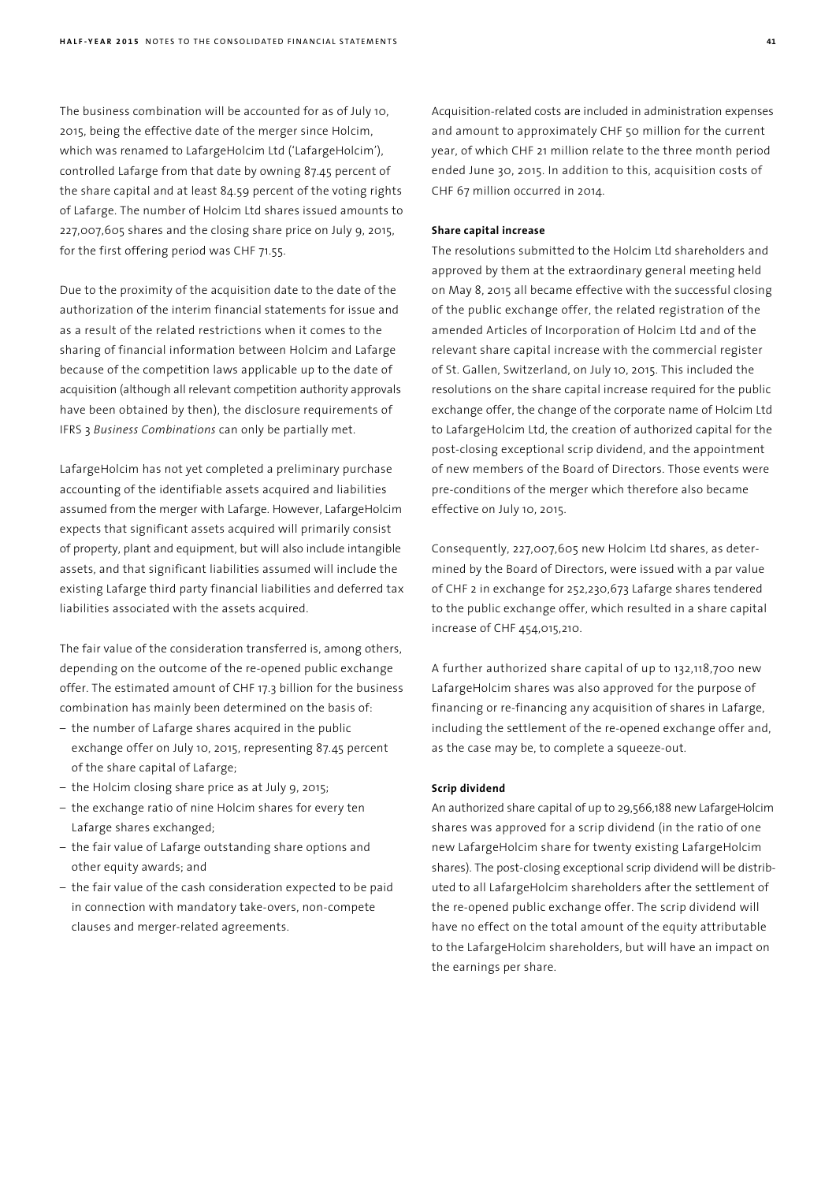The business combination will be accounted for as of July 10, 2015, being the effective date of the merger since Holcim, which was renamed to LafargeHolcim Ltd ('LafargeHolcim'), controlled Lafarge from that date by owning 87.45 percent of the share capital and at least 84.59 percent of the voting rights of Lafarge. The number of Holcim Ltd shares issued amounts to 227,007,605 shares and the closing share price on July 9, 2015, for the first offering period was CHF 71.55.

Due to the proximity of the acquisition date to the date of the authorization of the interim financial statements for issue and as a result of the related restrictions when it comes to the sharing of financial information between Holcim and Lafarge because of the competition laws applicable up to the date of acquisition (although all relevant competition authority approvals have been obtained by then), the disclosure requirements of IFRS 3 *Business Combinations* can only be partially met.

LafargeHolcim has not yet completed a preliminary purchase accounting of the identifiable assets acquired and liabilities assumed from the merger with Lafarge. However, LafargeHolcim expects that significant assets acquired will primarily consist of property, plant and equipment, but will also include intangible assets, and that significant liabilities assumed will include the existing Lafarge third party financial liabilities and deferred tax liabilities associated with the assets acquired.

The fair value of the consideration transferred is, among others, depending on the outcome of the re-opened public exchange offer. The estimated amount of CHF 17.3 billion for the business combination has mainly been determined on the basis of:

- the number of Lafarge shares acquired in the public exchange offer on July 10, 2015, representing 87.45 percent of the share capital of Lafarge;
- the Holcim closing share price as at July 9, 2015;
- the exchange ratio of nine Holcim shares for every ten Lafarge shares exchanged;
- the fair value of Lafarge outstanding share options and other equity awards; and
- the fair value of the cash consideration expected to be paid in connection with mandatory take-overs, non-compete clauses and merger-related agreements.

Acquisition-related costs are included in administration expenses and amount to approximately CHF 50 million for the current year, of which CHF 21 million relate to the three month period ended June 30, 2015. In addition to this, acquisition costs of CHF 67 million occurred in 2014.

**Share capital increase**

The resolutions submitted to the Holcim Ltd shareholders and approved by them at the extraordinary general meeting held on May 8, 2015 all became effective with the successful closing of the public exchange offer, the related registration of the amended Articles of Incorporation of Holcim Ltd and of the relevant share capital increase with the commercial register of St. Gallen, Switzerland, on July 10, 2015. This included the resolutions on the share capital increase required for the public exchange offer, the change of the corporate name of Holcim Ltd to LafargeHolcim Ltd, the creation of authorized capital for the post-closing exceptional scrip dividend, and the appointment of new members of the Board of Directors. Those events were pre-conditions of the merger which therefore also became effective on July 10, 2015.

Consequently, 227,007,605 new Holcim Ltd shares, as determined by the Board of Directors, were issued with a par value of CHF 2 in exchange for 252,230,673 Lafarge shares tendered to the public exchange offer, which resulted in a share capital increase of CHF 454,015,210.

A further authorized share capital of up to 132,118,700 new LafargeHolcim shares was also approved for the purpose of financing or re-financing any acquisition of shares in Lafarge, including the settlement of the re-opened exchange offer and, as the case may be, to complete a squeeze-out.

**Scrip dividend**

An authorized share capital of up to 29,566,188 new LafargeHolcim shares was approved for a scrip dividend (in the ratio of one new LafargeHolcim share for twenty existing LafargeHolcim shares). The post-closing exceptional scrip dividend will be distributed to all LafargeHolcim shareholders after the settlement of the re-opened public exchange offer. The scrip dividend will have no effect on the total amount of the equity attributable to the LafargeHolcim shareholders, but will have an impact on the earnings per share.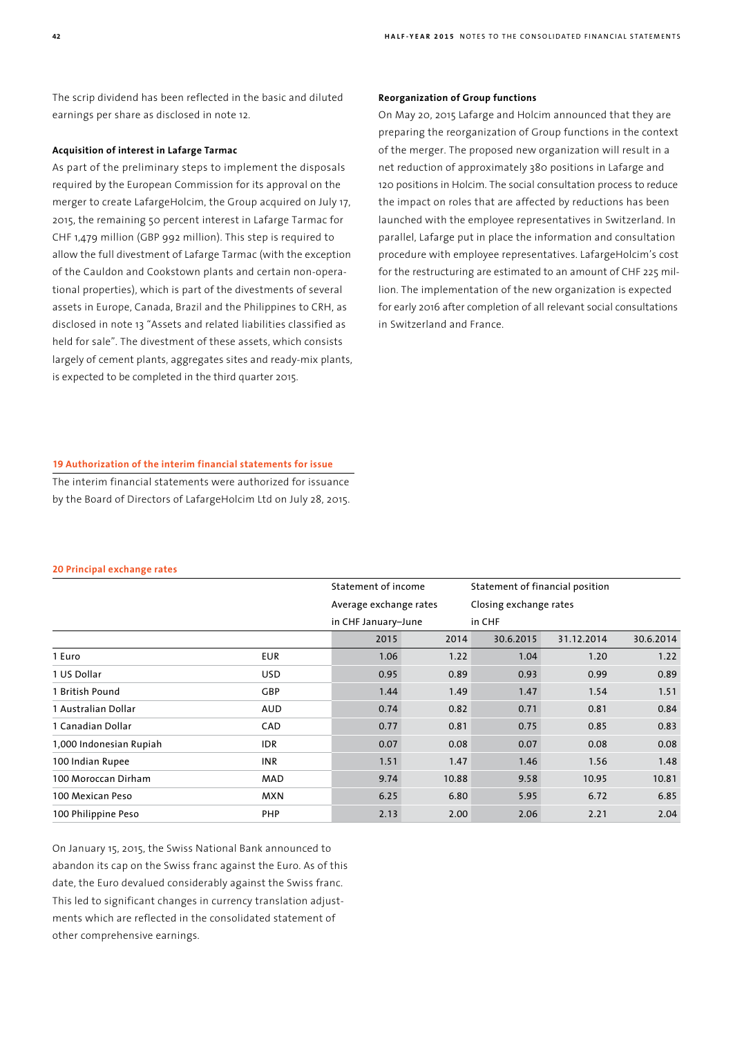The scrip dividend has been reflected in the basic and diluted earnings per share as disclosed in note 12.

#### Acquisition of interest in Lafarge Tarmac

As part of the preliminary steps to implement the disposals required by the European Commission for its approval on the merger to create LafargeHolcim, the Group acquired on July 17, 2015, the remaining 50 percent interest in Lafarge Tarmac for CHF 1,479 million (GBP 992 million). This step is required to allow the full divestment of Lafarge Tarmac (with the exception of the Cauldon and Cookstown plants and certain non-operational properties), which is part of the divestments of several assets in Europe, Canada, Brazil and the Philippines to CRH, as disclosed in note 13 "Assets and related liabilities classified as held for sale". The divestment of these assets, which consists largely of cement plants, aggregates sites and ready-mix plants, is expected to be completed in the third quarter 2015.

#### Reorganization of Group functions

On May 20, 2015 Lafarge and Holcim announced that they are preparing the reorganization of Group functions in the context of the merger. The proposed new organization will result in a net reduction of approximately 380 positions in Lafarge and 120 positions in Holcim. The social consultation process to reduce the impact on roles that are affected by reductions has been launched with the employee representatives in Switzerland. In parallel, Lafarge put in place the information and consultation procedure with employee representatives. LafargeHolcim's cost for the restructuring are estimated to an amount of CHF 225 million. The implementation of the new organization is expected for early 2016 after completion of all relevant social consultations in Switzerland and France.

## 19 Authorization of the interim financial statements for issue

The interim financial statements were authorized for issuance by the Board of Directors of LafargeHolcim Ltd on July 28, 2015.

## 20 Principal exchange rates

| | | Statement of income Average exchange rates in CHF January–June | | Statement of financial position Closing exchange rates in CHF | | |
|---|---|---|---|---|---|---|
| | | 2015 | 2014 | 30.6.2015 | 31.12.2014 | 30.6.2014 |
| 1 Euro | EUR | 1.06 | 1.22 | 1.04 | 1.20 | 1.22 |
| 1 US Dollar | USD | 0.95 | 0.89 | 0.93 | 0.99 | 0.89 |
| 1 British Pound | GBP | 1.44 | 1.49 | 1.47 | 1.54 | 1.51 |
| 1 Australian Dollar | AUD | 0.74 | 0.82 | 0.71 | 0.81 | 0.84 |
| 1 Canadian Dollar | CAD | 0.77 | 0.81 | 0.75 | 0.85 | 0.83 |
| 1,000 Indonesian Rupiah | IDR | 0.07 | 0.08 | 0.07 | 0.08 | 0.08 |
| 100 Indian Rupee | INR | 1.51 | 1.47 | 1.46 | 1.56 | 1.48 |
| 100 Moroccan Dirham | MAD | 9.74 | 10.88 | 9.58 | 10.95 | 10.81 |
| 100 Mexican Peso | MXN | 6.25 | 6.80 | 5.95 | 6.72 | 6.85 |
| 100 Philippine Peso | PHP | 2.13 | 2.00 | 2.06 | 2.21 | 2.04 |

On January 15, 2015, the Swiss National Bank announced to abandon its cap on the Swiss franc against the Euro. As of this date, the Euro devalued considerably against the Swiss franc. This led to significant changes in currency translation adjustments which are reflected in the consolidated statement of other comprehensive earnings.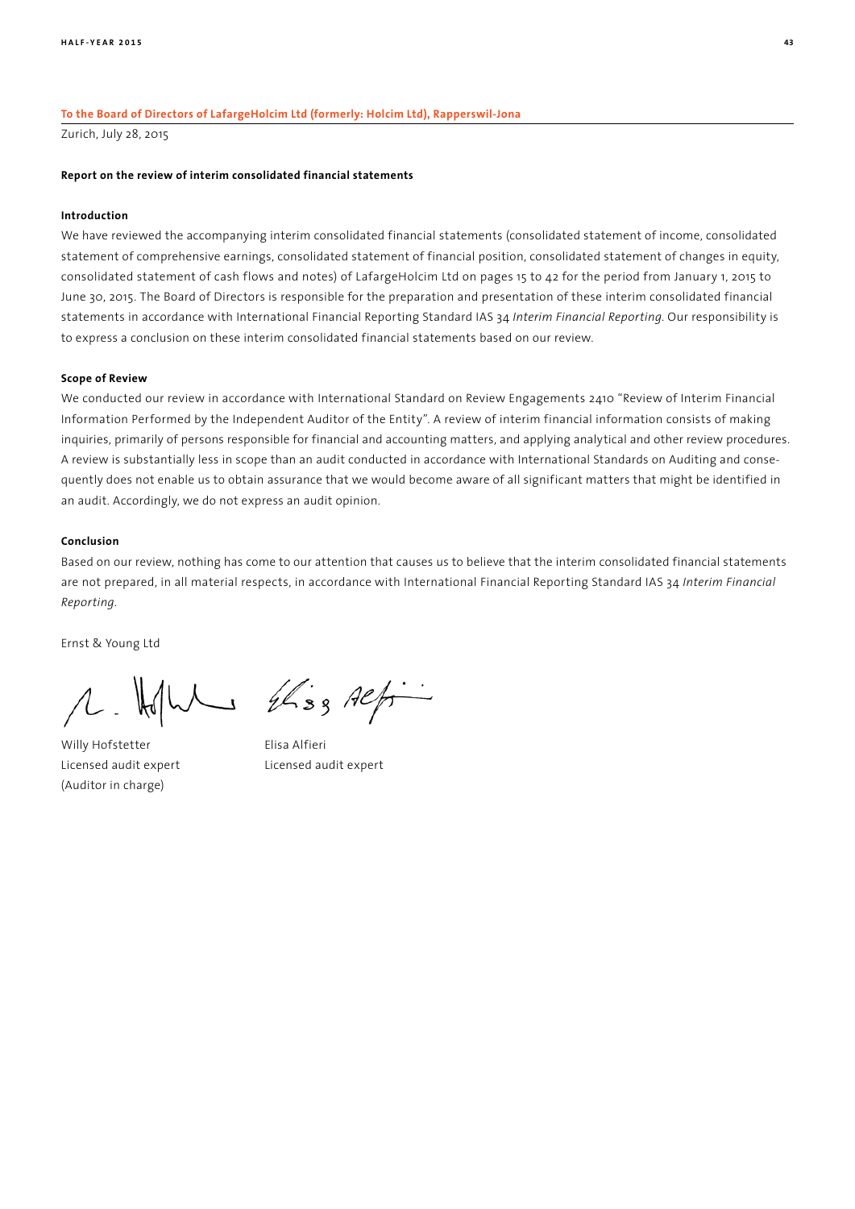**To the Board of Directors of LafargeHolcim Ltd (formerly: Holcim Ltd), Rapperswil-Jona**

Zurich, July 28, 2015

**Report on the review of interim consolidated financial statements**

**Introduction**

We have reviewed the accompanying interim consolidated financial statements (consolidated statement of income, consolidated statement of comprehensive earnings, consolidated statement of financial position, consolidated statement of changes in equity, consolidated statement of cash flows and notes) of LafargeHolcim Ltd on pages 15 to 42 for the period from January 1, 2015 to June 30, 2015. The Board of Directors is responsible for the preparation and presentation of these interim consolidated financial statements in accordance with International Financial Reporting Standard IAS 34 *Interim Financial Reporting*. Our responsibility is to express a conclusion on these interim consolidated financial statements based on our review.

**Scope of Review**

We conducted our review in accordance with International Standard on Review Engagements 2410 "Review of Interim Financial Information Performed by the Independent Auditor of the Entity". A review of interim financial information consists of making inquiries, primarily of persons responsible for financial and accounting matters, and applying analytical and other review procedures. A review is substantially less in scope than an audit conducted in accordance with International Standards on Auditing and consequently does not enable us to obtain assurance that we would become aware of all significant matters that might be identified in an audit. Accordingly, we do not express an audit opinion.

**Conclusion**

Based on our review, nothing has come to our attention that causes us to believe that the interim consolidated financial statements are not prepared, in all material respects, in accordance with International Financial Reporting Standard IAS 34 *Interim Financial Reporting*.

Ernst & Young Ltd

| Willy Hofstetter | Elisa Alfieri |
|---|---|
| Licensed audit expert | Licensed audit expert |
| (Auditor in charge) | |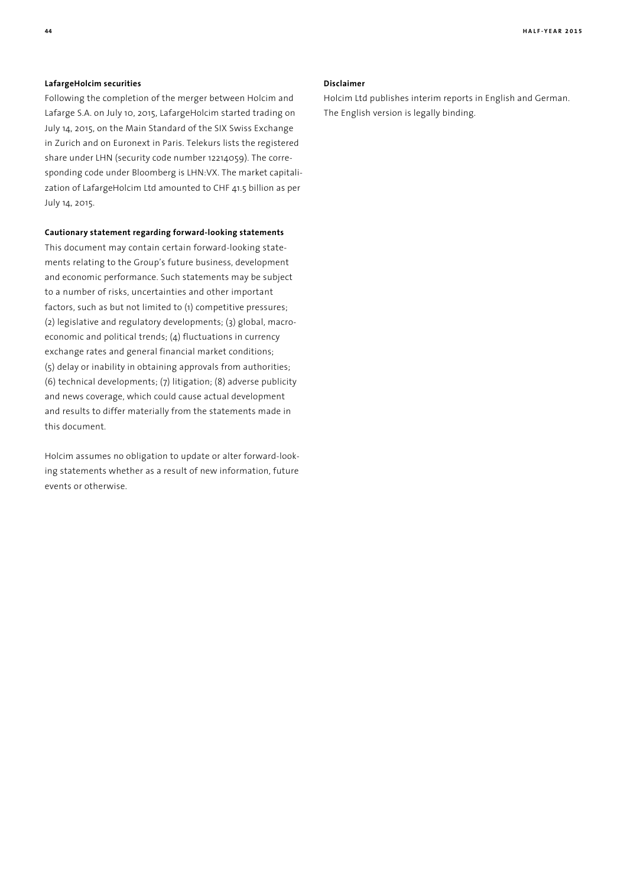### LafargeHolcim securities

Following the completion of the merger between Holcim and Lafarge S.A. on July 10, 2015, LafargeHolcim started trading on July 14, 2015, on the Main Standard of the SIX Swiss Exchange in Zurich and on Euronext in Paris. Telekurs lists the registered share under LHN (security code number 12214059). The corresponding code under Bloomberg is LHN:VX. The market capitalization of LafargeHolcim Ltd amounted to CHF 41.5 billion as per July 14, 2015.

### Cautionary statement regarding forward-looking statements

This document may contain certain forward-looking statements relating to the Group's future business, development and economic performance. Such statements may be subject to a number of risks, uncertainties and other important factors, such as but not limited to (1) competitive pressures; (2) legislative and regulatory developments; (3) global, macroeconomic and political trends; (4) fluctuations in currency exchange rates and general financial market conditions; (5) delay or inability in obtaining approvals from authorities; (6) technical developments; (7) litigation; (8) adverse publicity and news coverage, which could cause actual development and results to differ materially from the statements made in this document.

Holcim assumes no obligation to update or alter forward-looking statements whether as a result of new information, future events or otherwise.

### Disclaimer

Holcim Ltd publishes interim reports in English and German. The English version is legally binding.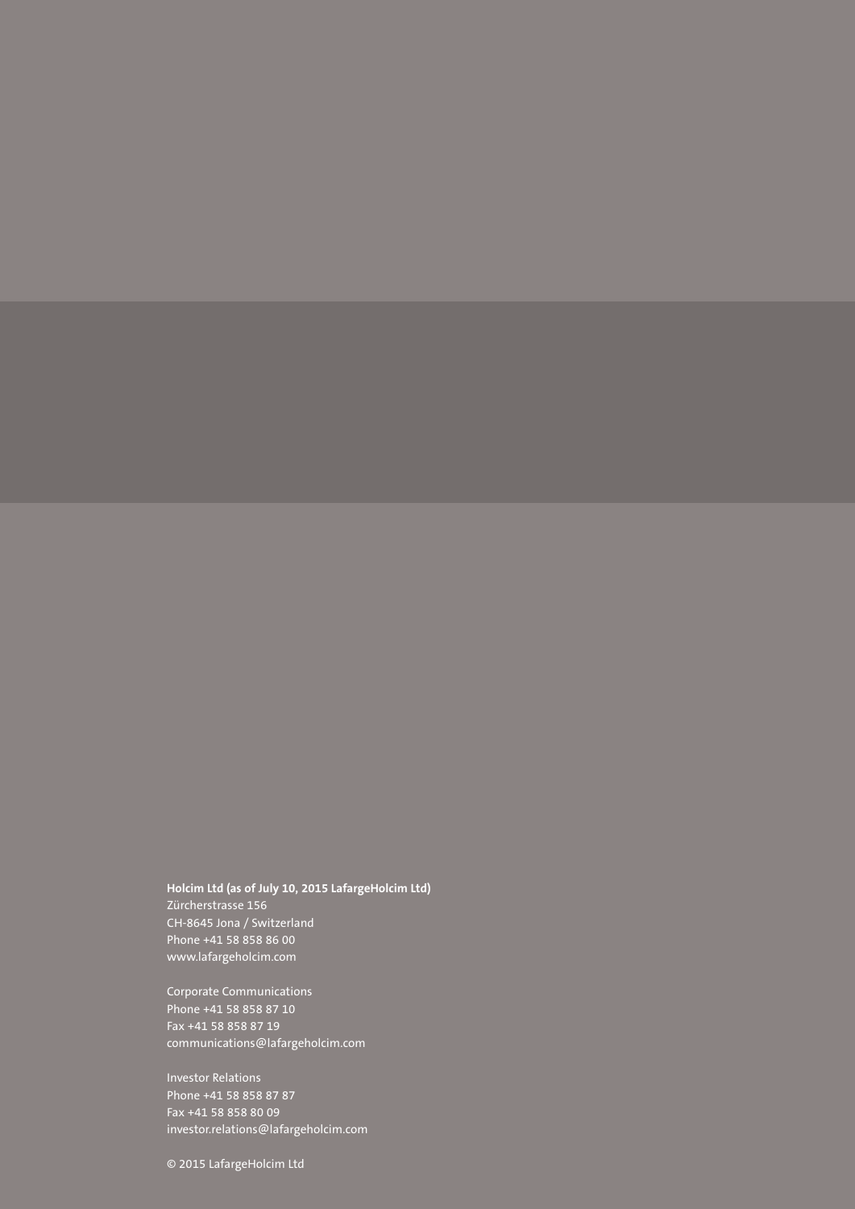**Holcim Ltd (as of July 10, 2015 LafargeHolcim Ltd)**
Zürcherstrasse 156
CH-8645 Jona / Switzerland
Phone +41 58 858 86 00
www.lafargeholcim.com

Corporate Communications
Phone +41 58 858 87 10
Fax +41 58 858 87 19
communications@lafargeholcim.com

Investor Relations
Phone +41 58 858 87 87
Fax +41 58 858 80 09
investor.relations@lafargeholcim.com

© 2015 LafargeHolcim Ltd